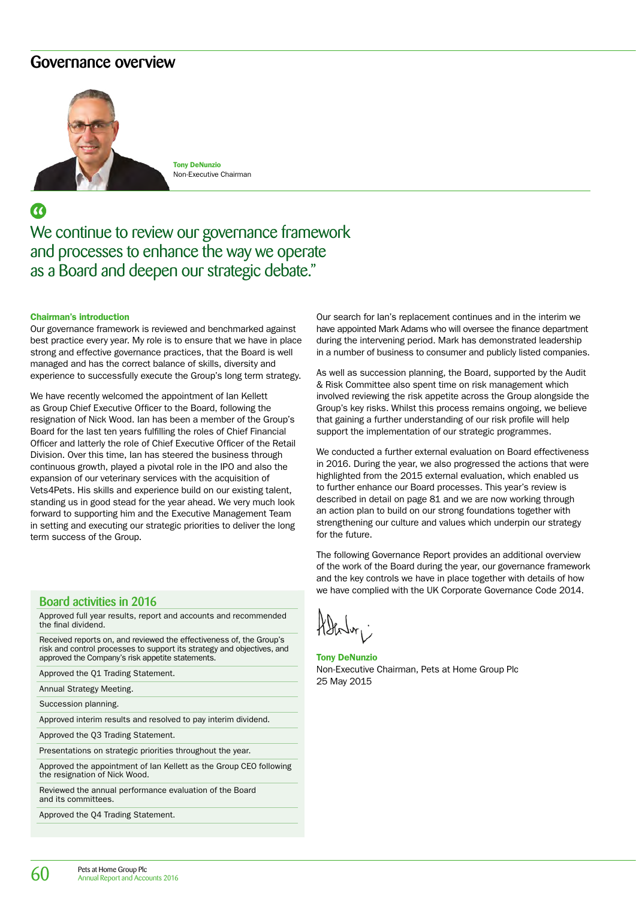# Governance overview

**Tony DeNunzio**
Non-Executive Chairman

> We continue to review our governance framework and processes to enhance the way we operate as a Board and deepen our strategic debate."

### Chairman's introduction

Our governance framework is reviewed and benchmarked against best practice every year. My role is to ensure that we have in place strong and effective governance practices, that the Board is well managed and has the correct balance of skills, diversity and experience to successfully execute the Group's long term strategy.

We have recently welcomed the appointment of Ian Kellett as Group Chief Executive Officer to the Board, following the resignation of Nick Wood. Ian has been a member of the Group's Board for the last ten years fulfilling the roles of Chief Financial Officer and latterly the role of Chief Executive Officer of the Retail Division. Over this time, Ian has steered the business through continuous growth, played a pivotal role in the IPO and also the expansion of our veterinary services with the acquisition of Vets4Pets. His skills and experience build on our existing talent, standing us in good stead for the year ahead. We very much look forward to supporting him and the Executive Management Team in setting and executing our strategic priorities to deliver the long term success of the Group.

Our search for Ian's replacement continues and in the interim we have appointed Mark Adams who will oversee the finance department during the intervening period. Mark has demonstrated leadership in a number of business to consumer and publicly listed companies.

As well as succession planning, the Board, supported by the Audit & Risk Committee also spent time on risk management which involved reviewing the risk appetite across the Group alongside the Group's key risks. Whilst this process remains ongoing, we believe that gaining a further understanding of our risk profile will help support the implementation of our strategic programmes.

We conducted a further external evaluation on Board effectiveness in 2016. During the year, we also progressed the actions that were highlighted from the 2015 external evaluation, which enabled us to further enhance our Board processes. This year's review is described in detail on page 81 and we are now working through an action plan to build on our strong foundations together with strengthening our culture and values which underpin our strategy for the future.

The following Governance Report provides an additional overview of the work of the Board during the year, our governance framework and the key controls we have in place together with details of how we have complied with the UK Corporate Governance Code 2014.

**Tony DeNunzio**
Non-Executive Chairman, Pets at Home Group Plc
25 May 2015

### Board activities in 2016

- Approved full year results, report and accounts and recommended the final dividend.
- Received reports on, and reviewed the effectiveness of, the Group's risk and control processes to support its strategy and objectives, and approved the Company's risk appetite statements.
- Approved the Q1 Trading Statement.
- Annual Strategy Meeting.
- Succession planning.
- Approved interim results and resolved to pay interim dividend.
- Approved the Q3 Trading Statement.
- Presentations on strategic priorities throughout the year.
- Approved the appointment of Ian Kellett as the Group CEO following the resignation of Nick Wood.
- Reviewed the annual performance evaluation of the Board and its committees.
- Approved the Q4 Trading Statement.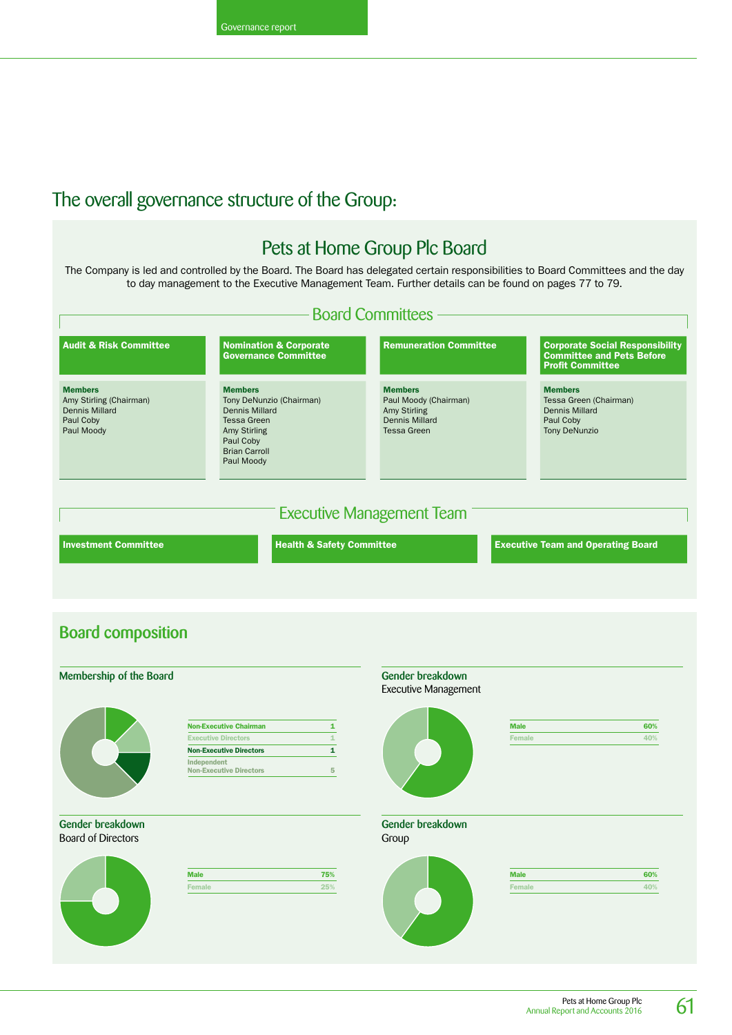## The overall governance structure of the Group:

### Pets at Home Group Plc Board

The Company is led and controlled by the Board. The Board has delegated certain responsibilities to Board Committees and the day to day management to the Executive Management Team. Further details can be found on pages 77 to 79.

### Board Committees

**Audit & Risk Committee**

**Members**
Amy Stirling (Chairman)
Dennis Millard
Paul Coby
Paul Moody

**Nomination & Corporate Governance Committee**

**Members**
Tony DeNunzio (Chairman)
Dennis Millard
Tessa Green
Amy Stirling
Paul Coby
Brian Carroll
Paul Moody

**Remuneration Committee**

**Members**
Paul Moody (Chairman)
Amy Stirling
Dennis Millard
Tessa Green

**Corporate Social Responsibility Committee and Pets Before Profit Committee**

**Members**
Tessa Green (Chairman)
Dennis Millard
Paul Coby
Tony DeNunzio

### Executive Management Team

**Investment Committee**

**Health & Safety Committee**

**Executive Team and Operating Board**

## Board composition

### Membership of the Board

| | |
|---|---|
| Non-Executive Chairman | 1 |
| Executive Directors | 1 |
| Non-Executive Directors | 1 |
| Independent Non-Executive Directors | 5 |

### Gender breakdown
Executive Management

| | |
|---|---|
| Male | 60% |
| Female | 40% |

### Gender breakdown
Board of Directors

| | |
|---|---|
| Male | 75% |
| Female | 25% |

### Gender breakdown
Group

| | |
|---|---|
| Male | 60% |
| Female | 40% |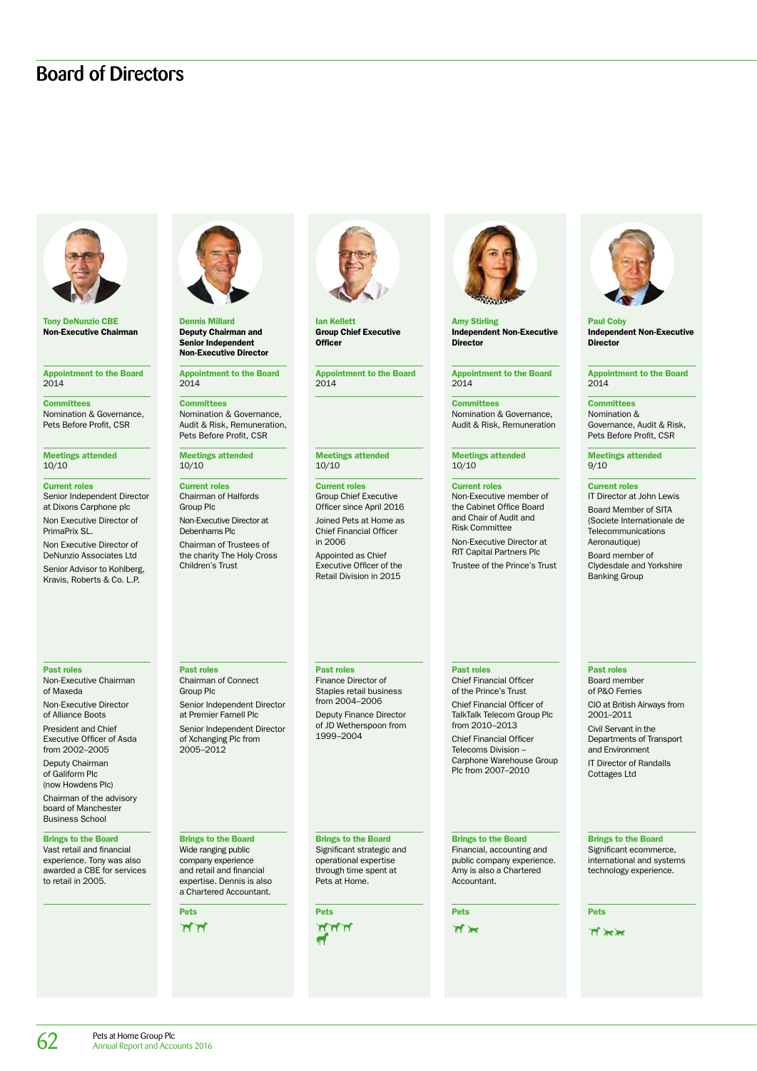# Board of Directors

### Tony DeNunzio CBE
**Non-Executive Chairman**

**Appointment to the Board**
2014

**Committees**
Nomination & Governance, Pets Before Profit, CSR

**Meetings attended**
10/10

**Current roles**
Senior Independent Director at Dixons Carphone plc

Non Executive Director of PrimaPrix SL.

Non Executive Director of DeNunzio Associates Ltd

Senior Advisor to Kohlberg, Kravis, Roberts & Co. L.P.

**Past roles**
Non-Executive Chairman of Maxeda

Non-Executive Director of Alliance Boots

President and Chief Executive Officer of Asda from 2002–2005

Deputy Chairman of Galiform Plc (now Howdens Plc)

Chairman of the advisory board of Manchester Business School

**Brings to the Board**
Vast retail and financial experience. Tony was also awarded a CBE for services to retail in 2005.

### Dennis Millard
**Deputy Chairman and Senior Independent Non-Executive Director**

**Appointment to the Board**
2014

**Committees**
Nomination & Governance, Audit & Risk, Remuneration, Pets Before Profit, CSR

**Meetings attended**
10/10

**Current roles**
Chairman of Halfords Group Plc

Non-Executive Director at Debenhams Plc

Chairman of Trustees of the charity The Holy Cross Children's Trust

**Past roles**
Chairman of Connect Group Plc

Senior Independent Director at Premier Farnell Plc

Senior Independent Director of Xchanging Plc from 2005–2012

**Brings to the Board**
Wide ranging public company experience and retail and financial expertise. Dennis is also a Chartered Accountant.

**Pets**

### Ian Kellett
**Group Chief Executive Officer**

**Appointment to the Board**
2014

**Meetings attended**
10/10

**Current roles**
Group Chief Executive Officer since April 2016

Joined Pets at Home as Chief Financial Officer in 2006

Appointed as Chief Executive Officer of the Retail Division in 2015

**Past roles**
Finance Director of Staples retail business from 2004–2006

Deputy Finance Director of JD Wetherspoon from 1999–2004

**Brings to the Board**
Significant strategic and operational expertise through time spent at Pets at Home.

**Pets**

### Amy Stirling
**Independent Non-Executive Director**

**Appointment to the Board**
2014

**Committees**
Nomination & Governance, Audit & Risk, Remuneration

**Meetings attended**
10/10

**Current roles**
Non-Executive member of the Cabinet Office Board and Chair of Audit and Risk Committee

Non-Executive Director at RIT Capital Partners Plc

Trustee of the Prince's Trust

**Past roles**
Chief Financial Officer of the Prince's Trust

Chief Financial Officer of TalkTalk Telecom Group Plc from 2010–2013

Chief Financial Officer Telecoms Division – Carphone Warehouse Group Plc from 2007–2010

**Brings to the Board**
Financial, accounting and public company experience. Amy is also a Chartered Accountant.

**Pets**

### Paul Coby
**Independent Non-Executive Director**

**Appointment to the Board**
2014

**Committees**
Nomination & Governance, Audit & Risk, Pets Before Profit, CSR

**Meetings attended**
9/10

**Current roles**
IT Director at John Lewis

Board Member of SITA (Societe Internationale de Telecommunications Aeronautique)

Board member of Clydesdale and Yorkshire Banking Group

**Past roles**
Board member of P&O Ferries

CIO at British Airways from 2001–2011

Civil Servant in the Departments of Transport and Environment

IT Director of Randalls Cottages Ltd

**Brings to the Board**
Significant ecommerce, international and systems technology experience.

**Pets**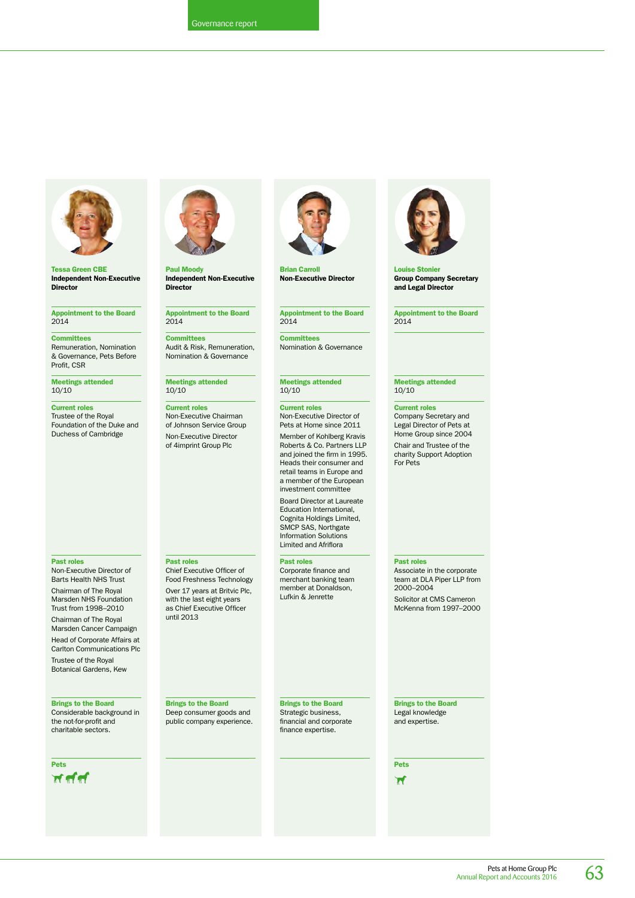## Tessa Green CBE

**Independent Non-Executive Director**

**Appointment to the Board**
2014

**Committees**
Remuneration, Nomination & Governance, Pets Before Profit, CSR

**Meetings attended**
10/10

**Current roles**
Trustee of the Royal Foundation of the Duke and Duchess of Cambridge

**Past roles**
Non-Executive Director of Barts Health NHS Trust

Chairman of The Royal Marsden NHS Foundation Trust from 1998–2010

Chairman of The Royal Marsden Cancer Campaign

Head of Corporate Affairs at Carlton Communications Plc

Trustee of the Royal Botanical Gardens, Kew

**Brings to the Board**
Considerable background in the not-for-profit and charitable sectors.

**Pets**

## Paul Moody

**Independent Non-Executive Director**

**Appointment to the Board**
2014

**Committees**
Audit & Risk, Remuneration, Nomination & Governance

**Meetings attended**
10/10

**Current roles**
Non-Executive Chairman of Johnson Service Group

Non-Executive Director of 4imprint Group Plc

**Past roles**
Chief Executive Officer of Food Freshness Technology

Over 17 years at Britvic Plc, with the last eight years as Chief Executive Officer until 2013

**Brings to the Board**
Deep consumer goods and public company experience.

## Brian Carroll

**Non-Executive Director**

**Appointment to the Board**
2014

**Committees**
Nomination & Governance

**Meetings attended**
10/10

**Current roles**
Non-Executive Director of Pets at Home since 2011

Member of Kohlberg Kravis Roberts & Co. Partners LLP and joined the firm in 1995. Heads their consumer and retail teams in Europe and a member of the European investment committee

Board Director at Laureate Education International, Cognita Holdings Limited, SMCP SAS, Northgate Information Solutions Limited and Afriflora

**Past roles**
Corporate finance and merchant banking team member at Donaldson, Lufkin & Jenrette

**Brings to the Board**
Strategic business, financial and corporate finance expertise.

## Louise Stonier

**Group Company Secretary and Legal Director**

**Appointment to the Board**
2014

**Meetings attended**
10/10

**Current roles**
Company Secretary and Legal Director of Pets at Home Group since 2004

Chair and Trustee of the charity Support Adoption For Pets

**Past roles**
Associate in the corporate team at DLA Piper LLP from 2000–2004

Solicitor at CMS Cameron McKenna from 1997–2000

**Brings to the Board**
Legal knowledge and expertise.

**Pets**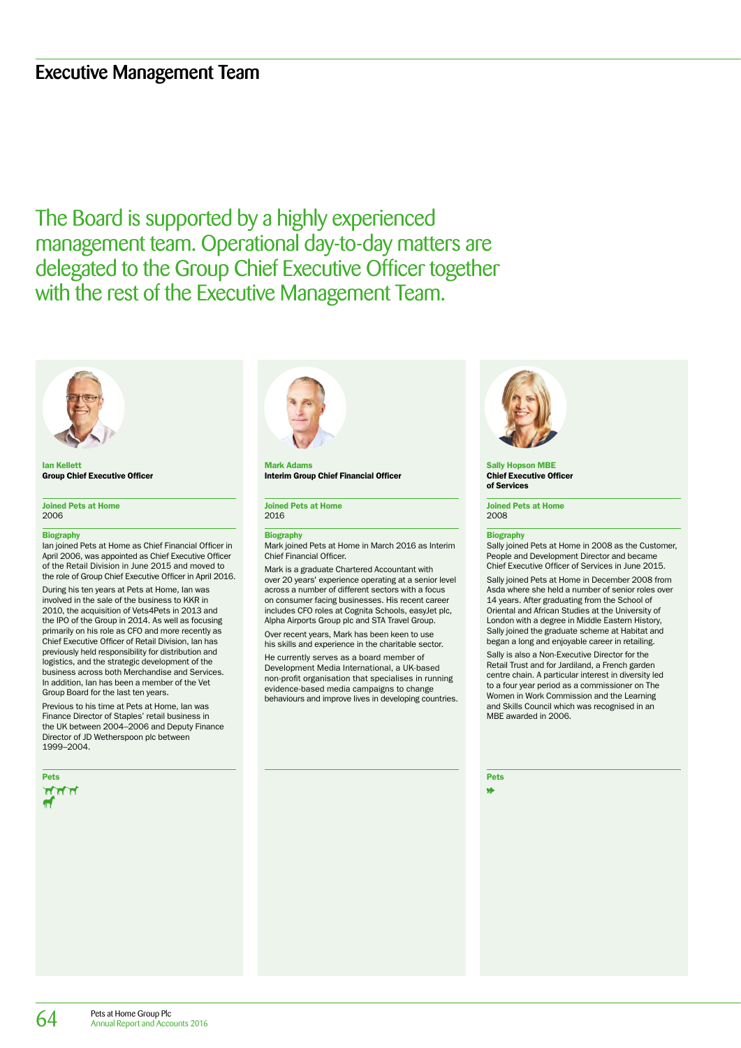## Executive Management Team

The Board is supported by a highly experienced management team. Operational day-to-day matters are delegated to the Group Chief Executive Officer together with the rest of the Executive Management Team.

### Ian Kellett
**Group Chief Executive Officer**

**Joined Pets at Home**
2006

**Biography**
Ian joined Pets at Home as Chief Financial Officer in April 2006, was appointed as Chief Executive Officer of the Retail Division in June 2015 and moved to the role of Group Chief Executive Officer in April 2016.

During his ten years at Pets at Home, Ian was involved in the sale of the business to KKR in 2010, the acquisition of Vets4Pets in 2013 and the IPO of the Group in 2014. As well as focusing primarily on his role as CFO and more recently as Chief Executive Officer of Retail Division, Ian has previously held responsibility for distribution and logistics, and the strategic development of the business across both Merchandise and Services. In addition, Ian has been a member of the Vet Group Board for the last ten years.

Previous to his time at Pets at Home, Ian was Finance Director of Staples' retail business in the UK between 2004–2006 and Deputy Finance Director of JD Wetherspoon plc between 1999–2004.

**Pets**

### Mark Adams
**Interim Group Chief Financial Officer**

**Joined Pets at Home**
2016

**Biography**
Mark joined Pets at Home in March 2016 as Interim Chief Financial Officer.

Mark is a graduate Chartered Accountant with over 20 years' experience operating at a senior level across a number of different sectors with a focus on consumer facing businesses. His recent career includes CFO roles at Cognita Schools, easyJet plc, Alpha Airports Group plc and STA Travel Group.

Over recent years, Mark has been keen to use his skills and experience in the charitable sector.

He currently serves as a board member of Development Media International, a UK-based non-profit organisation that specialises in running evidence-based media campaigns to change behaviours and improve lives in developing countries.

### Sally Hopson MBE
**Chief Executive Officer of Services**

**Joined Pets at Home**
2008

**Biography**
Sally joined Pets at Home in 2008 as the Customer, People and Development Director and became Chief Executive Officer of Services in June 2015.

Sally joined Pets at Home in December 2008 from Asda where she held a number of senior roles over 14 years. After graduating from the School of Oriental and African Studies at the University of London with a degree in Middle Eastern History, Sally joined the graduate scheme at Habitat and began a long and enjoyable career in retailing.

Sally is also a Non-Executive Director for the Retail Trust and for Jardiland, a French garden centre chain. A particular interest in diversity led to a four year period as a commissioner on The Women in Work Commission and the Learning and Skills Council which was recognised in an MBE awarded in 2006.

**Pets**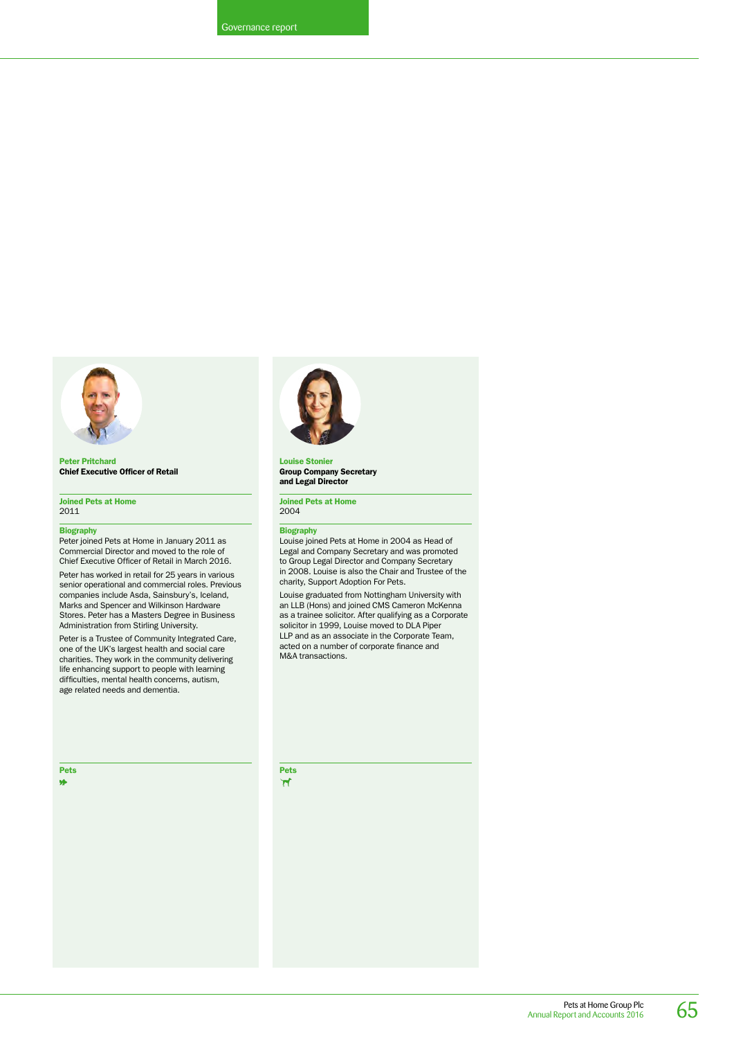**Peter Pritchard**
**Chief Executive Officer of Retail**

**Joined Pets at Home**
2011

**Biography**

Peter joined Pets at Home in January 2011 as Commercial Director and moved to the role of Chief Executive Officer of Retail in March 2016.

Peter has worked in retail for 25 years in various senior operational and commercial roles. Previous companies include Asda, Sainsbury's, Iceland, Marks and Spencer and Wilkinson Hardware Stores. Peter has a Masters Degree in Business Administration from Stirling University.

Peter is a Trustee of Community Integrated Care, one of the UK's largest health and social care charities. They work in the community delivering life enhancing support to people with learning difficulties, mental health concerns, autism, age related needs and dementia.

**Pets**

**Louise Stonier**
**Group Company Secretary and Legal Director**

**Joined Pets at Home**
2004

**Biography**

Louise joined Pets at Home in 2004 as Head of Legal and Company Secretary and was promoted to Group Legal Director and Company Secretary in 2008. Louise is also the Chair and Trustee of the charity, Support Adoption For Pets.

Louise graduated from Nottingham University with an LLB (Hons) and joined CMS Cameron McKenna as a trainee solicitor. After qualifying as a Corporate solicitor in 1999, Louise moved to DLA Piper LLP and as an associate in the Corporate Team, acted on a number of corporate finance and M&A transactions.

**Pets**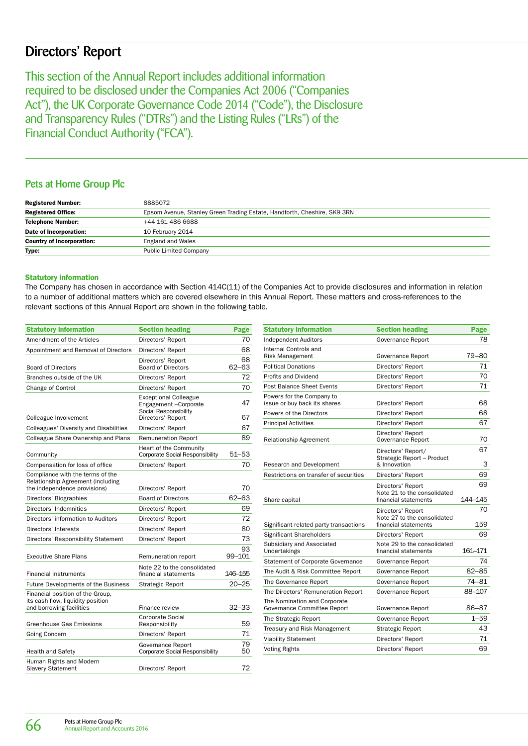# Directors' Report

This section of the Annual Report includes additional information required to be disclosed under the Companies Act 2006 ("Companies Act"), the UK Corporate Governance Code 2014 ("Code"), the Disclosure and Transparency Rules ("DTRs") and the Listing Rules ("LRs") of the Financial Conduct Authority ("FCA").

## Pets at Home Group Plc

| | |
|---|---|
| **Registered Number:** | 8885072 |
| **Registered Office:** | Epsom Avenue, Stanley Green Trading Estate, Handforth, Cheshire, SK9 3RN |
| **Telephone Number:** | +44 161 486 6688 |
| **Date of Incorporation:** | 10 February 2014 |
| **Country of Incorporation:** | England and Wales |
| **Type:** | Public Limited Company |

### Statutory information

The Company has chosen in accordance with Section 414C(11) of the Companies Act to provide disclosures and information in relation to a number of additional matters which are covered elsewhere in this Annual Report. These matters and cross-references to the relevant sections of this Annual Report are shown in the following table.

| Statutory information | Section heading | Page |
|---|---|---|
| Amendment of the Articles | Directors' Report | 70 |
| Appointment and Removal of Directors | Directors' Report | 68 |
| Board of Directors | Directors' Report<br>Board of Directors | 68<br>62–63 |
| Branches outside of the UK | Directors' Report | 72 |
| Change of Control | Directors' Report | 70 |
| Colleague Involvement | Exceptional Colleague Engagement –Corporate Social Responsibility<br>Directors' Report | 47<br>67 |
| Colleagues' Diversity and Disabilities | Directors' Report | 67 |
| Colleague Share Ownership and Plans | Remuneration Report | 89 |
| Community | Heart of the Community<br>Corporate Social Responsibility | 51–53 |
| Compensation for loss of office | Directors' Report | 70 |
| Compliance with the terms of the Relationship Agreement (including the independence provisions) | Directors' Report | 70 |
| Directors' Biographies | Board of Directors | 62–63 |
| Directors' Indemnities | Directors' Report | 69 |
| Directors' information to Auditors | Directors' Report | 72 |
| Directors' Interests | Directors' Report | 80 |
| Directors' Responsibility Statement | Directors' Report | 73 |
| Executive Share Plans | Remuneration report | 93<br>99–101 |
| Financial Instruments | Note 22 to the consolidated financial statements | 146–155 |
| Future Developments of the Business | Strategic Report | 20–25 |
| Financial position of the Group, its cash flow, liquidity position and borrowing facilities | Finance review | 32–33 |
| Greenhouse Gas Emissions | Corporate Social Responsibility | 59 |
| Going Concern | Directors' Report | 71 |
| Health and Safety | Governance Report<br>Corporate Social Responsibility | 79<br>50 |
| Human Rights and Modern Slavery Statement | Directors' Report | 72 |
| Independent Auditors | Governance Report | 78 |
| Internal Controls and Risk Management | Governance Report | 79–80 |
| Political Donations | Directors' Report | 71 |
| Profits and Dividend | Directors' Report | 70 |
| Post Balance Sheet Events | Directors' Report | 71 |
| Powers for the Company to issue or buy back its shares | Directors' Report | 68 |
| Powers of the Directors | Directors' Report | 68 |
| Principal Activities | Directors' Report | 67 |
| Relationship Agreement | Directors' Report<br>Governance Report | 70 |
| Research and Development | Directors' Report/<br>Strategic Report – Product & Innovation | 67<br>3 |
| Restrictions on transfer of securities | Directors' Report | 69 |
| Share capital | Directors' Report<br>Note 21 to the consolidated financial statements | 69<br>144–145 |
| Significant related party transactions | Directors' Report<br>Note 27 to the consolidated financial statements | 70<br>159 |
| Significant Shareholders | Directors' Report | 69 |
| Subsidiary and Associated Undertakings | Note 29 to the consolidated financial statements | 161–171 |
| Statement of Corporate Governance | Governance Report | 74 |
| The Audit & Risk Committee Report | Governance Report | 82–85 |
| The Governance Report | Governance Report | 74–81 |
| The Directors' Remuneration Report | Governance Report | 88–107 |
| The Nomination and Corporate Governance Committee Report | Governance Report | 86–87 |
| The Strategic Report | Governance Report | 1–59 |
| Treasury and Risk Management | Strategic Report | 43 |
| Viability Statement | Directors' Report | 71 |
| Voting Rights | Directors' Report | 69 |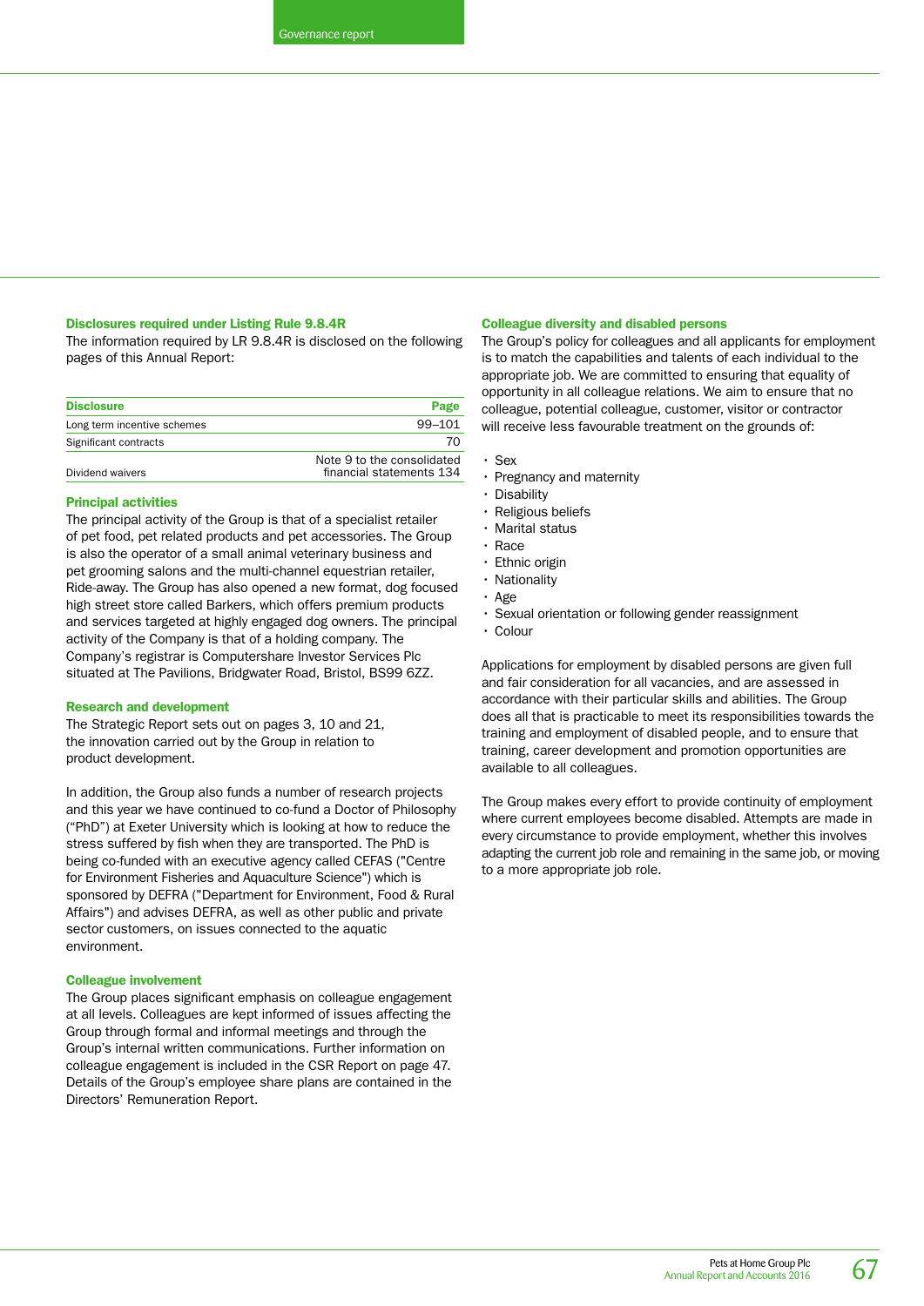### Disclosures required under Listing Rule 9.8.4R

The information required by LR 9.8.4R is disclosed on the following pages of this Annual Report:

| Disclosure | Page |
|---|---|
| Long term incentive schemes | 99–101 |
| Significant contracts | 70 |
| Dividend waivers | Note 9 to the consolidated financial statements 134 |

### Principal activities

The principal activity of the Group is that of a specialist retailer of pet food, pet related products and pet accessories. The Group is also the operator of a small animal veterinary business and pet grooming salons and the multi-channel equestrian retailer, Ride-away. The Group has also opened a new format, dog focused high street store called Barkers, which offers premium products and services targeted at highly engaged dog owners. The principal activity of the Company is that of a holding company. The Company's registrar is Computershare Investor Services Plc situated at The Pavilions, Bridgwater Road, Bristol, BS99 6ZZ.

### Research and development

The Strategic Report sets out on pages 3, 10 and 21, the innovation carried out by the Group in relation to product development.

In addition, the Group also funds a number of research projects and this year we have continued to co-fund a Doctor of Philosophy ("PhD") at Exeter University which is looking at how to reduce the stress suffered by fish when they are transported. The PhD is being co-funded with an executive agency called CEFAS ("Centre for Environment Fisheries and Aquaculture Science") which is sponsored by DEFRA ("Department for Environment, Food & Rural Affairs") and advises DEFRA, as well as other public and private sector customers, on issues connected to the aquatic environment.

### Colleague involvement

The Group places significant emphasis on colleague engagement at all levels. Colleagues are kept informed of issues affecting the Group through formal and informal meetings and through the Group's internal written communications. Further information on colleague engagement is included in the CSR Report on page 47. Details of the Group's employee share plans are contained in the Directors' Remuneration Report.

### Colleague diversity and disabled persons

The Group's policy for colleagues and all applicants for employment is to match the capabilities and talents of each individual to the appropriate job. We are committed to ensuring that equality of opportunity in all colleague relations. We aim to ensure that no colleague, potential colleague, customer, visitor or contractor will receive less favourable treatment on the grounds of:

- Sex
- Pregnancy and maternity
- Disability
- Religious beliefs
- Marital status
- Race
- Ethnic origin
- Nationality
- Age
- Sexual orientation or following gender reassignment
- Colour

Applications for employment by disabled persons are given full and fair consideration for all vacancies, and are assessed in accordance with their particular skills and abilities. The Group does all that is practicable to meet its responsibilities towards the training and employment of disabled people, and to ensure that training, career development and promotion opportunities are available to all colleagues.

The Group makes every effort to provide continuity of employment where current employees become disabled. Attempts are made in every circumstance to provide employment, whether this involves adapting the current job role and remaining in the same job, or moving to a more appropriate job role.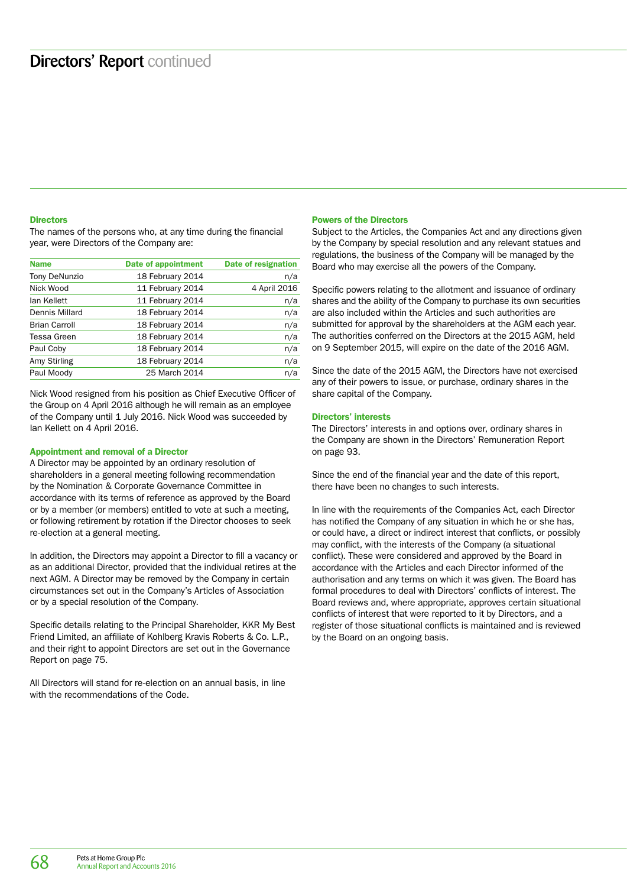## Directors' Report continued

### Directors

The names of the persons who, at any time during the financial year, were Directors of the Company are:

| Name | Date of appointment | Date of resignation |
|---|---|---|
| Tony DeNunzio | 18 February 2014 | n/a |
| Nick Wood | 11 February 2014 | 4 April 2016 |
| Ian Kellett | 11 February 2014 | n/a |
| Dennis Millard | 18 February 2014 | n/a |
| Brian Carroll | 18 February 2014 | n/a |
| Tessa Green | 18 February 2014 | n/a |
| Paul Coby | 18 February 2014 | n/a |
| Amy Stirling | 18 February 2014 | n/a |
| Paul Moody | 25 March 2014 | n/a |

Nick Wood resigned from his position as Chief Executive Officer of the Group on 4 April 2016 although he will remain as an employee of the Company until 1 July 2016. Nick Wood was succeeded by Ian Kellett on 4 April 2016.

### Appointment and removal of a Director

A Director may be appointed by an ordinary resolution of shareholders in a general meeting following recommendation by the Nomination & Corporate Governance Committee in accordance with its terms of reference as approved by the Board or by a member (or members) entitled to vote at such a meeting, or following retirement by rotation if the Director chooses to seek re-election at a general meeting.

In addition, the Directors may appoint a Director to fill a vacancy or as an additional Director, provided that the individual retires at the next AGM. A Director may be removed by the Company in certain circumstances set out in the Company's Articles of Association or by a special resolution of the Company.

Specific details relating to the Principal Shareholder, KKR My Best Friend Limited, an affiliate of Kohlberg Kravis Roberts & Co. L.P., and their right to appoint Directors are set out in the Governance Report on page 75.

All Directors will stand for re-election on an annual basis, in line with the recommendations of the Code.

### Powers of the Directors

Subject to the Articles, the Companies Act and any directions given by the Company by special resolution and any relevant statues and regulations, the business of the Company will be managed by the Board who may exercise all the powers of the Company.

Specific powers relating to the allotment and issuance of ordinary shares and the ability of the Company to purchase its own securities are also included within the Articles and such authorities are submitted for approval by the shareholders at the AGM each year. The authorities conferred on the Directors at the 2015 AGM, held on 9 September 2015, will expire on the date of the 2016 AGM.

Since the date of the 2015 AGM, the Directors have not exercised any of their powers to issue, or purchase, ordinary shares in the share capital of the Company.

### Directors' interests

The Directors' interests in and options over, ordinary shares in the Company are shown in the Directors' Remuneration Report on page 93.

Since the end of the financial year and the date of this report, there have been no changes to such interests.

In line with the requirements of the Companies Act, each Director has notified the Company of any situation in which he or she has, or could have, a direct or indirect interest that conflicts, or possibly may conflict, with the interests of the Company (a situational conflict). These were considered and approved by the Board in accordance with the Articles and each Director informed of the authorisation and any terms on which it was given. The Board has formal procedures to deal with Directors' conflicts of interest. The Board reviews and, where appropriate, approves certain situational conflicts of interest that were reported to it by Directors, and a register of those situational conflicts is maintained and is reviewed by the Board on an ongoing basis.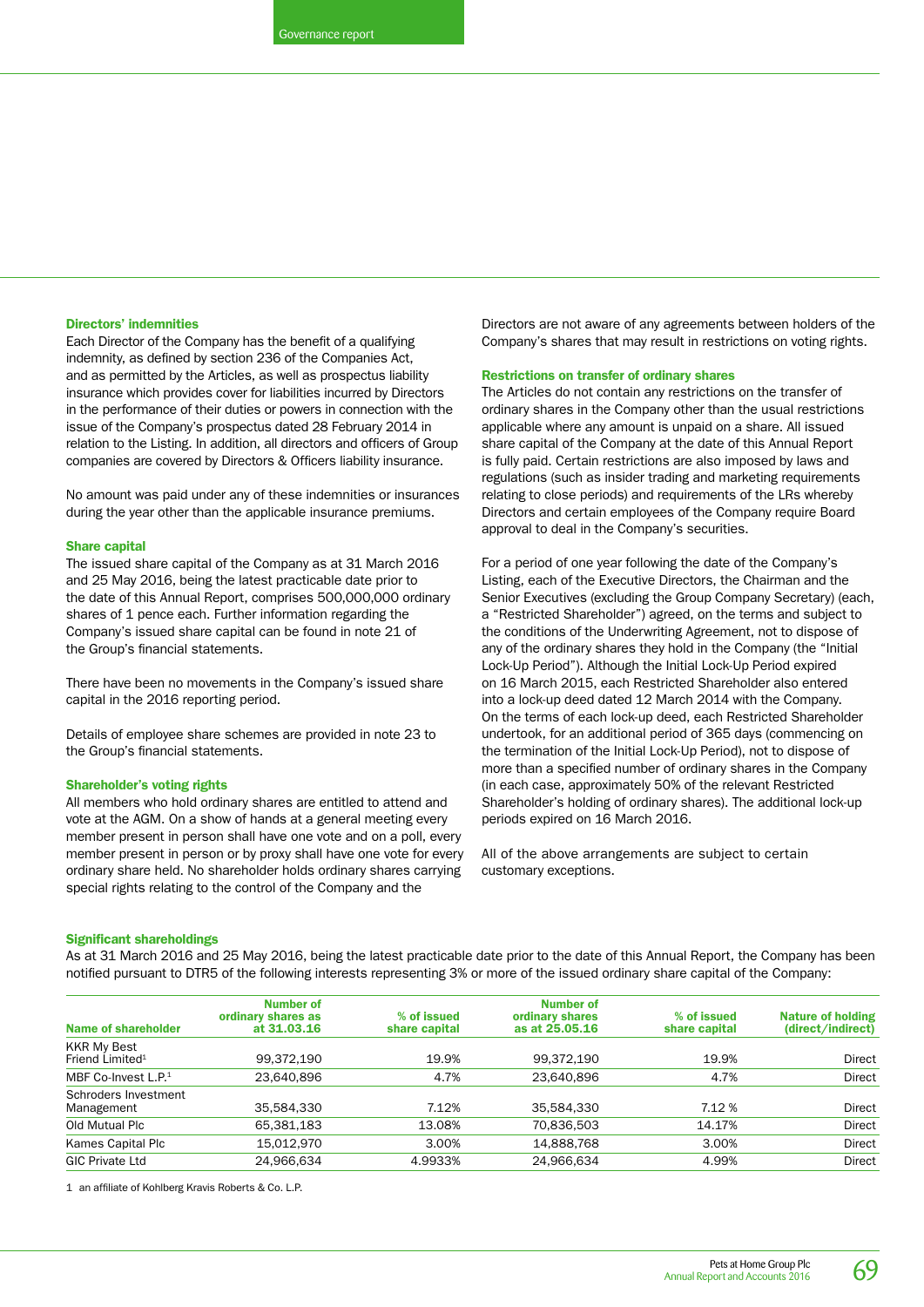### Directors' indemnities

Each Director of the Company has the benefit of a qualifying indemnity, as defined by section 236 of the Companies Act, and as permitted by the Articles, as well as prospectus liability insurance which provides cover for liabilities incurred by Directors in the performance of their duties or powers in connection with the issue of the Company's prospectus dated 28 February 2014 in relation to the Listing. In addition, all directors and officers of Group companies are covered by Directors & Officers liability insurance.

No amount was paid under any of these indemnities or insurances during the year other than the applicable insurance premiums.

### Share capital

The issued share capital of the Company as at 31 March 2016 and 25 May 2016, being the latest practicable date prior to the date of this Annual Report, comprises 500,000,000 ordinary shares of 1 pence each. Further information regarding the Company's issued share capital can be found in note 21 of the Group's financial statements.

There have been no movements in the Company's issued share capital in the 2016 reporting period.

Details of employee share schemes are provided in note 23 to the Group's financial statements.

### Shareholder's voting rights

All members who hold ordinary shares are entitled to attend and vote at the AGM. On a show of hands at a general meeting every member present in person shall have one vote and on a poll, every member present in person or by proxy shall have one vote for every ordinary share held. No shareholder holds ordinary shares carrying special rights relating to the control of the Company and the Directors are not aware of any agreements between holders of the Company's shares that may result in restrictions on voting rights.

### Restrictions on transfer of ordinary shares

The Articles do not contain any restrictions on the transfer of ordinary shares in the Company other than the usual restrictions applicable where any amount is unpaid on a share. All issued share capital of the Company at the date of this Annual Report is fully paid. Certain restrictions are also imposed by laws and regulations (such as insider trading and marketing requirements relating to close periods) and requirements of the LRs whereby Directors and certain employees of the Company require Board approval to deal in the Company's securities.

For a period of one year following the date of the Company's Listing, each of the Executive Directors, the Chairman and the Senior Executives (excluding the Group Company Secretary) (each, a "Restricted Shareholder") agreed, on the terms and subject to the conditions of the Underwriting Agreement, not to dispose of any of the ordinary shares they hold in the Company (the "Initial Lock-Up Period"). Although the Initial Lock-Up Period expired on 16 March 2015, each Restricted Shareholder also entered into a lock-up deed dated 12 March 2014 with the Company. On the terms of each lock-up deed, each Restricted Shareholder undertook, for an additional period of 365 days (commencing on the termination of the Initial Lock-Up Period), not to dispose of more than a specified number of ordinary shares in the Company (in each case, approximately 50% of the relevant Restricted Shareholder's holding of ordinary shares). The additional lock-up periods expired on 16 March 2016.

All of the above arrangements are subject to certain customary exceptions.

### Significant shareholdings

As at 31 March 2016 and 25 May 2016, being the latest practicable date prior to the date of this Annual Report, the Company has been notified pursuant to DTR5 of the following interests representing 3% or more of the issued ordinary share capital of the Company:

| Name of shareholder | Number of ordinary shares as at 31.03.16 | % of issued share capital | Number of ordinary shares as at 25.05.16 | % of issued share capital | Nature of holding (direct/indirect) |
|---|---|---|---|---|---|
| KKR My Best Friend Limited[1] | 99,372,190 | 19.9% | 99,372,190 | 19.9% | Direct |
| MBF Co-Invest L.P.[1] | 23,640,896 | 4.7% | 23,640,896 | 4.7% | Direct |
| Schroders Investment Management | 35,584,330 | 7.12% | 35,584,330 | 7.12 % | Direct |
| Old Mutual Plc | 65,381,183 | 13.08% | 70,836,503 | 14.17% | Direct |
| Kames Capital Plc | 15,012,970 | 3.00% | 14,888,768 | 3.00% | Direct |
| GIC Private Ltd | 24,966,634 | 4.9933% | 24,966,634 | 4.99% | Direct |

1 an affiliate of Kohlberg Kravis Roberts & Co. L.P.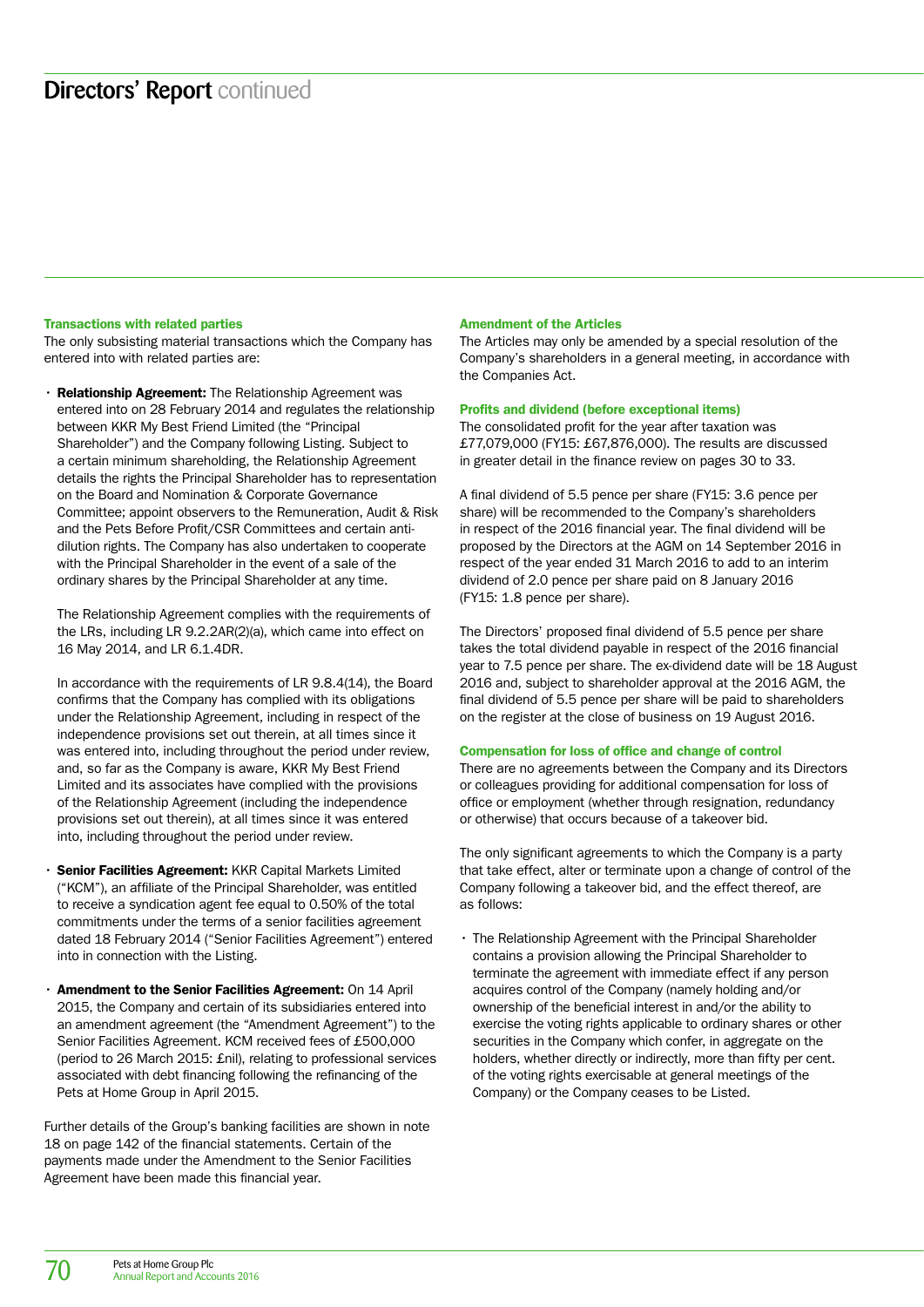## Directors' Report continued

### Transactions with related parties

The only subsisting material transactions which the Company has entered into with related parties are:

- **Relationship Agreement:** The Relationship Agreement was entered into on 28 February 2014 and regulates the relationship between KKR My Best Friend Limited (the "Principal Shareholder") and the Company following Listing. Subject to a certain minimum shareholding, the Relationship Agreement details the rights the Principal Shareholder has to representation on the Board and Nomination & Corporate Governance Committee; appoint observers to the Remuneration, Audit & Risk and the Pets Before Profit/CSR Committees and certain anti-dilution rights. The Company has also undertaken to cooperate with the Principal Shareholder in the event of a sale of the ordinary shares by the Principal Shareholder at any time.

  The Relationship Agreement complies with the requirements of the LRs, including LR 9.2.2AR(2)(a), which came into effect on 16 May 2014, and LR 6.1.4DR.

  In accordance with the requirements of LR 9.8.4(14), the Board confirms that the Company has complied with its obligations under the Relationship Agreement, including in respect of the independence provisions set out therein, at all times since it was entered into, including throughout the period under review, and, so far as the Company is aware, KKR My Best Friend Limited and its associates have complied with the provisions of the Relationship Agreement (including the independence provisions set out therein), at all times since it was entered into, including throughout the period under review.

- **Senior Facilities Agreement:** KKR Capital Markets Limited ("KCM"), an affiliate of the Principal Shareholder, was entitled to receive a syndication agent fee equal to 0.50% of the total commitments under the terms of a senior facilities agreement dated 18 February 2014 ("Senior Facilities Agreement") entered into in connection with the Listing.

- **Amendment to the Senior Facilities Agreement:** On 14 April 2015, the Company and certain of its subsidiaries entered into an amendment agreement (the "Amendment Agreement") to the Senior Facilities Agreement. KCM received fees of £500,000 (period to 26 March 2015: £nil), relating to professional services associated with debt financing following the refinancing of the Pets at Home Group in April 2015.

Further details of the Group's banking facilities are shown in note 18 on page 142 of the financial statements. Certain of the payments made under the Amendment to the Senior Facilities Agreement have been made this financial year.

### Amendment of the Articles

The Articles may only be amended by a special resolution of the Company's shareholders in a general meeting, in accordance with the Companies Act.

### Profits and dividend (before exceptional items)

The consolidated profit for the year after taxation was £77,079,000 (FY15: £67,876,000). The results are discussed in greater detail in the finance review on pages 30 to 33.

A final dividend of 5.5 pence per share (FY15: 3.6 pence per share) will be recommended to the Company's shareholders in respect of the 2016 financial year. The final dividend will be proposed by the Directors at the AGM on 14 September 2016 in respect of the year ended 31 March 2016 to add to an interim dividend of 2.0 pence per share paid on 8 January 2016 (FY15: 1.8 pence per share).

The Directors' proposed final dividend of 5.5 pence per share takes the total dividend payable in respect of the 2016 financial year to 7.5 pence per share. The ex-dividend date will be 18 August 2016 and, subject to shareholder approval at the 2016 AGM, the final dividend of 5.5 pence per share will be paid to shareholders on the register at the close of business on 19 August 2016.

### Compensation for loss of office and change of control

There are no agreements between the Company and its Directors or colleagues providing for additional compensation for loss of office or employment (whether through resignation, redundancy or otherwise) that occurs because of a takeover bid.

The only significant agreements to which the Company is a party that take effect, alter or terminate upon a change of control of the Company following a takeover bid, and the effect thereof, are as follows:

- The Relationship Agreement with the Principal Shareholder contains a provision allowing the Principal Shareholder to terminate the agreement with immediate effect if any person acquires control of the Company (namely holding and/or ownership of the beneficial interest in and/or the ability to exercise the voting rights applicable to ordinary shares or other securities in the Company which confer, in aggregate on the holders, whether directly or indirectly, more than fifty per cent. of the voting rights exercisable at general meetings of the Company) or the Company ceases to be Listed.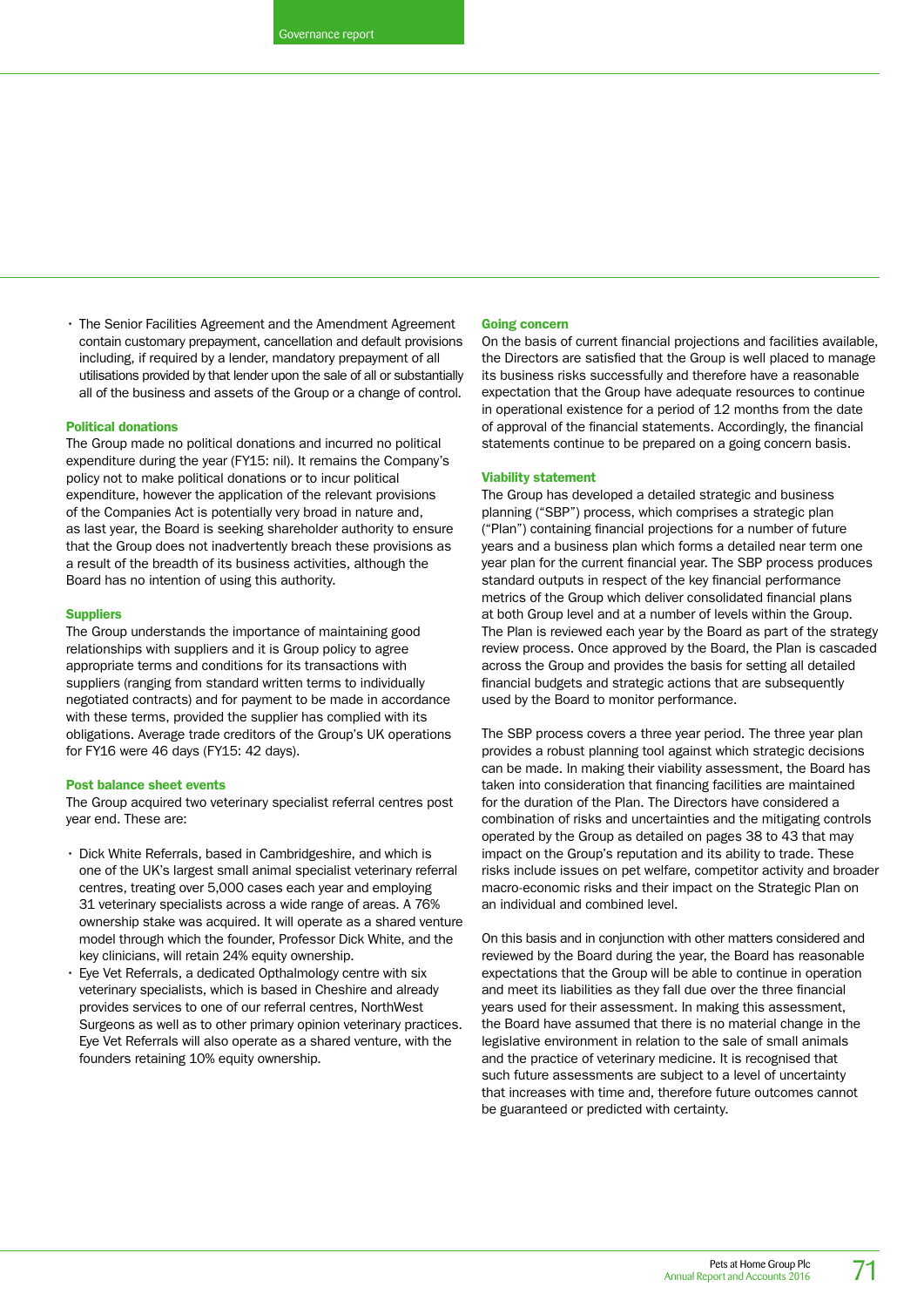- The Senior Facilities Agreement and the Amendment Agreement contain customary prepayment, cancellation and default provisions including, if required by a lender, mandatory prepayment of all utilisations provided by that lender upon the sale of all or substantially all of the business and assets of the Group or a change of control.

### Political donations

The Group made no political donations and incurred no political expenditure during the year (FY15: nil). It remains the Company's policy not to make political donations or to incur political expenditure, however the application of the relevant provisions of the Companies Act is potentially very broad in nature and, as last year, the Board is seeking shareholder authority to ensure that the Group does not inadvertently breach these provisions as a result of the breadth of its business activities, although the Board has no intention of using this authority.

### Suppliers

The Group understands the importance of maintaining good relationships with suppliers and it is Group policy to agree appropriate terms and conditions for its transactions with suppliers (ranging from standard written terms to individually negotiated contracts) and for payment to be made in accordance with these terms, provided the supplier has complied with its obligations. Average trade creditors of the Group's UK operations for FY16 were 46 days (FY15: 42 days).

### Post balance sheet events

The Group acquired two veterinary specialist referral centres post year end. These are:

- Dick White Referrals, based in Cambridgeshire, and which is one of the UK's largest small animal specialist veterinary referral centres, treating over 5,000 cases each year and employing 31 veterinary specialists across a wide range of areas. A 76% ownership stake was acquired. It will operate as a shared venture model through which the founder, Professor Dick White, and the key clinicians, will retain 24% equity ownership.
- Eye Vet Referrals, a dedicated Opthalmology centre with six veterinary specialists, which is based in Cheshire and already provides services to one of our referral centres, NorthWest Surgeons as well as to other primary opinion veterinary practices. Eye Vet Referrals will also operate as a shared venture, with the founders retaining 10% equity ownership.

### Going concern

On the basis of current financial projections and facilities available, the Directors are satisfied that the Group is well placed to manage its business risks successfully and therefore have a reasonable expectation that the Group have adequate resources to continue in operational existence for a period of 12 months from the date of approval of the financial statements. Accordingly, the financial statements continue to be prepared on a going concern basis.

### Viability statement

The Group has developed a detailed strategic and business planning ("SBP") process, which comprises a strategic plan ("Plan") containing financial projections for a number of future years and a business plan which forms a detailed near term one year plan for the current financial year. The SBP process produces standard outputs in respect of the key financial performance metrics of the Group which deliver consolidated financial plans at both Group level and at a number of levels within the Group. The Plan is reviewed each year by the Board as part of the strategy review process. Once approved by the Board, the Plan is cascaded across the Group and provides the basis for setting all detailed financial budgets and strategic actions that are subsequently used by the Board to monitor performance.

The SBP process covers a three year period. The three year plan provides a robust planning tool against which strategic decisions can be made. In making their viability assessment, the Board has taken into consideration that financing facilities are maintained for the duration of the Plan. The Directors have considered a combination of risks and uncertainties and the mitigating controls operated by the Group as detailed on pages 38 to 43 that may impact on the Group's reputation and its ability to trade. These risks include issues on pet welfare, competitor activity and broader macro-economic risks and their impact on the Strategic Plan on an individual and combined level.

On this basis and in conjunction with other matters considered and reviewed by the Board during the year, the Board has reasonable expectations that the Group will be able to continue in operation and meet its liabilities as they fall due over the three financial years used for their assessment. In making this assessment, the Board have assumed that there is no material change in the legislative environment in relation to the sale of small animals and the practice of veterinary medicine. It is recognised that such future assessments are subject to a level of uncertainty that increases with time and, therefore future outcomes cannot be guaranteed or predicted with certainty.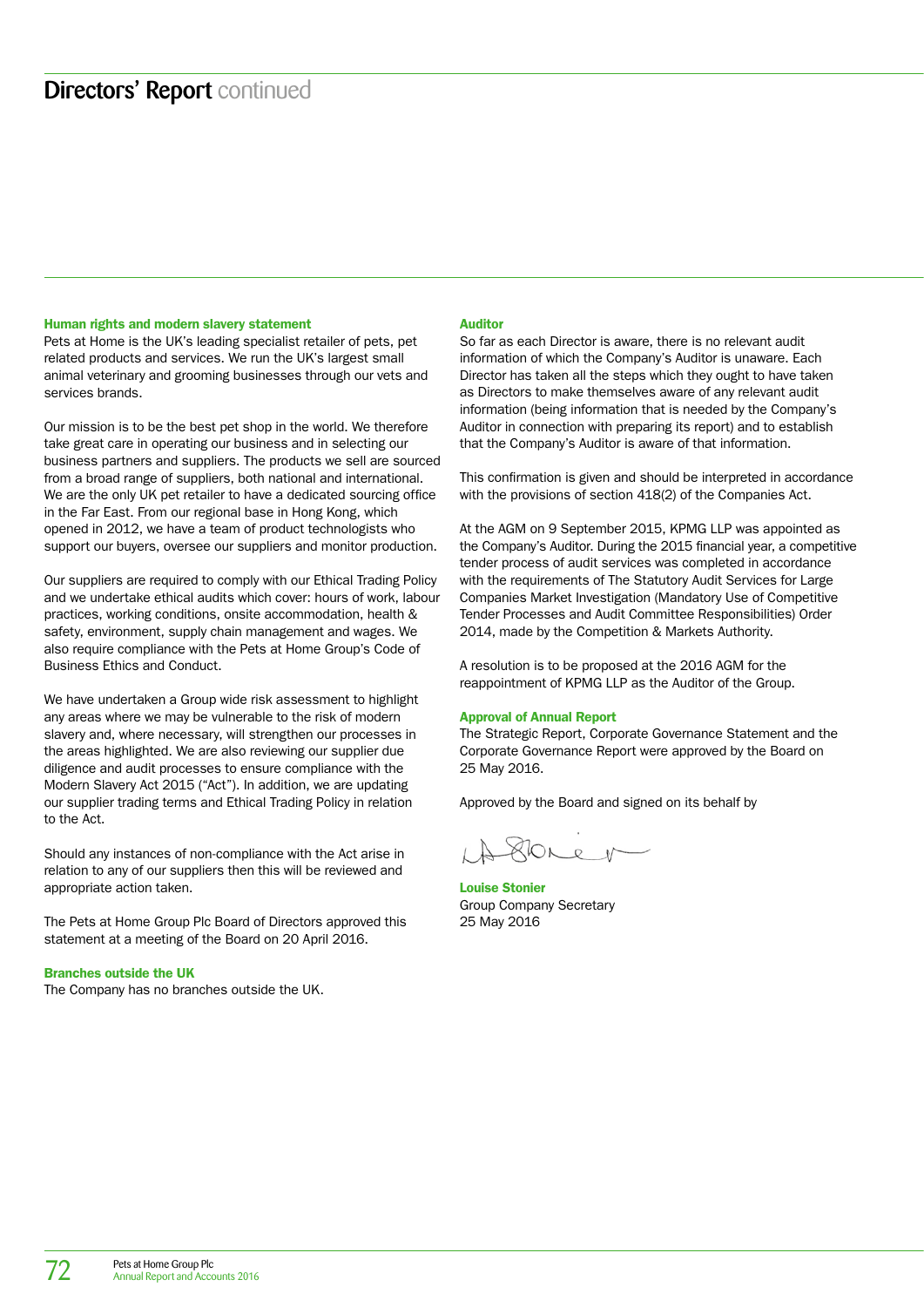# Directors' Report continued

### Human rights and modern slavery statement

Pets at Home is the UK's leading specialist retailer of pets, pet related products and services. We run the UK's largest small animal veterinary and grooming businesses through our vets and services brands.

Our mission is to be the best pet shop in the world. We therefore take great care in operating our business and in selecting our business partners and suppliers. The products we sell are sourced from a broad range of suppliers, both national and international. We are the only UK pet retailer to have a dedicated sourcing office in the Far East. From our regional base in Hong Kong, which opened in 2012, we have a team of product technologists who support our buyers, oversee our suppliers and monitor production.

Our suppliers are required to comply with our Ethical Trading Policy and we undertake ethical audits which cover: hours of work, labour practices, working conditions, onsite accommodation, health & safety, environment, supply chain management and wages. We also require compliance with the Pets at Home Group's Code of Business Ethics and Conduct.

We have undertaken a Group wide risk assessment to highlight any areas where we may be vulnerable to the risk of modern slavery and, where necessary, will strengthen our processes in the areas highlighted. We are also reviewing our supplier due diligence and audit processes to ensure compliance with the Modern Slavery Act 2015 ("Act"). In addition, we are updating our supplier trading terms and Ethical Trading Policy in relation to the Act.

Should any instances of non-compliance with the Act arise in relation to any of our suppliers then this will be reviewed and appropriate action taken.

The Pets at Home Group Plc Board of Directors approved this statement at a meeting of the Board on 20 April 2016.

### Branches outside the UK

The Company has no branches outside the UK.

### Auditor

So far as each Director is aware, there is no relevant audit information of which the Company's Auditor is unaware. Each Director has taken all the steps which they ought to have taken as Directors to make themselves aware of any relevant audit information (being information that is needed by the Company's Auditor in connection with preparing its report) and to establish that the Company's Auditor is aware of that information.

This confirmation is given and should be interpreted in accordance with the provisions of section 418(2) of the Companies Act.

At the AGM on 9 September 2015, KPMG LLP was appointed as the Company's Auditor. During the 2015 financial year, a competitive tender process of audit services was completed in accordance with the requirements of The Statutory Audit Services for Large Companies Market Investigation (Mandatory Use of Competitive Tender Processes and Audit Committee Responsibilities) Order 2014, made by the Competition & Markets Authority.

A resolution is to be proposed at the 2016 AGM for the reappointment of KPMG LLP as the Auditor of the Group.

### Approval of Annual Report

The Strategic Report, Corporate Governance Statement and the Corporate Governance Report were approved by the Board on 25 May 2016.

Approved by the Board and signed on its behalf by

**Louise Stonier**
Group Company Secretary
25 May 2016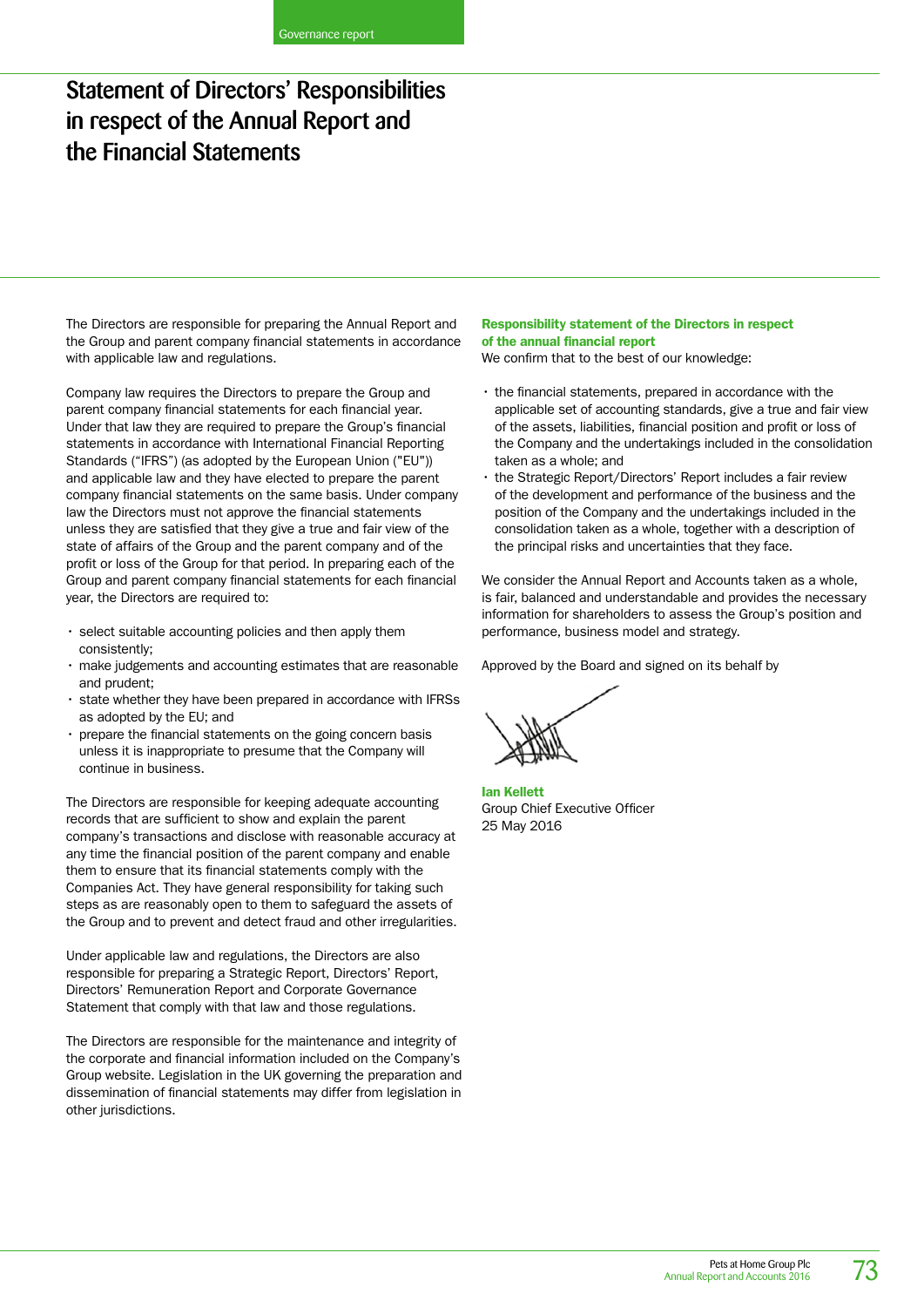# Statement of Directors' Responsibilities in respect of the Annual Report and the Financial Statements

The Directors are responsible for preparing the Annual Report and the Group and parent company financial statements in accordance with applicable law and regulations.

Company law requires the Directors to prepare the Group and parent company financial statements for each financial year. Under that law they are required to prepare the Group's financial statements in accordance with International Financial Reporting Standards ("IFRS") (as adopted by the European Union ("EU")) and applicable law and they have elected to prepare the parent company financial statements on the same basis. Under company law the Directors must not approve the financial statements unless they are satisfied that they give a true and fair view of the state of affairs of the Group and the parent company and of the profit or loss of the Group for that period. In preparing each of the Group and parent company financial statements for each financial year, the Directors are required to:

- select suitable accounting policies and then apply them consistently;
- make judgements and accounting estimates that are reasonable and prudent;
- state whether they have been prepared in accordance with IFRSs as adopted by the EU; and
- prepare the financial statements on the going concern basis unless it is inappropriate to presume that the Company will continue in business.

The Directors are responsible for keeping adequate accounting records that are sufficient to show and explain the parent company's transactions and disclose with reasonable accuracy at any time the financial position of the parent company and enable them to ensure that its financial statements comply with the Companies Act. They have general responsibility for taking such steps as are reasonably open to them to safeguard the assets of the Group and to prevent and detect fraud and other irregularities.

Under applicable law and regulations, the Directors are also responsible for preparing a Strategic Report, Directors' Report, Directors' Remuneration Report and Corporate Governance Statement that comply with that law and those regulations.

The Directors are responsible for the maintenance and integrity of the corporate and financial information included on the Company's Group website. Legislation in the UK governing the preparation and dissemination of financial statements may differ from legislation in other jurisdictions.

**Responsibility statement of the Directors in respect of the annual financial report**

We confirm that to the best of our knowledge:

- the financial statements, prepared in accordance with the applicable set of accounting standards, give a true and fair view of the assets, liabilities, financial position and profit or loss of the Company and the undertakings included in the consolidation taken as a whole; and
- the Strategic Report/Directors' Report includes a fair review of the development and performance of the business and the position of the Company and the undertakings included in the consolidation taken as a whole, together with a description of the principal risks and uncertainties that they face.

We consider the Annual Report and Accounts taken as a whole, is fair, balanced and understandable and provides the necessary information for shareholders to assess the Group's position and performance, business model and strategy.

Approved by the Board and signed on its behalf by

**Ian Kellett**
Group Chief Executive Officer
25 May 2016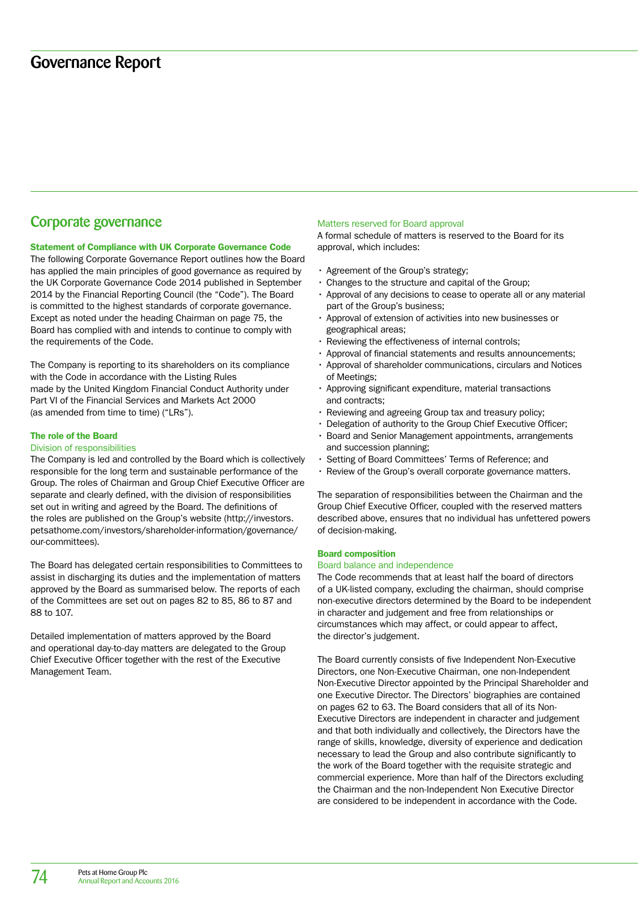# Governance Report

## Corporate governance

### Statement of Compliance with UK Corporate Governance Code

The following Corporate Governance Report outlines how the Board has applied the main principles of good governance as required by the UK Corporate Governance Code 2014 published in September 2014 by the Financial Reporting Council (the "Code"). The Board is committed to the highest standards of corporate governance. Except as noted under the heading Chairman on page 75, the Board has complied with and intends to continue to comply with the requirements of the Code.

The Company is reporting to its shareholders on its compliance with the Code in accordance with the Listing Rules made by the United Kingdom Financial Conduct Authority under Part VI of the Financial Services and Markets Act 2000 (as amended from time to time) ("LRs").

### The role of the Board

#### Division of responsibilities

The Company is led and controlled by the Board which is collectively responsible for the long term and sustainable performance of the Group. The roles of Chairman and Group Chief Executive Officer are separate and clearly defined, with the division of responsibilities set out in writing and agreed by the Board. The definitions of the roles are published on the Group's website (http://investors.petsathome.com/investors/shareholder-information/governance/our-committees).

The Board has delegated certain responsibilities to Committees to assist in discharging its duties and the implementation of matters approved by the Board as summarised below. The reports of each of the Committees are set out on pages 82 to 85, 86 to 87 and 88 to 107.

Detailed implementation of matters approved by the Board and operational day-to-day matters are delegated to the Group Chief Executive Officer together with the rest of the Executive Management Team.

#### Matters reserved for Board approval

A formal schedule of matters is reserved to the Board for its approval, which includes:

- Agreement of the Group's strategy;
- Changes to the structure and capital of the Group;
- Approval of any decisions to cease to operate all or any material part of the Group's business;
- Approval of extension of activities into new businesses or geographical areas;
- Reviewing the effectiveness of internal controls;
- Approval of financial statements and results announcements;
- Approval of shareholder communications, circulars and Notices of Meetings;
- Approving significant expenditure, material transactions and contracts;
- Reviewing and agreeing Group tax and treasury policy;
- Delegation of authority to the Group Chief Executive Officer;
- Board and Senior Management appointments, arrangements and succession planning;
- Setting of Board Committees' Terms of Reference; and
- Review of the Group's overall corporate governance matters.

The separation of responsibilities between the Chairman and the Group Chief Executive Officer, coupled with the reserved matters described above, ensures that no individual has unfettered powers of decision-making.

### Board composition

#### Board balance and independence

The Code recommends that at least half the board of directors of a UK-listed company, excluding the chairman, should comprise non-executive directors determined by the Board to be independent in character and judgement and free from relationships or circumstances which may affect, or could appear to affect, the director's judgement.

The Board currently consists of five Independent Non-Executive Directors, one Non-Executive Chairman, one non-Independent Non-Executive Director appointed by the Principal Shareholder and one Executive Director. The Directors' biographies are contained on pages 62 to 63. The Board considers that all of its Non-Executive Directors are independent in character and judgement and that both individually and collectively, the Directors have the range of skills, knowledge, diversity of experience and dedication necessary to lead the Group and also contribute significantly to the work of the Board together with the requisite strategic and commercial experience. More than half of the Directors excluding the Chairman and the non-Independent Non Executive Director are considered to be independent in accordance with the Code.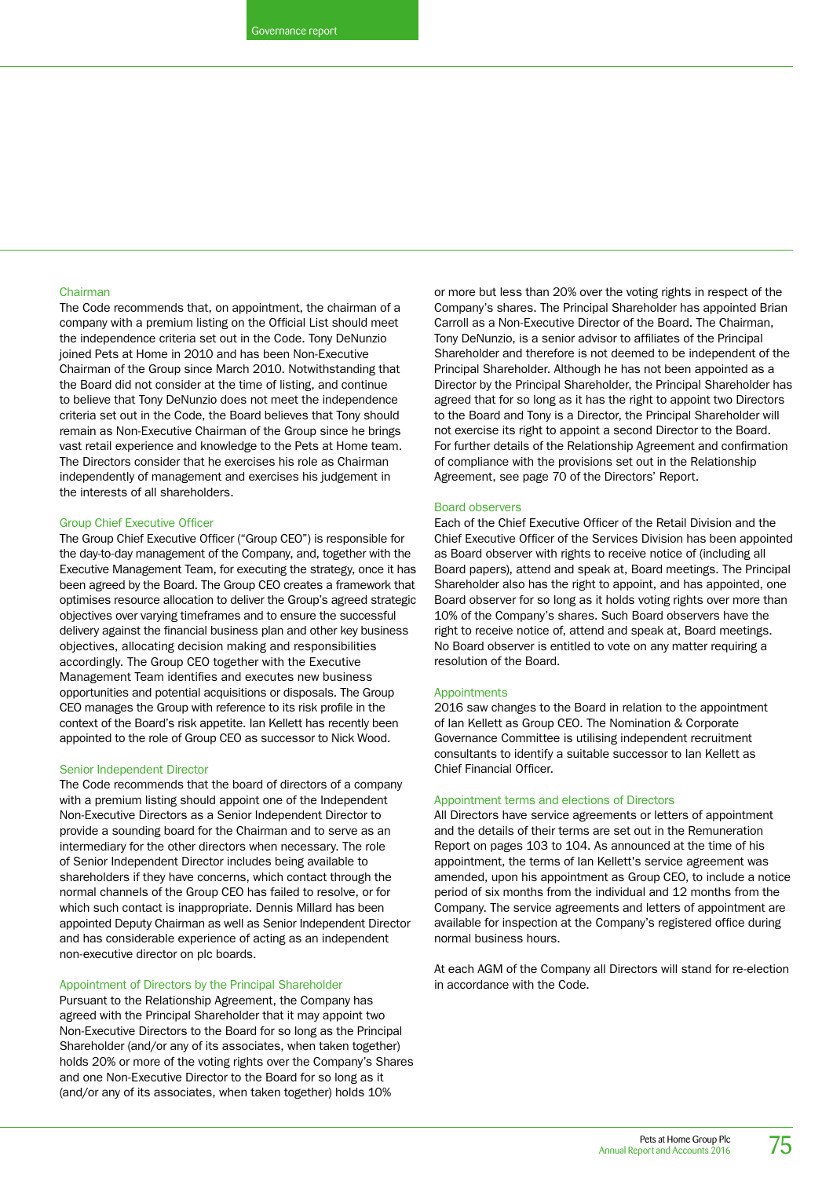### Chairman

The Code recommends that, on appointment, the chairman of a company with a premium listing on the Official List should meet the independence criteria set out in the Code. Tony DeNunzio joined Pets at Home in 2010 and has been Non-Executive Chairman of the Group since March 2010. Notwithstanding that the Board did not consider at the time of listing, and continue to believe that Tony DeNunzio does not meet the independence criteria set out in the Code, the Board believes that Tony should remain as Non-Executive Chairman of the Group since he brings vast retail experience and knowledge to the Pets at Home team. The Directors consider that he exercises his role as Chairman independently of management and exercises his judgement in the interests of all shareholders.

### Group Chief Executive Officer

The Group Chief Executive Officer ("Group CEO") is responsible for the day-to-day management of the Company, and, together with the Executive Management Team, for executing the strategy, once it has been agreed by the Board. The Group CEO creates a framework that optimises resource allocation to deliver the Group's agreed strategic objectives over varying timeframes and to ensure the successful delivery against the financial business plan and other key business objectives, allocating decision making and responsibilities accordingly. The Group CEO together with the Executive Management Team identifies and executes new business opportunities and potential acquisitions or disposals. The Group CEO manages the Group with reference to its risk profile in the context of the Board's risk appetite. Ian Kellett has recently been appointed to the role of Group CEO as successor to Nick Wood.

### Senior Independent Director

The Code recommends that the board of directors of a company with a premium listing should appoint one of the Independent Non-Executive Directors as a Senior Independent Director to provide a sounding board for the Chairman and to serve as an intermediary for the other directors when necessary. The role of Senior Independent Director includes being available to shareholders if they have concerns, which contact through the normal channels of the Group CEO has failed to resolve, or for which such contact is inappropriate. Dennis Millard has been appointed Deputy Chairman as well as Senior Independent Director and has considerable experience of acting as an independent non-executive director on plc boards.

### Appointment of Directors by the Principal Shareholder

Pursuant to the Relationship Agreement, the Company has agreed with the Principal Shareholder that it may appoint two Non-Executive Directors to the Board for so long as the Principal Shareholder (and/or any of its associates, when taken together) holds 20% or more of the voting rights over the Company's Shares and one Non-Executive Director to the Board for so long as it (and/or any of its associates, when taken together) holds 10% or more but less than 20% over the voting rights in respect of the Company's shares. The Principal Shareholder has appointed Brian Carroll as a Non-Executive Director of the Board. The Chairman, Tony DeNunzio, is a senior advisor to affiliates of the Principal Shareholder and therefore is not deemed to be independent of the Principal Shareholder. Although he has not been appointed as a Director by the Principal Shareholder, the Principal Shareholder has agreed that for so long as it has the right to appoint two Directors to the Board and Tony is a Director, the Principal Shareholder will not exercise its right to appoint a second Director to the Board. For further details of the Relationship Agreement and confirmation of compliance with the provisions set out in the Relationship Agreement, see page 70 of the Directors' Report.

### Board observers

Each of the Chief Executive Officer of the Retail Division and the Chief Executive Officer of the Services Division has been appointed as Board observer with rights to receive notice of (including all Board papers), attend and speak at, Board meetings. The Principal Shareholder also has the right to appoint, and has appointed, one Board observer for so long as it holds voting rights over more than 10% of the Company's shares. Such Board observers have the right to receive notice of, attend and speak at, Board meetings. No Board observer is entitled to vote on any matter requiring a resolution of the Board.

### Appointments

2016 saw changes to the Board in relation to the appointment of Ian Kellett as Group CEO. The Nomination & Corporate Governance Committee is utilising independent recruitment consultants to identify a suitable successor to Ian Kellett as Chief Financial Officer.

### Appointment terms and elections of Directors

All Directors have service agreements or letters of appointment and the details of their terms are set out in the Remuneration Report on pages 103 to 104. As announced at the time of his appointment, the terms of Ian Kellett's service agreement was amended, upon his appointment as Group CEO, to include a notice period of six months from the individual and 12 months from the Company. The service agreements and letters of appointment are available for inspection at the Company's registered office during normal business hours.

At each AGM of the Company all Directors will stand for re-election in accordance with the Code.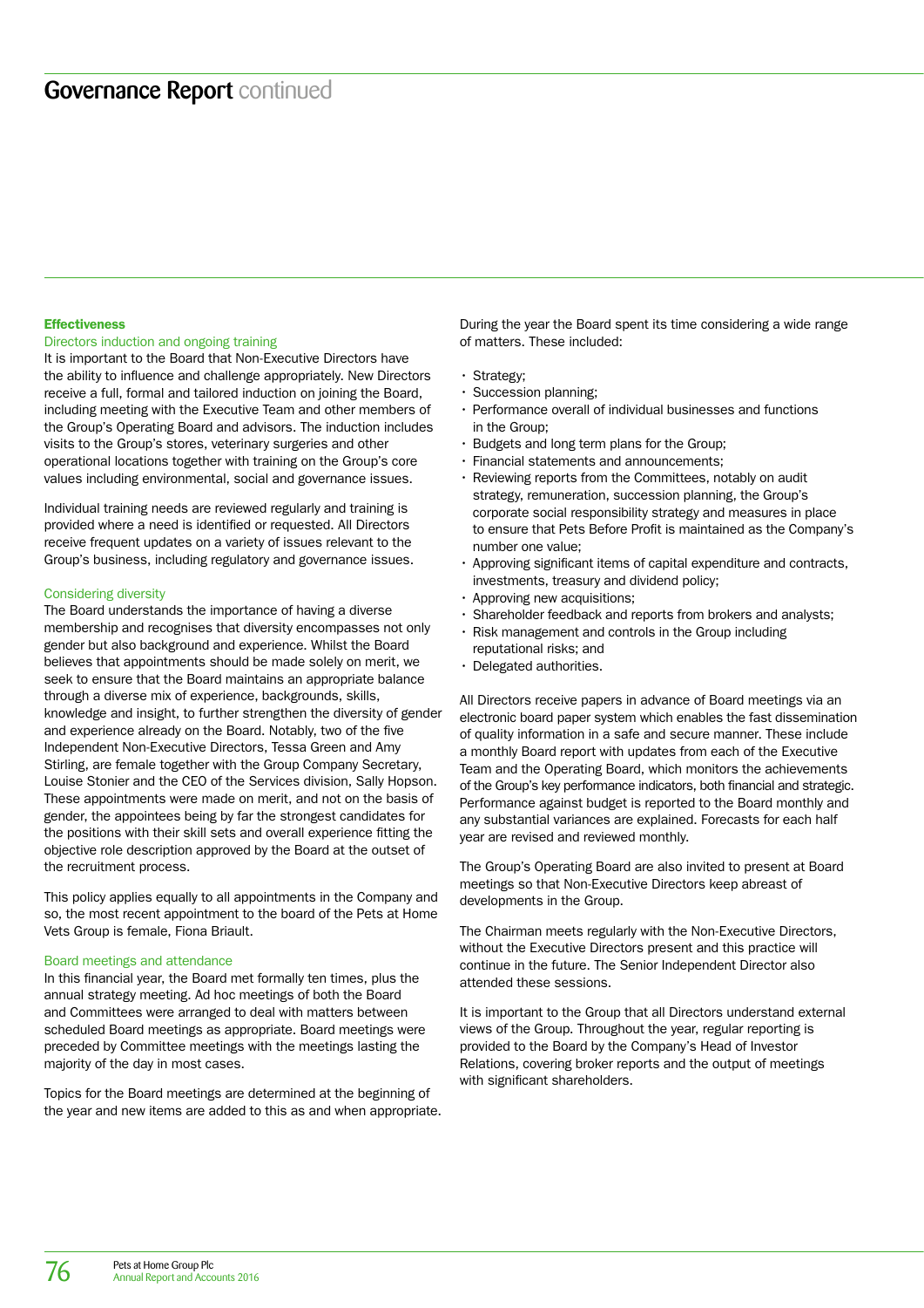# Governance Report continued

## Effectiveness

### Directors induction and ongoing training

It is important to the Board that Non-Executive Directors have the ability to influence and challenge appropriately. New Directors receive a full, formal and tailored induction on joining the Board, including meeting with the Executive Team and other members of the Group's Operating Board and advisors. The induction includes visits to the Group's stores, veterinary surgeries and other operational locations together with training on the Group's core values including environmental, social and governance issues.

Individual training needs are reviewed regularly and training is provided where a need is identified or requested. All Directors receive frequent updates on a variety of issues relevant to the Group's business, including regulatory and governance issues.

### Considering diversity

The Board understands the importance of having a diverse membership and recognises that diversity encompasses not only gender but also background and experience. Whilst the Board believes that appointments should be made solely on merit, we seek to ensure that the Board maintains an appropriate balance through a diverse mix of experience, backgrounds, skills, knowledge and insight, to further strengthen the diversity of gender and experience already on the Board. Notably, two of the five Independent Non-Executive Directors, Tessa Green and Amy Stirling, are female together with the Group Company Secretary, Louise Stonier and the CEO of the Services division, Sally Hopson. These appointments were made on merit, and not on the basis of gender, the appointees being by far the strongest candidates for the positions with their skill sets and overall experience fitting the objective role description approved by the Board at the outset of the recruitment process.

This policy applies equally to all appointments in the Company and so, the most recent appointment to the board of the Pets at Home Vets Group is female, Fiona Briault.

### Board meetings and attendance

In this financial year, the Board met formally ten times, plus the annual strategy meeting. Ad hoc meetings of both the Board and Committees were arranged to deal with matters between scheduled Board meetings as appropriate. Board meetings were preceded by Committee meetings with the meetings lasting the majority of the day in most cases.

Topics for the Board meetings are determined at the beginning of the year and new items are added to this as and when appropriate.

During the year the Board spent its time considering a wide range of matters. These included:

- Strategy;
- Succession planning;
- Performance overall of individual businesses and functions in the Group;
- Budgets and long term plans for the Group;
- Financial statements and announcements;
- Reviewing reports from the Committees, notably on audit strategy, remuneration, succession planning, the Group's corporate social responsibility strategy and measures in place to ensure that Pets Before Profit is maintained as the Company's number one value;
- Approving significant items of capital expenditure and contracts, investments, treasury and dividend policy;
- Approving new acquisitions;
- Shareholder feedback and reports from brokers and analysts;
- Risk management and controls in the Group including reputational risks; and
- Delegated authorities.

All Directors receive papers in advance of Board meetings via an electronic board paper system which enables the fast dissemination of quality information in a safe and secure manner. These include a monthly Board report with updates from each of the Executive Team and the Operating Board, which monitors the achievements of the Group's key performance indicators, both financial and strategic. Performance against budget is reported to the Board monthly and any substantial variances are explained. Forecasts for each half year are revised and reviewed monthly.

The Group's Operating Board are also invited to present at Board meetings so that Non-Executive Directors keep abreast of developments in the Group.

The Chairman meets regularly with the Non-Executive Directors, without the Executive Directors present and this practice will continue in the future. The Senior Independent Director also attended these sessions.

It is important to the Group that all Directors understand external views of the Group. Throughout the year, regular reporting is provided to the Board by the Company's Head of Investor Relations, covering broker reports and the output of meetings with significant shareholders.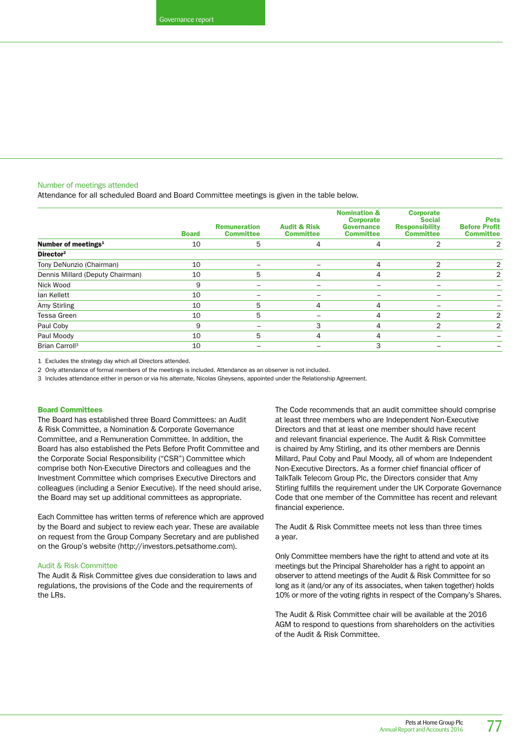### Number of meetings attended

Attendance for all scheduled Board and Board Committee meetings is given in the table below.

| | Board | Remuneration Committee | Audit & Risk Committee | Nomination & Corporate Governance Committee | Corporate Social Responsibility Committee | Pets Before Profit Committee |
|---|---|---|---|---|---|---|
| **Number of meetings[1]** | 10 | 5 | 4 | 4 | 2 | 2 |
| **Director[2]** | | | | | | |
| Tony DeNunzio (Chairman) | 10 | – | – | 4 | 2 | 2 |
| Dennis Millard (Deputy Chairman) | 10 | 5 | 4 | 4 | 2 | 2 |
| Nick Wood | 9 | – | – | – | – | – |
| Ian Kellett | 10 | – | – | – | – | – |
| Amy Stirling | 10 | 5 | 4 | 4 | – | – |
| Tessa Green | 10 | 5 | – | 4 | 2 | 2 |
| Paul Coby | 9 | – | 3 | 4 | 2 | 2 |
| Paul Moody | 10 | 5 | 4 | 4 | – | – |
| Brian Carroll[3] | 10 | – | – | 3 | – | – |

1 Excludes the strategy day which all Directors attended.
2 Only attendance of formal members of the meetings is included. Attendance as an observer is not included.
3 Includes attendance either in person or via his alternate, Nicolas Gheysens, appointed under the Relationship Agreement.

**Board Committees**

The Board has established three Board Committees: an Audit & Risk Committee, a Nomination & Corporate Governance Committee, and a Remuneration Committee. In addition, the Board has also established the Pets Before Profit Committee and the Corporate Social Responsibility ("CSR") Committee which comprise both Non-Executive Directors and colleagues and the Investment Committee which comprises Executive Directors and colleagues (including a Senior Executive). If the need should arise, the Board may set up additional committees as appropriate.

Each Committee has written terms of reference which are approved by the Board and subject to review each year. These are available on request from the Group Company Secretary and are published on the Group's website (http://investors.petsathome.com).

### Audit & Risk Committee

The Audit & Risk Committee gives due consideration to laws and regulations, the provisions of the Code and the requirements of the LRs.

The Code recommends that an audit committee should comprise at least three members who are Independent Non-Executive Directors and that at least one member should have recent and relevant financial experience. The Audit & Risk Committee is chaired by Amy Stirling, and its other members are Dennis Millard, Paul Coby and Paul Moody, all of whom are Independent Non-Executive Directors. As a former chief financial officer of TalkTalk Telecom Group Plc, the Directors consider that Amy Stirling fulfills the requirement under the UK Corporate Governance Code that one member of the Committee has recent and relevant financial experience.

The Audit & Risk Committee meets not less than three times a year.

Only Committee members have the right to attend and vote at its meetings but the Principal Shareholder has a right to appoint an observer to attend meetings of the Audit & Risk Committee for so long as it (and/or any of its associates, when taken together) holds 10% or more of the voting rights in respect of the Company's Shares.

The Audit & Risk Committee chair will be available at the 2016 AGM to respond to questions from shareholders on the activities of the Audit & Risk Committee.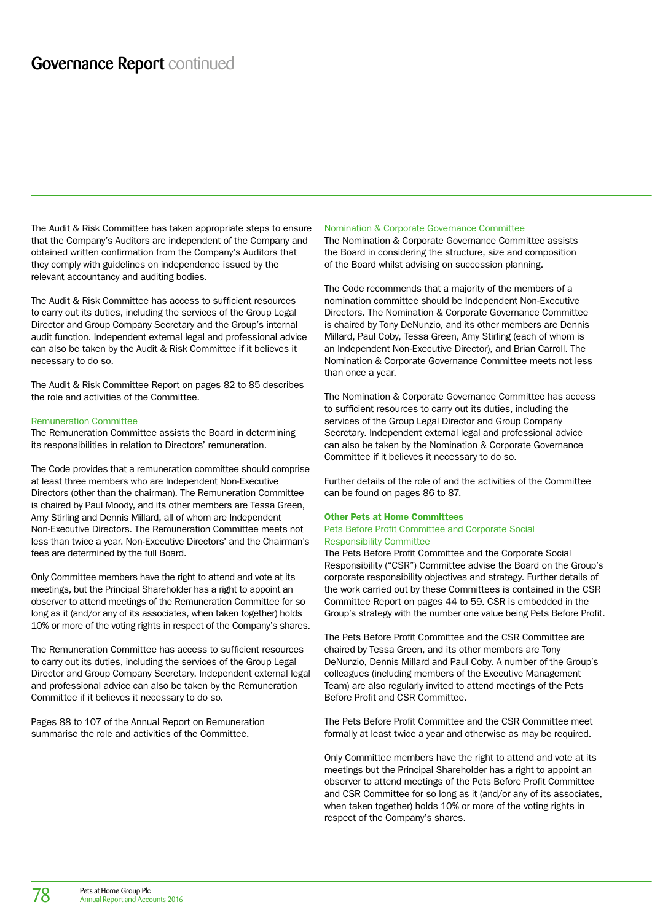The Audit & Risk Committee has taken appropriate steps to ensure that the Company's Auditors are independent of the Company and obtained written confirmation from the Company's Auditors that they comply with guidelines on independence issued by the relevant accountancy and auditing bodies.

The Audit & Risk Committee has access to sufficient resources to carry out its duties, including the services of the Group Legal Director and Group Company Secretary and the Group's internal audit function. Independent external legal and professional advice can also be taken by the Audit & Risk Committee if it believes it necessary to do so.

The Audit & Risk Committee Report on pages 82 to 85 describes the role and activities of the Committee.

### Remuneration Committee

The Remuneration Committee assists the Board in determining its responsibilities in relation to Directors' remuneration.

The Code provides that a remuneration committee should comprise at least three members who are Independent Non-Executive Directors (other than the chairman). The Remuneration Committee is chaired by Paul Moody, and its other members are Tessa Green, Amy Stirling and Dennis Millard, all of whom are Independent Non-Executive Directors. The Remuneration Committee meets not less than twice a year. Non-Executive Directors' and the Chairman's fees are determined by the full Board.

Only Committee members have the right to attend and vote at its meetings, but the Principal Shareholder has a right to appoint an observer to attend meetings of the Remuneration Committee for so long as it (and/or any of its associates, when taken together) holds 10% or more of the voting rights in respect of the Company's shares.

The Remuneration Committee has access to sufficient resources to carry out its duties, including the services of the Group Legal Director and Group Company Secretary. Independent external legal and professional advice can also be taken by the Remuneration Committee if it believes it necessary to do so.

Pages 88 to 107 of the Annual Report on Remuneration summarise the role and activities of the Committee.

### Nomination & Corporate Governance Committee

The Nomination & Corporate Governance Committee assists the Board in considering the structure, size and composition of the Board whilst advising on succession planning.

The Code recommends that a majority of the members of a nomination committee should be Independent Non-Executive Directors. The Nomination & Corporate Governance Committee is chaired by Tony DeNunzio, and its other members are Dennis Millard, Paul Coby, Tessa Green, Amy Stirling (each of whom is an Independent Non-Executive Director), and Brian Carroll. The Nomination & Corporate Governance Committee meets not less than once a year.

The Nomination & Corporate Governance Committee has access to sufficient resources to carry out its duties, including the services of the Group Legal Director and Group Company Secretary. Independent external legal and professional advice can also be taken by the Nomination & Corporate Governance Committee if it believes it necessary to do so.

Further details of the role of and the activities of the Committee can be found on pages 86 to 87.

## Other Pets at Home Committees

### Pets Before Profit Committee and Corporate Social Responsibility Committee

The Pets Before Profit Committee and the Corporate Social Responsibility ("CSR") Committee advise the Board on the Group's corporate responsibility objectives and strategy. Further details of the work carried out by these Committees is contained in the CSR Committee Report on pages 44 to 59. CSR is embedded in the Group's strategy with the number one value being Pets Before Profit.

The Pets Before Profit Committee and the CSR Committee are chaired by Tessa Green, and its other members are Tony DeNunzio, Dennis Millard and Paul Coby. A number of the Group's colleagues (including members of the Executive Management Team) are also regularly invited to attend meetings of the Pets Before Profit and CSR Committee.

The Pets Before Profit Committee and the CSR Committee meet formally at least twice a year and otherwise as may be required.

Only Committee members have the right to attend and vote at its meetings but the Principal Shareholder has a right to appoint an observer to attend meetings of the Pets Before Profit Committee and CSR Committee for so long as it (and/or any of its associates, when taken together) holds 10% or more of the voting rights in respect of the Company's shares.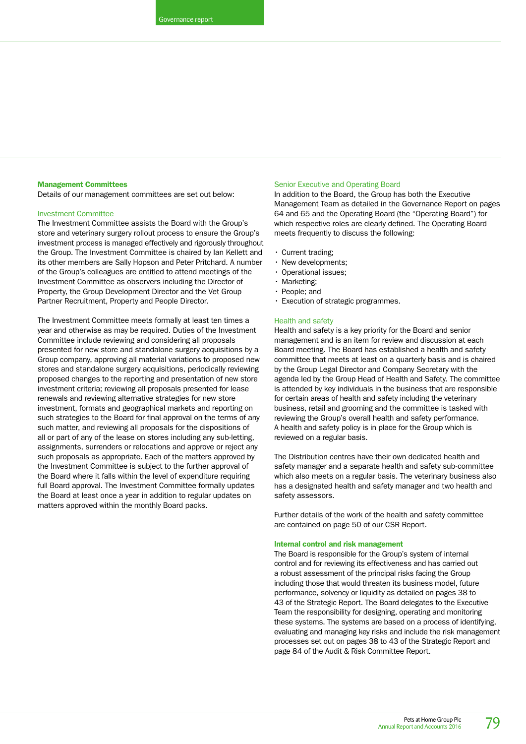## Management Committees

Details of our management committees are set out below:

### Investment Committee

The Investment Committee assists the Board with the Group's store and veterinary surgery rollout process to ensure the Group's investment process is managed effectively and rigorously throughout the Group. The Investment Committee is chaired by Ian Kellett and its other members are Sally Hopson and Peter Pritchard. A number of the Group's colleagues are entitled to attend meetings of the Investment Committee as observers including the Director of Property, the Group Development Director and the Vet Group Partner Recruitment, Property and People Director.

The Investment Committee meets formally at least ten times a year and otherwise as may be required. Duties of the Investment Committee include reviewing and considering all proposals presented for new store and standalone surgery acquisitions by a Group company, approving all material variations to proposed new stores and standalone surgery acquisitions, periodically reviewing proposed changes to the reporting and presentation of new store investment criteria; reviewing all proposals presented for lease renewals and reviewing alternative strategies for new store investment, formats and geographical markets and reporting on such strategies to the Board for final approval on the terms of any such matter, and reviewing all proposals for the dispositions of all or part of any of the lease on stores including any sub-letting, assignments, surrenders or relocations and approve or reject any such proposals as appropriate. Each of the matters approved by the Investment Committee is subject to the further approval of the Board where it falls within the level of expenditure requiring full Board approval. The Investment Committee formally updates the Board at least once a year in addition to regular updates on matters approved within the monthly Board packs.

### Senior Executive and Operating Board

In addition to the Board, the Group has both the Executive Management Team as detailed in the Governance Report on pages 64 and 65 and the Operating Board (the "Operating Board") for which respective roles are clearly defined. The Operating Board meets frequently to discuss the following:

- Current trading;
- New developments;
- Operational issues;
- Marketing;
- People; and
- Execution of strategic programmes.

### Health and safety

Health and safety is a key priority for the Board and senior management and is an item for review and discussion at each Board meeting. The Board has established a health and safety committee that meets at least on a quarterly basis and is chaired by the Group Legal Director and Company Secretary with the agenda led by the Group Head of Health and Safety. The committee is attended by key individuals in the business that are responsible for certain areas of health and safety including the veterinary business, retail and grooming and the committee is tasked with reviewing the Group's overall health and safety performance. A health and safety policy is in place for the Group which is reviewed on a regular basis.

The Distribution centres have their own dedicated health and safety manager and a separate health and safety sub-committee which also meets on a regular basis. The veterinary business also has a designated health and safety manager and two health and safety assessors.

Further details of the work of the health and safety committee are contained on page 50 of our CSR Report.

## Internal control and risk management

The Board is responsible for the Group's system of internal control and for reviewing its effectiveness and has carried out a robust assessment of the principal risks facing the Group including those that would threaten its business model, future performance, solvency or liquidity as detailed on pages 38 to 43 of the Strategic Report. The Board delegates to the Executive Team the responsibility for designing, operating and monitoring these systems. The systems are based on a process of identifying, evaluating and managing key risks and include the risk management processes set out on pages 38 to 43 of the Strategic Report and page 84 of the Audit & Risk Committee Report.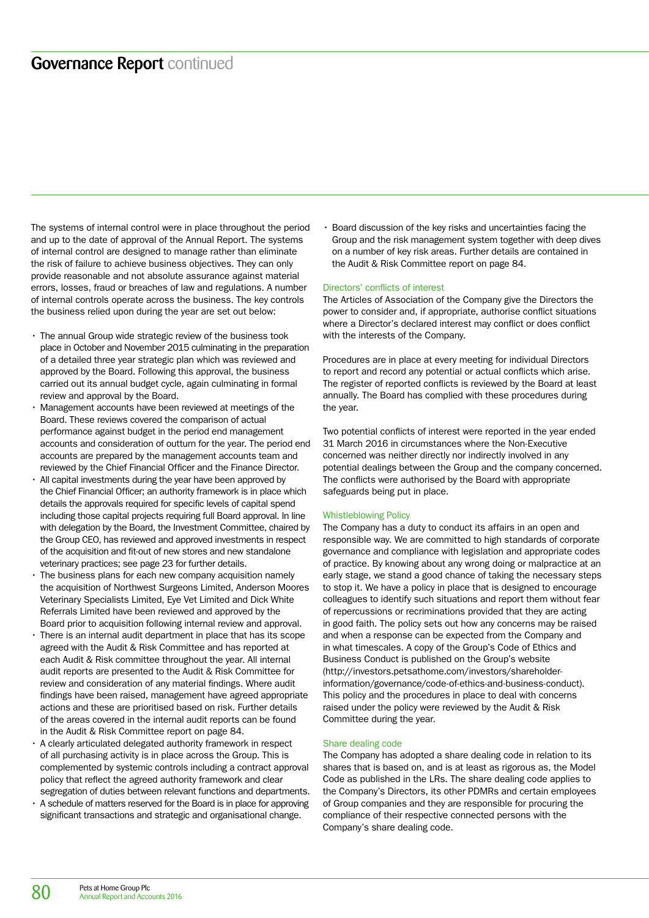# Governance Report continued

The systems of internal control were in place throughout the period and up to the date of approval of the Annual Report. The systems of internal control are designed to manage rather than eliminate the risk of failure to achieve business objectives. They can only provide reasonable and not absolute assurance against material errors, losses, fraud or breaches of law and regulations. A number of internal controls operate across the business. The key controls the business relied upon during the year are set out below:

- The annual Group wide strategic review of the business took place in October and November 2015 culminating in the preparation of a detailed three year strategic plan which was reviewed and approved by the Board. Following this approval, the business carried out its annual budget cycle, again culminating in formal review and approval by the Board.
- Management accounts have been reviewed at meetings of the Board. These reviews covered the comparison of actual performance against budget in the period end management accounts and consideration of outturn for the year. The period end accounts are prepared by the management accounts team and reviewed by the Chief Financial Officer and the Finance Director.
- All capital investments during the year have been approved by the Chief Financial Officer; an authority framework is in place which details the approvals required for specific levels of capital spend including those capital projects requiring full Board approval. In line with delegation by the Board, the Investment Committee, chaired by the Group CEO, has reviewed and approved investments in respect of the acquisition and fit-out of new stores and new standalone veterinary practices; see page 23 for further details.
- The business plans for each new company acquisition namely the acquisition of Northwest Surgeons Limited, Anderson Moores Veterinary Specialists Limited, Eye Vet Limited and Dick White Referrals Limited have been reviewed and approved by the Board prior to acquisition following internal review and approval.
- There is an internal audit department in place that has its scope agreed with the Audit & Risk Committee and has reported at each Audit & Risk committee throughout the year. All internal audit reports are presented to the Audit & Risk Committee for review and consideration of any material findings. Where audit findings have been raised, management have agreed appropriate actions and these are prioritised based on risk. Further details of the areas covered in the internal audit reports can be found in the Audit & Risk Committee report on page 84.
- A clearly articulated delegated authority framework in respect of all purchasing activity is in place across the Group. This is complemented by systemic controls including a contract approval policy that reflect the agreed authority framework and clear segregation of duties between relevant functions and departments.
- A schedule of matters reserved for the Board is in place for approving significant transactions and strategic and organisational change.
- Board discussion of the key risks and uncertainties facing the Group and the risk management system together with deep dives on a number of key risk areas. Further details are contained in the Audit & Risk Committee report on page 84.

### Directors' conflicts of interest

The Articles of Association of the Company give the Directors the power to consider and, if appropriate, authorise conflict situations where a Director's declared interest may conflict or does conflict with the interests of the Company.

Procedures are in place at every meeting for individual Directors to report and record any potential or actual conflicts which arise. The register of reported conflicts is reviewed by the Board at least annually. The Board has complied with these procedures during the year.

Two potential conflicts of interest were reported in the year ended 31 March 2016 in circumstances where the Non-Executive concerned was neither directly nor indirectly involved in any potential dealings between the Group and the company concerned. The conflicts were authorised by the Board with appropriate safeguards being put in place.

### Whistleblowing Policy

The Company has a duty to conduct its affairs in an open and responsible way. We are committed to high standards of corporate governance and compliance with legislation and appropriate codes of practice. By knowing about any wrong doing or malpractice at an early stage, we stand a good chance of taking the necessary steps to stop it. We have a policy in place that is designed to encourage colleagues to identify such situations and report them without fear of repercussions or recriminations provided that they are acting in good faith. The policy sets out how any concerns may be raised and when a response can be expected from the Company and in what timescales. A copy of the Group's Code of Ethics and Business Conduct is published on the Group's website (http://investors.petsathome.com/investors/shareholder-information/governance/code-of-ethics-and-business-conduct). This policy and the procedures in place to deal with concerns raised under the policy were reviewed by the Audit & Risk Committee during the year.

### Share dealing code

The Company has adopted a share dealing code in relation to its shares that is based on, and is at least as rigorous as, the Model Code as published in the LRs. The share dealing code applies to the Company's Directors, its other PDMRs and certain employees of Group companies and they are responsible for procuring the compliance of their respective connected persons with the Company's share dealing code.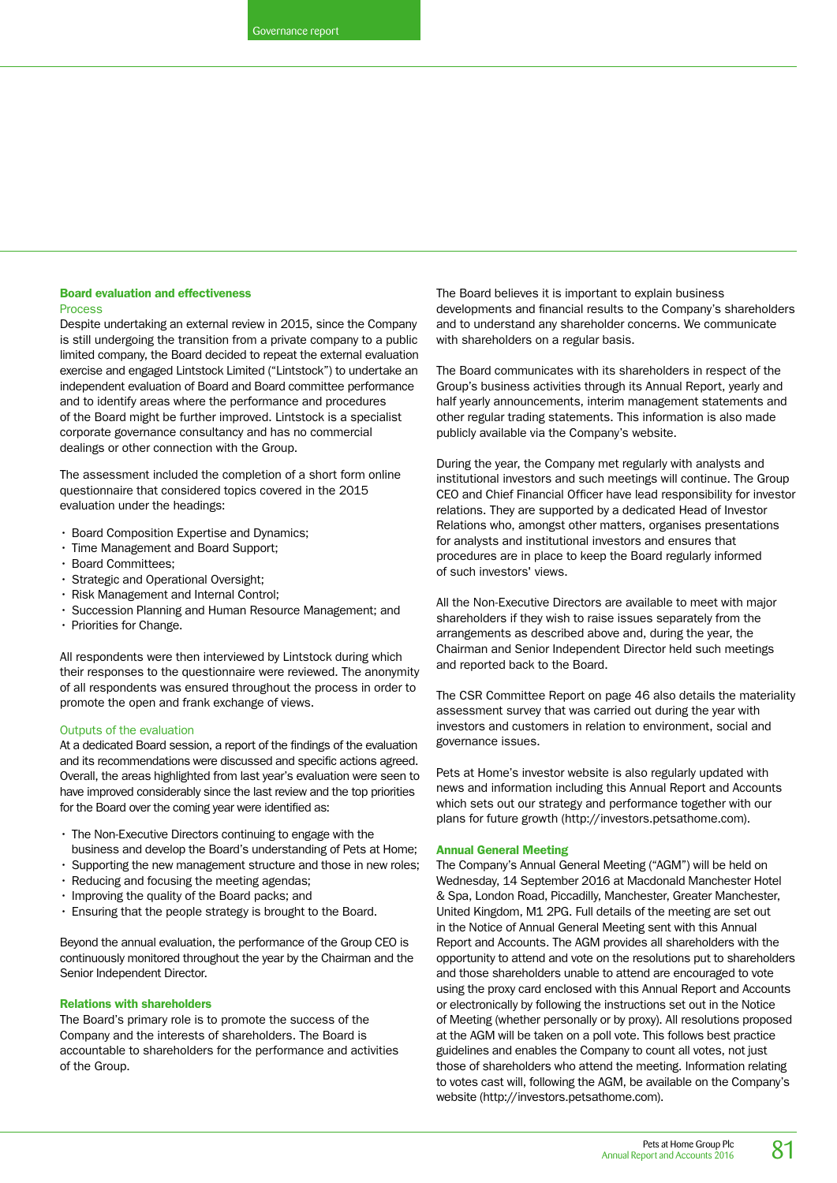## Board evaluation and effectiveness

### Process

Despite undertaking an external review in 2015, since the Company is still undergoing the transition from a private company to a public limited company, the Board decided to repeat the external evaluation exercise and engaged Lintstock Limited ("Lintstock") to undertake an independent evaluation of Board and Board committee performance and to identify areas where the performance and procedures of the Board might be further improved. Lintstock is a specialist corporate governance consultancy and has no commercial dealings or other connection with the Group.

The assessment included the completion of a short form online questionnaire that considered topics covered in the 2015 evaluation under the headings:

- Board Composition Expertise and Dynamics;
- Time Management and Board Support;
- Board Committees;
- Strategic and Operational Oversight;
- Risk Management and Internal Control;
- Succession Planning and Human Resource Management; and
- Priorities for Change.

All respondents were then interviewed by Lintstock during which their responses to the questionnaire were reviewed. The anonymity of all respondents was ensured throughout the process in order to promote the open and frank exchange of views.

### Outputs of the evaluation

At a dedicated Board session, a report of the findings of the evaluation and its recommendations were discussed and specific actions agreed. Overall, the areas highlighted from last year's evaluation were seen to have improved considerably since the last review and the top priorities for the Board over the coming year were identified as:

- The Non-Executive Directors continuing to engage with the business and develop the Board's understanding of Pets at Home;
- Supporting the new management structure and those in new roles;
- Reducing and focusing the meeting agendas;
- Improving the quality of the Board packs; and
- Ensuring that the people strategy is brought to the Board.

Beyond the annual evaluation, the performance of the Group CEO is continuously monitored throughout the year by the Chairman and the Senior Independent Director.

## Relations with shareholders

The Board's primary role is to promote the success of the Company and the interests of shareholders. The Board is accountable to shareholders for the performance and activities of the Group.

The Board believes it is important to explain business developments and financial results to the Company's shareholders and to understand any shareholder concerns. We communicate with shareholders on a regular basis.

The Board communicates with its shareholders in respect of the Group's business activities through its Annual Report, yearly and half yearly announcements, interim management statements and other regular trading statements. This information is also made publicly available via the Company's website.

During the year, the Company met regularly with analysts and institutional investors and such meetings will continue. The Group CEO and Chief Financial Officer have lead responsibility for investor relations. They are supported by a dedicated Head of Investor Relations who, amongst other matters, organises presentations for analysts and institutional investors and ensures that procedures are in place to keep the Board regularly informed of such investors' views.

All the Non-Executive Directors are available to meet with major shareholders if they wish to raise issues separately from the arrangements as described above and, during the year, the Chairman and Senior Independent Director held such meetings and reported back to the Board.

The CSR Committee Report on page 46 also details the materiality assessment survey that was carried out during the year with investors and customers in relation to environment, social and governance issues.

Pets at Home's investor website is also regularly updated with news and information including this Annual Report and Accounts which sets out our strategy and performance together with our plans for future growth (http://investors.petsathome.com).

## Annual General Meeting

The Company's Annual General Meeting ("AGM") will be held on Wednesday, 14 September 2016 at Macdonald Manchester Hotel & Spa, London Road, Piccadilly, Manchester, Greater Manchester, United Kingdom, M1 2PG. Full details of the meeting are set out in the Notice of Annual General Meeting sent with this Annual Report and Accounts. The AGM provides all shareholders with the opportunity to attend and vote on the resolutions put to shareholders and those shareholders unable to attend are encouraged to vote using the proxy card enclosed with this Annual Report and Accounts or electronically by following the instructions set out in the Notice of Meeting (whether personally or by proxy). All resolutions proposed at the AGM will be taken on a poll vote. This follows best practice guidelines and enables the Company to count all votes, not just those of shareholders who attend the meeting. Information relating to votes cast will, following the AGM, be available on the Company's website (http://investors.petsathome.com).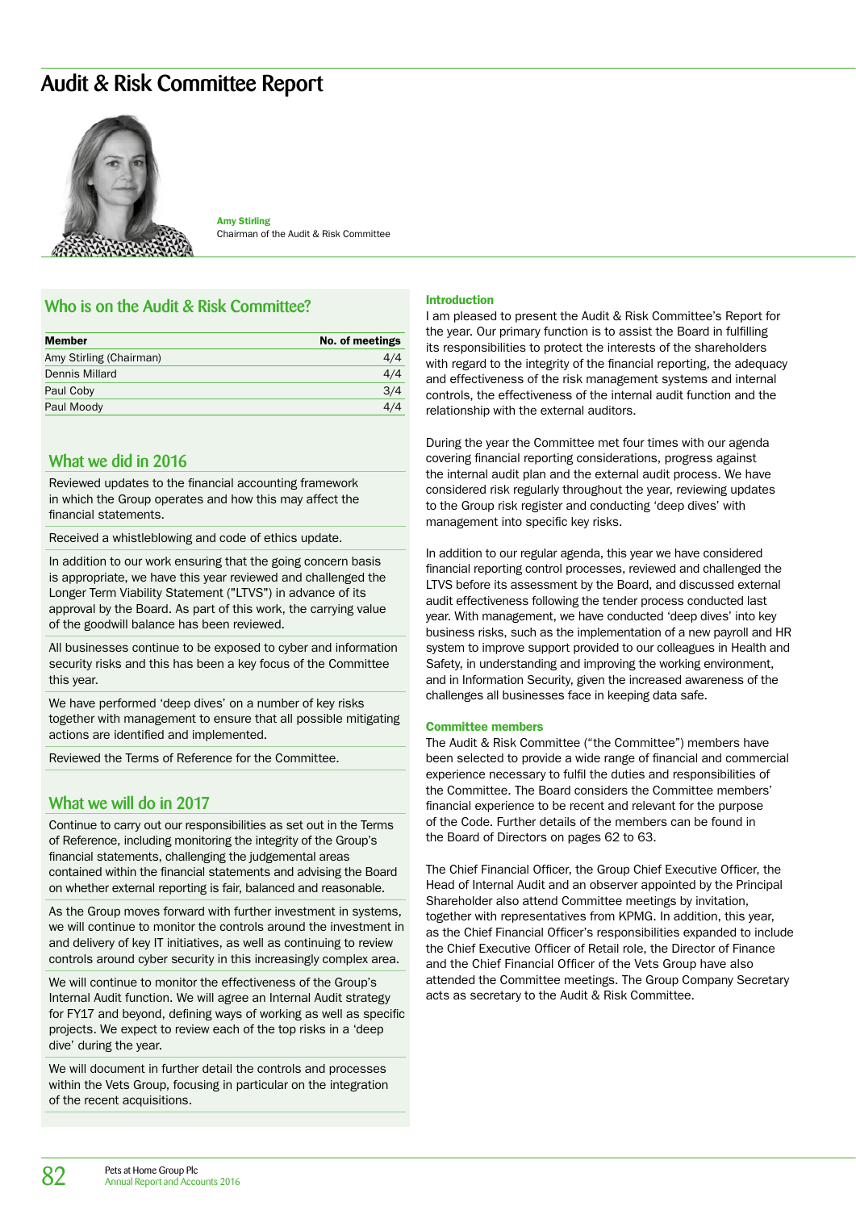# Audit & Risk Committee Report

**Amy Stirling**
Chairman of the Audit & Risk Committee

## Who is on the Audit & Risk Committee?

| Member | No. of meetings |
|---|---|
| Amy Stirling (Chairman) | 4/4 |
| Dennis Millard | 4/4 |
| Paul Coby | 3/4 |
| Paul Moody | 4/4 |

## What we did in 2016

Reviewed updates to the financial accounting framework in which the Group operates and how this may affect the financial statements.

Received a whistleblowing and code of ethics update.

In addition to our work ensuring that the going concern basis is appropriate, we have this year reviewed and challenged the Longer Term Viability Statement ("LTVS") in advance of its approval by the Board. As part of this work, the carrying value of the goodwill balance has been reviewed.

All businesses continue to be exposed to cyber and information security risks and this has been a key focus of the Committee this year.

We have performed 'deep dives' on a number of key risks together with management to ensure that all possible mitigating actions are identified and implemented.

Reviewed the Terms of Reference for the Committee.

## What we will do in 2017

Continue to carry out our responsibilities as set out in the Terms of Reference, including monitoring the integrity of the Group's financial statements, challenging the judgemental areas contained within the financial statements and advising the Board on whether external reporting is fair, balanced and reasonable.

As the Group moves forward with further investment in systems, we will continue to monitor the controls around the investment in and delivery of key IT initiatives, as well as continuing to review controls around cyber security in this increasingly complex area.

We will continue to monitor the effectiveness of the Group's Internal Audit function. We will agree an Internal Audit strategy for FY17 and beyond, defining ways of working as well as specific projects. We expect to review each of the top risks in a 'deep dive' during the year.

We will document in further detail the controls and processes within the Vets Group, focusing in particular on the integration of the recent acquisitions.

### Introduction

I am pleased to present the Audit & Risk Committee's Report for the year. Our primary function is to assist the Board in fulfilling its responsibilities to protect the interests of the shareholders with regard to the integrity of the financial reporting, the adequacy and effectiveness of the risk management systems and internal controls, the effectiveness of the internal audit function and the relationship with the external auditors.

During the year the Committee met four times with our agenda covering financial reporting considerations, progress against the internal audit plan and the external audit process. We have considered risk regularly throughout the year, reviewing updates to the Group risk register and conducting 'deep dives' with management into specific key risks.

In addition to our regular agenda, this year we have considered financial reporting control processes, reviewed and challenged the LTVS before its assessment by the Board, and discussed external audit effectiveness following the tender process conducted last year. With management, we have conducted 'deep dives' into key business risks, such as the implementation of a new payroll and HR system to improve support provided to our colleagues in Health and Safety, in understanding and improving the working environment, and in Information Security, given the increased awareness of the challenges all businesses face in keeping data safe.

### Committee members

The Audit & Risk Committee ("the Committee") members have been selected to provide a wide range of financial and commercial experience necessary to fulfil the duties and responsibilities of the Committee. The Board considers the Committee members' financial experience to be recent and relevant for the purpose of the Code. Further details of the members can be found in the Board of Directors on pages 62 to 63.

The Chief Financial Officer, the Group Chief Executive Officer, the Head of Internal Audit and an observer appointed by the Principal Shareholder also attend Committee meetings by invitation, together with representatives from KPMG. In addition, this year, as the Chief Financial Officer's responsibilities expanded to include the Chief Executive Officer of Retail role, the Director of Finance and the Chief Financial Officer of the Vets Group have also attended the Committee meetings. The Group Company Secretary acts as secretary to the Audit & Risk Committee.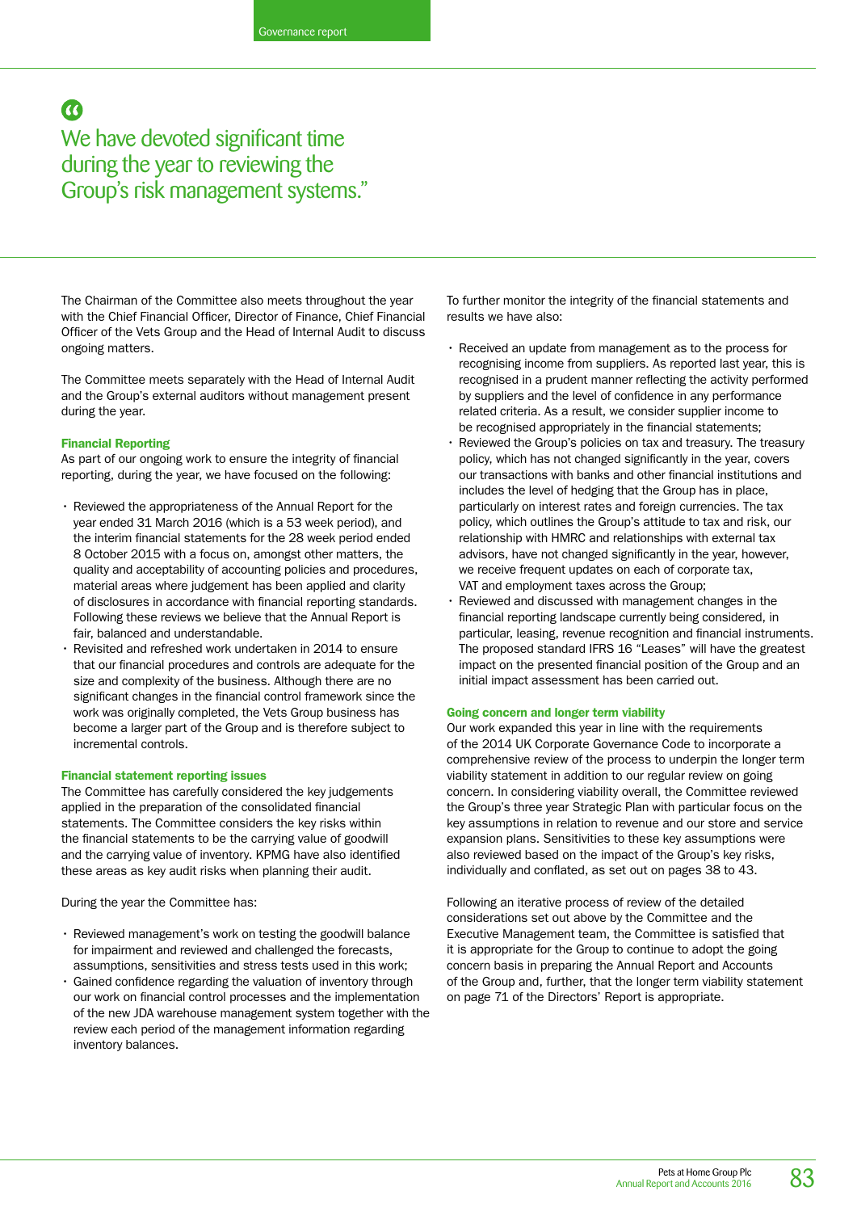> We have devoted significant time during the year to reviewing the Group's risk management systems."

The Chairman of the Committee also meets throughout the year with the Chief Financial Officer, Director of Finance, Chief Financial Officer of the Vets Group and the Head of Internal Audit to discuss ongoing matters.

The Committee meets separately with the Head of Internal Audit and the Group's external auditors without management present during the year.

**Financial Reporting**

As part of our ongoing work to ensure the integrity of financial reporting, during the year, we have focused on the following:

- Reviewed the appropriateness of the Annual Report for the year ended 31 March 2016 (which is a 53 week period), and the interim financial statements for the 28 week period ended 8 October 2015 with a focus on, amongst other matters, the quality and acceptability of accounting policies and procedures, material areas where judgement has been applied and clarity of disclosures in accordance with financial reporting standards. Following these reviews we believe that the Annual Report is fair, balanced and understandable.
- Revisited and refreshed work undertaken in 2014 to ensure that our financial procedures and controls are adequate for the size and complexity of the business. Although there are no significant changes in the financial control framework since the work was originally completed, the Vets Group business has become a larger part of the Group and is therefore subject to incremental controls.

**Financial statement reporting issues**

The Committee has carefully considered the key judgements applied in the preparation of the consolidated financial statements. The Committee considers the key risks within the financial statements to be the carrying value of goodwill and the carrying value of inventory. KPMG have also identified these areas as key audit risks when planning their audit.

During the year the Committee has:

- Reviewed management's work on testing the goodwill balance for impairment and reviewed and challenged the forecasts, assumptions, sensitivities and stress tests used in this work;
- Gained confidence regarding the valuation of inventory through our work on financial control processes and the implementation of the new JDA warehouse management system together with the review each period of the management information regarding inventory balances.

To further monitor the integrity of the financial statements and results we have also:

- Received an update from management as to the process for recognising income from suppliers. As reported last year, this is recognised in a prudent manner reflecting the activity performed by suppliers and the level of confidence in any performance related criteria. As a result, we consider supplier income to be recognised appropriately in the financial statements;
- Reviewed the Group's policies on tax and treasury. The treasury policy, which has not changed significantly in the year, covers our transactions with banks and other financial institutions and includes the level of hedging that the Group has in place, particularly on interest rates and foreign currencies. The tax policy, which outlines the Group's attitude to tax and risk, our relationship with HMRC and relationships with external tax advisors, have not changed significantly in the year, however, we receive frequent updates on each of corporate tax, VAT and employment taxes across the Group;
- Reviewed and discussed with management changes in the financial reporting landscape currently being considered, in particular, leasing, revenue recognition and financial instruments. The proposed standard IFRS 16 "Leases" will have the greatest impact on the presented financial position of the Group and an initial impact assessment has been carried out.

**Going concern and longer term viability**

Our work expanded this year in line with the requirements of the 2014 UK Corporate Governance Code to incorporate a comprehensive review of the process to underpin the longer term viability statement in addition to our regular review on going concern. In considering viability overall, the Committee reviewed the Group's three year Strategic Plan with particular focus on the key assumptions in relation to revenue and our store and service expansion plans. Sensitivities to these key assumptions were also reviewed based on the impact of the Group's key risks, individually and conflated, as set out on pages 38 to 43.

Following an iterative process of review of the detailed considerations set out above by the Committee and the Executive Management team, the Committee is satisfied that it is appropriate for the Group to continue to adopt the going concern basis in preparing the Annual Report and Accounts of the Group and, further, that the longer term viability statement on page 71 of the Directors' Report is appropriate.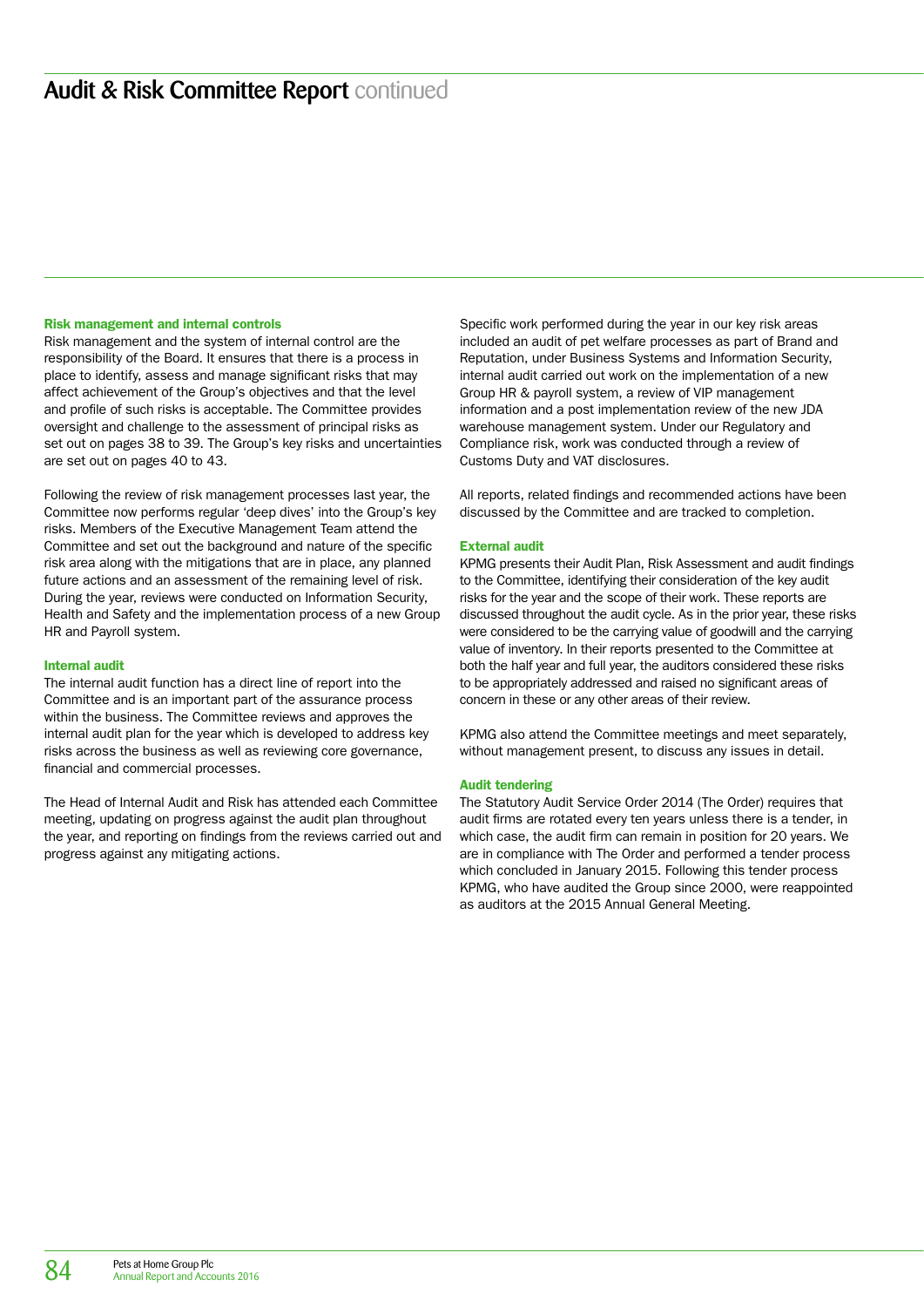# Audit & Risk Committee Report continued

### Risk management and internal controls

Risk management and the system of internal control are the responsibility of the Board. It ensures that there is a process in place to identify, assess and manage significant risks that may affect achievement of the Group's objectives and that the level and profile of such risks is acceptable. The Committee provides oversight and challenge to the assessment of principal risks as set out on pages 38 to 39. The Group's key risks and uncertainties are set out on pages 40 to 43.

Following the review of risk management processes last year, the Committee now performs regular 'deep dives' into the Group's key risks. Members of the Executive Management Team attend the Committee and set out the background and nature of the specific risk area along with the mitigations that are in place, any planned future actions and an assessment of the remaining level of risk. During the year, reviews were conducted on Information Security, Health and Safety and the implementation process of a new Group HR and Payroll system.

### Internal audit

The internal audit function has a direct line of report into the Committee and is an important part of the assurance process within the business. The Committee reviews and approves the internal audit plan for the year which is developed to address key risks across the business as well as reviewing core governance, financial and commercial processes.

The Head of Internal Audit and Risk has attended each Committee meeting, updating on progress against the audit plan throughout the year, and reporting on findings from the reviews carried out and progress against any mitigating actions.

Specific work performed during the year in our key risk areas included an audit of pet welfare processes as part of Brand and Reputation, under Business Systems and Information Security, internal audit carried out work on the implementation of a new Group HR & payroll system, a review of VIP management information and a post implementation review of the new JDA warehouse management system. Under our Regulatory and Compliance risk, work was conducted through a review of Customs Duty and VAT disclosures.

All reports, related findings and recommended actions have been discussed by the Committee and are tracked to completion.

### External audit

KPMG presents their Audit Plan, Risk Assessment and audit findings to the Committee, identifying their consideration of the key audit risks for the year and the scope of their work. These reports are discussed throughout the audit cycle. As in the prior year, these risks were considered to be the carrying value of goodwill and the carrying value of inventory. In their reports presented to the Committee at both the half year and full year, the auditors considered these risks to be appropriately addressed and raised no significant areas of concern in these or any other areas of their review.

KPMG also attend the Committee meetings and meet separately, without management present, to discuss any issues in detail.

### Audit tendering

The Statutory Audit Service Order 2014 (The Order) requires that audit firms are rotated every ten years unless there is a tender, in which case, the audit firm can remain in position for 20 years. We are in compliance with The Order and performed a tender process which concluded in January 2015. Following this tender process KPMG, who have audited the Group since 2000, were reappointed as auditors at the 2015 Annual General Meeting.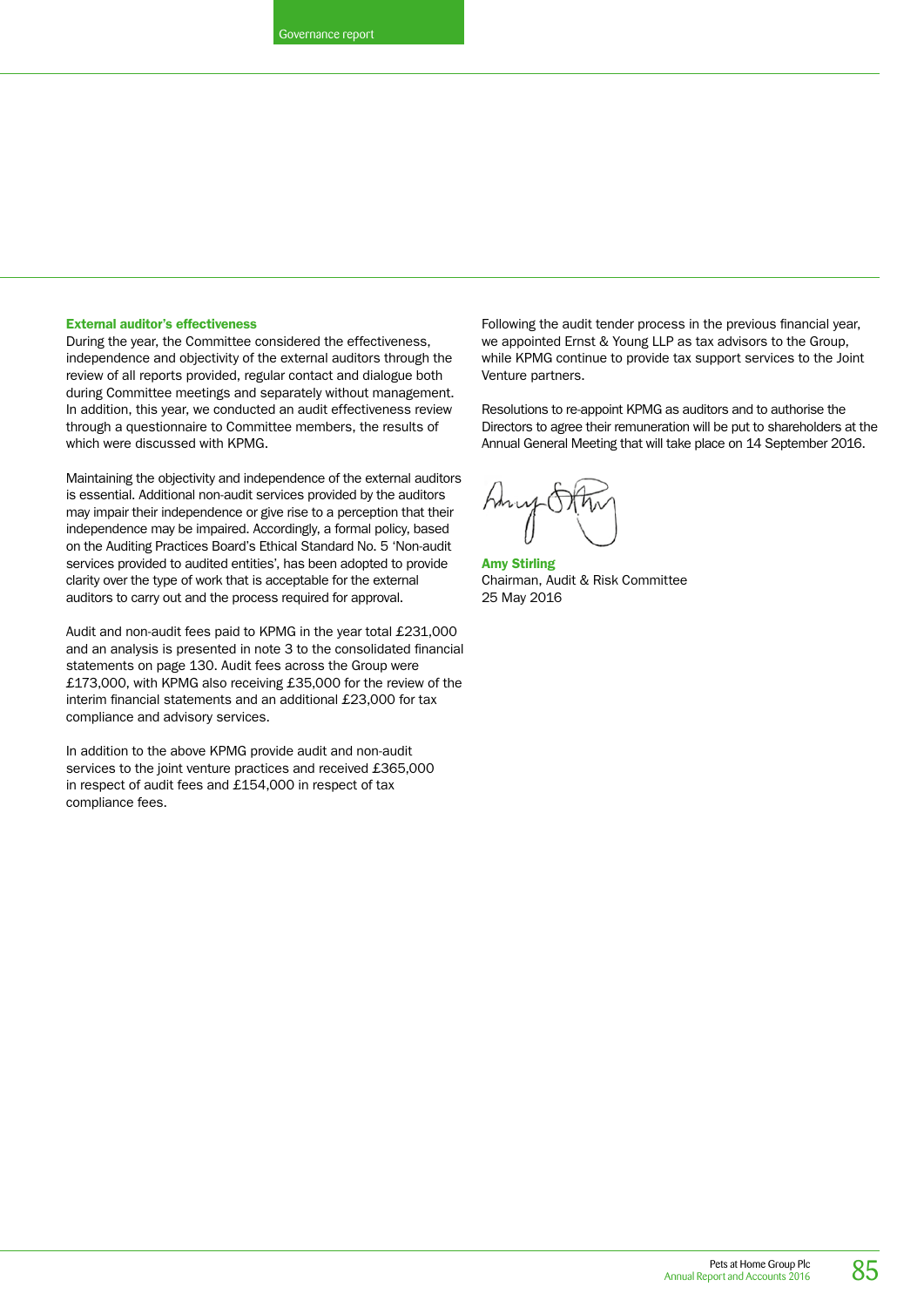### External auditor's effectiveness

During the year, the Committee considered the effectiveness, independence and objectivity of the external auditors through the review of all reports provided, regular contact and dialogue both during Committee meetings and separately without management. In addition, this year, we conducted an audit effectiveness review through a questionnaire to Committee members, the results of which were discussed with KPMG.

Maintaining the objectivity and independence of the external auditors is essential. Additional non-audit services provided by the auditors may impair their independence or give rise to a perception that their independence may be impaired. Accordingly, a formal policy, based on the Auditing Practices Board's Ethical Standard No. 5 'Non-audit services provided to audited entities', has been adopted to provide clarity over the type of work that is acceptable for the external auditors to carry out and the process required for approval.

Audit and non-audit fees paid to KPMG in the year total £231,000 and an analysis is presented in note 3 to the consolidated financial statements on page 130. Audit fees across the Group were £173,000, with KPMG also receiving £35,000 for the review of the interim financial statements and an additional £23,000 for tax compliance and advisory services.

In addition to the above KPMG provide audit and non-audit services to the joint venture practices and received £365,000 in respect of audit fees and £154,000 in respect of tax compliance fees.

Following the audit tender process in the previous financial year, we appointed Ernst & Young LLP as tax advisors to the Group, while KPMG continue to provide tax support services to the Joint Venture partners.

Resolutions to re-appoint KPMG as auditors and to authorise the Directors to agree their remuneration will be put to shareholders at the Annual General Meeting that will take place on 14 September 2016.

**Amy Stirling**
Chairman, Audit & Risk Committee
25 May 2016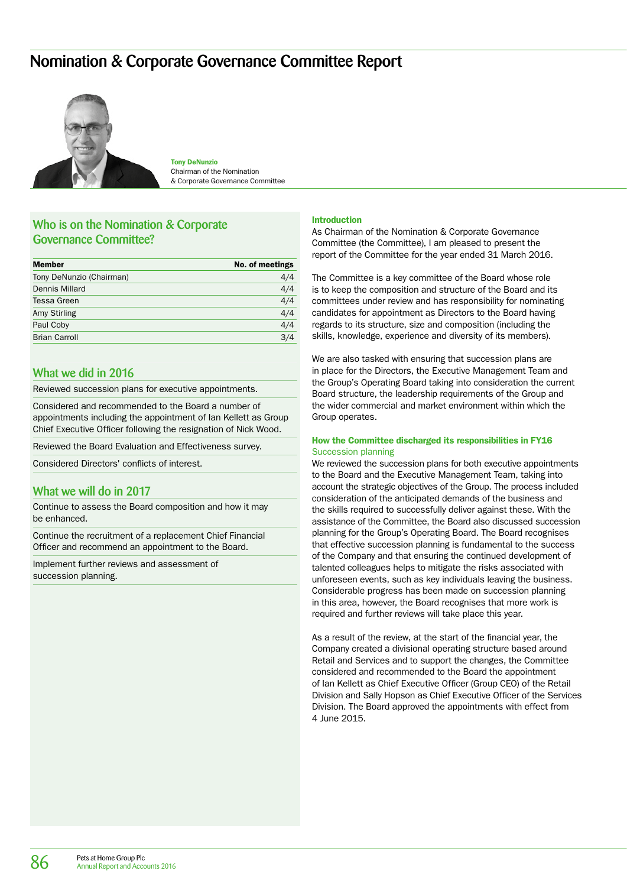# Nomination & Corporate Governance Committee Report

**Tony DeNunzio**
Chairman of the Nomination & Corporate Governance Committee

## Who is on the Nomination & Corporate Governance Committee?

| Member | No. of meetings |
|---|---|
| Tony DeNunzio (Chairman) | 4/4 |
| Dennis Millard | 4/4 |
| Tessa Green | 4/4 |
| Amy Stirling | 4/4 |
| Paul Coby | 4/4 |
| Brian Carroll | 3/4 |

## What we did in 2016

- Reviewed succession plans for executive appointments.
- Considered and recommended to the Board a number of appointments including the appointment of Ian Kellett as Group Chief Executive Officer following the resignation of Nick Wood.
- Reviewed the Board Evaluation and Effectiveness survey.
- Considered Directors' conflicts of interest.

## What we will do in 2017

- Continue to assess the Board composition and how it may be enhanced.
- Continue the recruitment of a replacement Chief Financial Officer and recommend an appointment to the Board.
- Implement further reviews and assessment of succession planning.

### Introduction

As Chairman of the Nomination & Corporate Governance Committee (the Committee), I am pleased to present the report of the Committee for the year ended 31 March 2016.

The Committee is a key committee of the Board whose role is to keep the composition and structure of the Board and its committees under review and has responsibility for nominating candidates for appointment as Directors to the Board having regards to its structure, size and composition (including the skills, knowledge, experience and diversity of its members).

We are also tasked with ensuring that succession plans are in place for the Directors, the Executive Management Team and the Group's Operating Board taking into consideration the current Board structure, the leadership requirements of the Group and the wider commercial and market environment within which the Group operates.

### How the Committee discharged its responsibilities in FY16

#### Succession planning

We reviewed the succession plans for both executive appointments to the Board and the Executive Management Team, taking into account the strategic objectives of the Group. The process included consideration of the anticipated demands of the business and the skills required to successfully deliver against these. With the assistance of the Committee, the Board also discussed succession planning for the Group's Operating Board. The Board recognises that effective succession planning is fundamental to the success of the Company and that ensuring the continued development of talented colleagues helps to mitigate the risks associated with unforeseen events, such as key individuals leaving the business. Considerable progress has been made on succession planning in this area, however, the Board recognises that more work is required and further reviews will take place this year.

As a result of the review, at the start of the financial year, the Company created a divisional operating structure based around Retail and Services and to support the changes, the Committee considered and recommended to the Board the appointment of Ian Kellett as Chief Executive Officer (Group CEO) of the Retail Division and Sally Hopson as Chief Executive Officer of the Services Division. The Board approved the appointments with effect from 4 June 2015.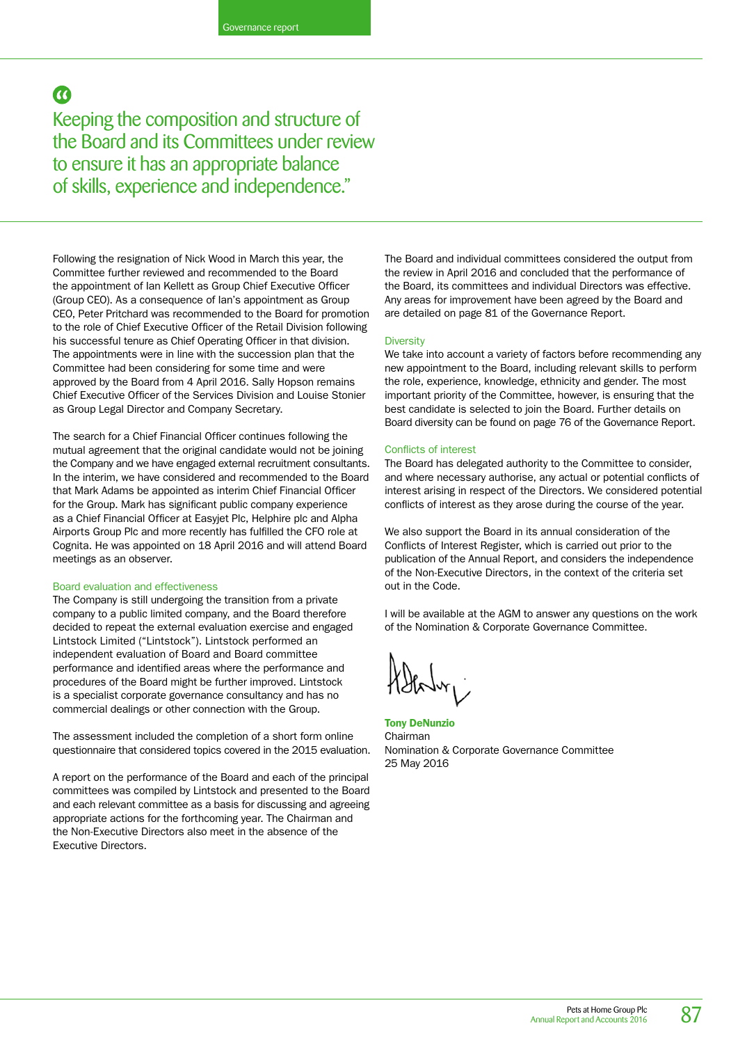> Keeping the composition and structure of the Board and its Committees under review to ensure it has an appropriate balance of skills, experience and independence."

Following the resignation of Nick Wood in March this year, the Committee further reviewed and recommended to the Board the appointment of Ian Kellett as Group Chief Executive Officer (Group CEO). As a consequence of Ian's appointment as Group CEO, Peter Pritchard was recommended to the Board for promotion to the role of Chief Executive Officer of the Retail Division following his successful tenure as Chief Operating Officer in that division. The appointments were in line with the succession plan that the Committee had been considering for some time and were approved by the Board from 4 April 2016. Sally Hopson remains Chief Executive Officer of the Services Division and Louise Stonier as Group Legal Director and Company Secretary.

The search for a Chief Financial Officer continues following the mutual agreement that the original candidate would not be joining the Company and we have engaged external recruitment consultants. In the interim, we have considered and recommended to the Board that Mark Adams be appointed as interim Chief Financial Officer for the Group. Mark has significant public company experience as a Chief Financial Officer at Easyjet Plc, Helphire plc and Alpha Airports Group Plc and more recently has fulfilled the CFO role at Cognita. He was appointed on 18 April 2016 and will attend Board meetings as an observer.

### Board evaluation and effectiveness

The Company is still undergoing the transition from a private company to a public limited company, and the Board therefore decided to repeat the external evaluation exercise and engaged Lintstock Limited ("Lintstock"). Lintstock performed an independent evaluation of Board and Board committee performance and identified areas where the performance and procedures of the Board might be further improved. Lintstock is a specialist corporate governance consultancy and has no commercial dealings or other connection with the Group.

The assessment included the completion of a short form online questionnaire that considered topics covered in the 2015 evaluation.

A report on the performance of the Board and each of the principal committees was compiled by Lintstock and presented to the Board and each relevant committee as a basis for discussing and agreeing appropriate actions for the forthcoming year. The Chairman and the Non-Executive Directors also meet in the absence of the Executive Directors.

The Board and individual committees considered the output from the review in April 2016 and concluded that the performance of the Board, its committees and individual Directors was effective. Any areas for improvement have been agreed by the Board and are detailed on page 81 of the Governance Report.

### Diversity

We take into account a variety of factors before recommending any new appointment to the Board, including relevant skills to perform the role, experience, knowledge, ethnicity and gender. The most important priority of the Committee, however, is ensuring that the best candidate is selected to join the Board. Further details on Board diversity can be found on page 76 of the Governance Report.

### Conflicts of interest

The Board has delegated authority to the Committee to consider, and where necessary authorise, any actual or potential conflicts of interest arising in respect of the Directors. We considered potential conflicts of interest as they arose during the course of the year.

We also support the Board in its annual consideration of the Conflicts of Interest Register, which is carried out prior to the publication of the Annual Report, and considers the independence of the Non-Executive Directors, in the context of the criteria set out in the Code.

I will be available at the AGM to answer any questions on the work of the Nomination & Corporate Governance Committee.

**Tony DeNunzio**
Chairman
Nomination & Corporate Governance Committee
25 May 2016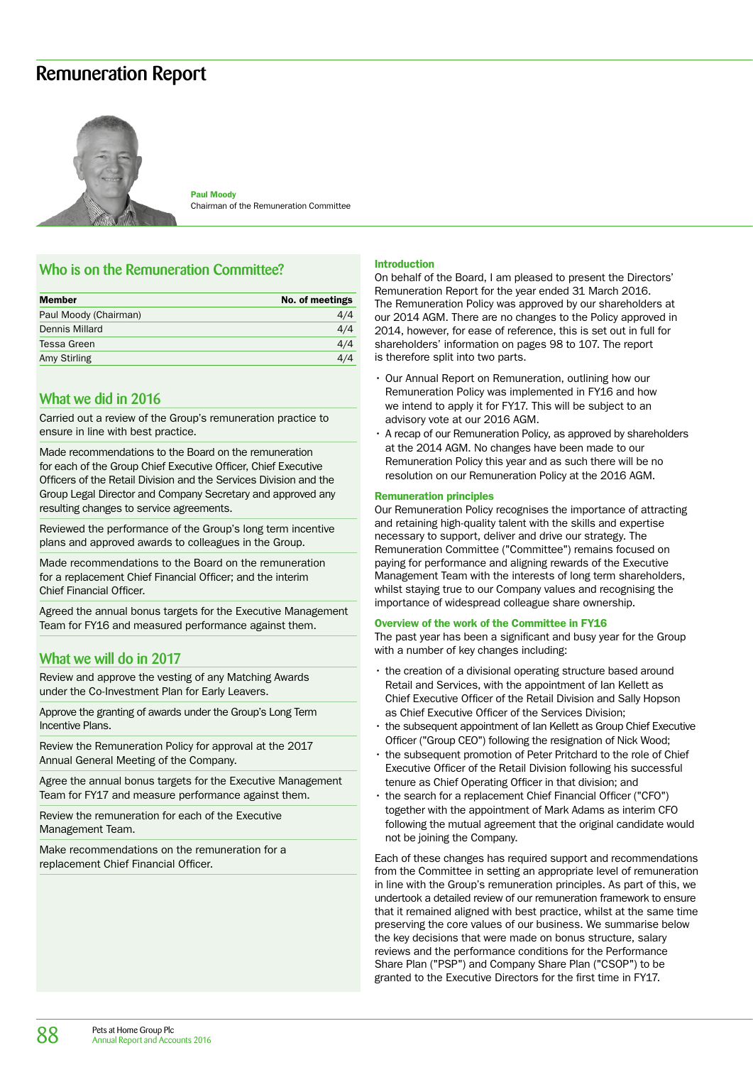# Remuneration Report

**Paul Moody**
Chairman of the Remuneration Committee

## Who is on the Remuneration Committee?

| Member | No. of meetings |
|---|---|
| Paul Moody (Chairman) | 4/4 |
| Dennis Millard | 4/4 |
| Tessa Green | 4/4 |
| Amy Stirling | 4/4 |

## What we did in 2016

Carried out a review of the Group's remuneration practice to ensure in line with best practice.

Made recommendations to the Board on the remuneration for each of the Group Chief Executive Officer, Chief Executive Officers of the Retail Division and the Services Division and the Group Legal Director and Company Secretary and approved any resulting changes to service agreements.

Reviewed the performance of the Group's long term incentive plans and approved awards to colleagues in the Group.

Made recommendations to the Board on the remuneration for a replacement Chief Financial Officer; and the interim Chief Financial Officer.

Agreed the annual bonus targets for the Executive Management Team for FY16 and measured performance against them.

## What we will do in 2017

Review and approve the vesting of any Matching Awards under the Co-Investment Plan for Early Leavers.

Approve the granting of awards under the Group's Long Term Incentive Plans.

Review the Remuneration Policy for approval at the 2017 Annual General Meeting of the Company.

Agree the annual bonus targets for the Executive Management Team for FY17 and measure performance against them.

Review the remuneration for each of the Executive Management Team.

Make recommendations on the remuneration for a replacement Chief Financial Officer.

### Introduction

On behalf of the Board, I am pleased to present the Directors' Remuneration Report for the year ended 31 March 2016. The Remuneration Policy was approved by our shareholders at our 2014 AGM. There are no changes to the Policy approved in 2014, however, for ease of reference, this is set out in full for shareholders' information on pages 98 to 107. The report is therefore split into two parts.

- Our Annual Report on Remuneration, outlining how our Remuneration Policy was implemented in FY16 and how we intend to apply it for FY17. This will be subject to an advisory vote at our 2016 AGM.
- A recap of our Remuneration Policy, as approved by shareholders at the 2014 AGM. No changes have been made to our Remuneration Policy this year and as such there will be no resolution on our Remuneration Policy at the 2016 AGM.

### Remuneration principles

Our Remuneration Policy recognises the importance of attracting and retaining high-quality talent with the skills and expertise necessary to support, deliver and drive our strategy. The Remuneration Committee ("Committee") remains focused on paying for performance and aligning rewards of the Executive Management Team with the interests of long term shareholders, whilst staying true to our Company values and recognising the importance of widespread colleague share ownership.

### Overview of the work of the Committee in FY16

The past year has been a significant and busy year for the Group with a number of key changes including:

- the creation of a divisional operating structure based around Retail and Services, with the appointment of Ian Kellett as Chief Executive Officer of the Retail Division and Sally Hopson as Chief Executive Officer of the Services Division;
- the subsequent appointment of Ian Kellett as Group Chief Executive Officer ("Group CEO") following the resignation of Nick Wood;
- the subsequent promotion of Peter Pritchard to the role of Chief Executive Officer of the Retail Division following his successful tenure as Chief Operating Officer in that division; and
- the search for a replacement Chief Financial Officer ("CFO") together with the appointment of Mark Adams as interim CFO following the mutual agreement that the original candidate would not be joining the Company.

Each of these changes has required support and recommendations from the Committee in setting an appropriate level of remuneration in line with the Group's remuneration principles. As part of this, we undertook a detailed review of our remuneration framework to ensure that it remained aligned with best practice, whilst at the same time preserving the core values of our business. We summarise below the key decisions that were made on bonus structure, salary reviews and the performance conditions for the Performance Share Plan ("PSP") and Company Share Plan ("CSOP") to be granted to the Executive Directors for the first time in FY17.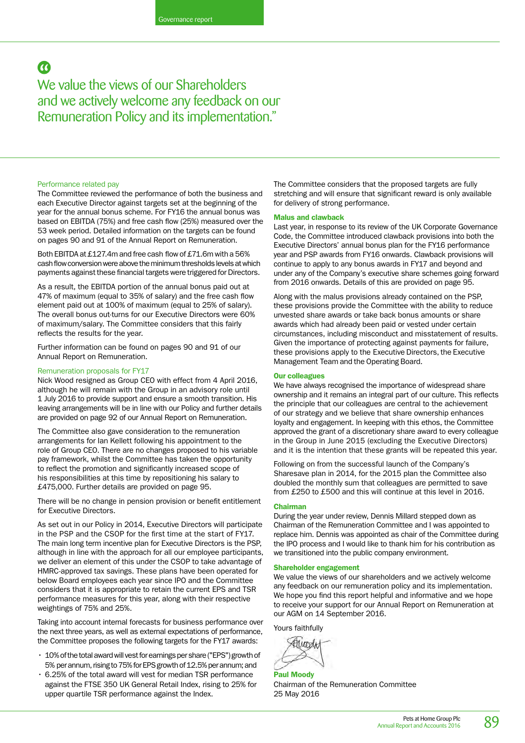> We value the views of our Shareholders and we actively welcome any feedback on our Remuneration Policy and its implementation."

### Performance related pay

The Committee reviewed the performance of both the business and each Executive Director against targets set at the beginning of the year for the annual bonus scheme. For FY16 the annual bonus was based on EBITDA (75%) and free cash flow (25%) measured over the 53 week period. Detailed information on the targets can be found on pages 90 and 91 of the Annual Report on Remuneration.

Both EBITDA at £127.4m and free cash flow of £71.6m with a 56% cash flow conversion were above the minimum thresholds levels at which payments against these financial targets were triggered for Directors.

As a result, the EBITDA portion of the annual bonus paid out at 47% of maximum (equal to 35% of salary) and the free cash flow element paid out at 100% of maximum (equal to 25% of salary). The overall bonus out-turns for our Executive Directors were 60% of maximum/salary. The Committee considers that this fairly reflects the results for the year.

Further information can be found on pages 90 and 91 of our Annual Report on Remuneration.

### Remuneration proposals for FY17

Nick Wood resigned as Group CEO with effect from 4 April 2016, although he will remain with the Group in an advisory role until 1 July 2016 to provide support and ensure a smooth transition. His leaving arrangements will be in line with our Policy and further details are provided on page 92 of our Annual Report on Remuneration.

The Committee also gave consideration to the remuneration arrangements for Ian Kellett following his appointment to the role of Group CEO. There are no changes proposed to his variable pay framework, whilst the Committee has taken the opportunity to reflect the promotion and significantly increased scope of his responsibilities at this time by repositioning his salary to £475,000. Further details are provided on page 95.

There will be no change in pension provision or benefit entitlement for Executive Directors.

As set out in our Policy in 2014, Executive Directors will participate in the PSP and the CSOP for the first time at the start of FY17. The main long term incentive plan for Executive Directors is the PSP, although in line with the approach for all our employee participants, we deliver an element of this under the CSOP to take advantage of HMRC-approved tax savings. These plans have been operated for below Board employees each year since IPO and the Committee considers that it is appropriate to retain the current EPS and TSR performance measures for this year, along with their respective weightings of 75% and 25%.

Taking into account internal forecasts for business performance over the next three years, as well as external expectations of performance, the Committee proposes the following targets for the FY17 awards:

- 10% of the total award will vest for earnings per share ("EPS") growth of 5% per annum, rising to 75% for EPS growth of 12.5% per annum; and
- 6.25% of the total award will vest for median TSR performance against the FTSE 350 UK General Retail Index, rising to 25% for upper quartile TSR performance against the Index.

The Committee considers that the proposed targets are fully stretching and will ensure that significant reward is only available for delivery of strong performance.

### Malus and clawback

Last year, in response to its review of the UK Corporate Governance Code, the Committee introduced clawback provisions into both the Executive Directors' annual bonus plan for the FY16 performance year and PSP awards from FY16 onwards. Clawback provisions will continue to apply to any bonus awards in FY17 and beyond and under any of the Company's executive share schemes going forward from 2016 onwards. Details of this are provided on page 95.

Along with the malus provisions already contained on the PSP, these provisions provide the Committee with the ability to reduce unvested share awards or take back bonus amounts or share awards which had already been paid or vested under certain circumstances, including misconduct and misstatement of results. Given the importance of protecting against payments for failure, these provisions apply to the Executive Directors, the Executive Management Team and the Operating Board.

### Our colleagues

We have always recognised the importance of widespread share ownership and it remains an integral part of our culture. This reflects the principle that our colleagues are central to the achievement of our strategy and we believe that share ownership enhances loyalty and engagement. In keeping with this ethos, the Committee approved the grant of a discretionary share award to every colleague in the Group in June 2015 (excluding the Executive Directors) and it is the intention that these grants will be repeated this year.

Following on from the successful launch of the Company's Sharesave plan in 2014, for the 2015 plan the Committee also doubled the monthly sum that colleagues are permitted to save from £250 to £500 and this will continue at this level in 2016.

### Chairman

During the year under review, Dennis Millard stepped down as Chairman of the Remuneration Committee and I was appointed to replace him. Dennis was appointed as chair of the Committee during the IPO process and I would like to thank him for his contribution as we transitioned into the public company environment.

### Shareholder engagement

We value the views of our shareholders and we actively welcome any feedback on our remuneration policy and its implementation. We hope you find this report helpful and informative and we hope to receive your support for our Annual Report on Remuneration at our AGM on 14 September 2016.

Yours faithfully

**Paul Moody**
Chairman of the Remuneration Committee
25 May 2016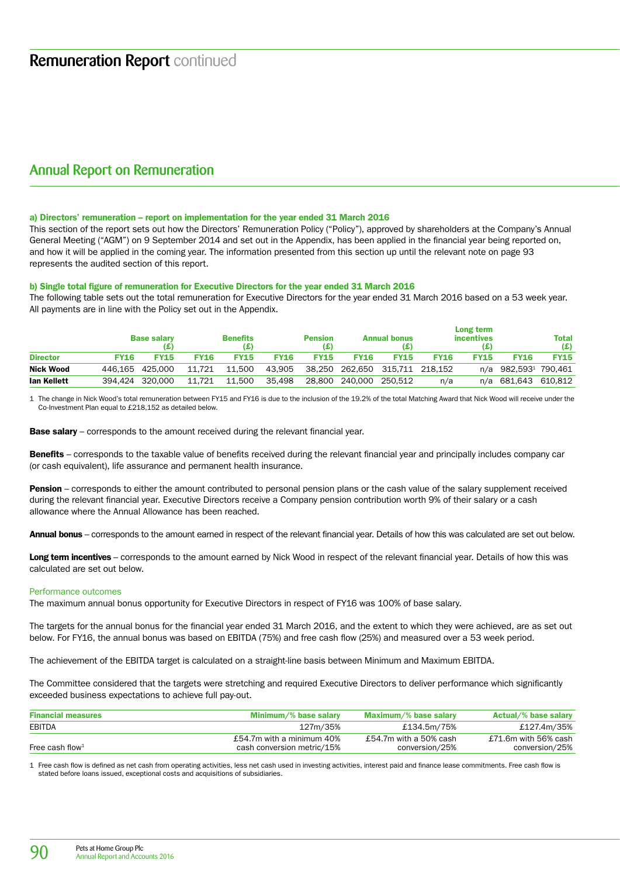# Remuneration Report continued

## Annual Report on Remuneration

#### a) Directors' remuneration – report on implementation for the year ended 31 March 2016

This section of the report sets out how the Directors' Remuneration Policy ("Policy"), approved by shareholders at the Company's Annual General Meeting ("AGM") on 9 September 2014 and set out in the Appendix, has been applied in the financial year being reported on, and how it will be applied in the coming year. The information presented from this section up until the relevant note on page 93 represents the audited section of this report.

#### b) Single total figure of remuneration for Executive Directors for the year ended 31 March 2016

The following table sets out the total remuneration for Executive Directors for the year ended 31 March 2016 based on a 53 week year. All payments are in line with the Policy set out in the Appendix.

| | Base salary (£) | | Benefits (£) | | Pension (£) | | Annual bonus (£) | | Long term incentives (£) | | Total (£) | |
|---|---|---|---|---|---|---|---|---|---|---|---|---|
| Director | FY16 | FY15 | FY16 | FY15 | FY16 | FY15 | FY16 | FY15 | FY16 | FY15 | FY16 | FY15 |
| Nick Wood | 446,165 | 425,000 | 11,721 | 11,500 | 43,905 | 38,250 | 262,650 | 315,711 | 218,152 | n/a | 982,593[1] | 790,461 |
| Ian Kellett | 394,424 | 320,000 | 11,721 | 11,500 | 35,498 | 28,800 | 240,000 | 250,512 | n/a | n/a | 681,643 | 610,812 |

1 The change in Nick Wood's total remuneration between FY15 and FY16 is due to the inclusion of the 19.2% of the total Matching Award that Nick Wood will receive under the Co-Investment Plan equal to £218,152 as detailed below.

**Base salary** – corresponds to the amount received during the relevant financial year.

**Benefits** – corresponds to the taxable value of benefits received during the relevant financial year and principally includes company car (or cash equivalent), life assurance and permanent health insurance.

**Pension** – corresponds to either the amount contributed to personal pension plans or the cash value of the salary supplement received during the relevant financial year. Executive Directors receive a Company pension contribution worth 9% of their salary or a cash allowance where the Annual Allowance has been reached.

**Annual bonus** – corresponds to the amount earned in respect of the relevant financial year. Details of how this was calculated are set out below.

**Long term incentives** – corresponds to the amount earned by Nick Wood in respect of the relevant financial year. Details of how this was calculated are set out below.

### Performance outcomes

The maximum annual bonus opportunity for Executive Directors in respect of FY16 was 100% of base salary.

The targets for the annual bonus for the financial year ended 31 March 2016, and the extent to which they were achieved, are as set out below. For FY16, the annual bonus was based on EBITDA (75%) and free cash flow (25%) and measured over a 53 week period.

The achievement of the EBITDA target is calculated on a straight-line basis between Minimum and Maximum EBITDA.

The Committee considered that the targets were stretching and required Executive Directors to deliver performance which significantly exceeded business expectations to achieve full pay-out.

| Financial measures | Minimum/% base salary | Maximum/% base salary | Actual/% base salary |
|---|---|---|---|
| EBITDA | 127m/35% | £134.5m/75% | £127.4m/35% |
| Free cash flow[1] | £54.7m with a minimum 40% cash conversion metric/15% | £54.7m with a 50% cash conversion/25% | £71.6m with 56% cash conversion/25% |

1 Free cash flow is defined as net cash from operating activities, less net cash used in investing activities, interest paid and finance lease commitments. Free cash flow is stated before loans issued, exceptional costs and acquisitions of subsidiaries.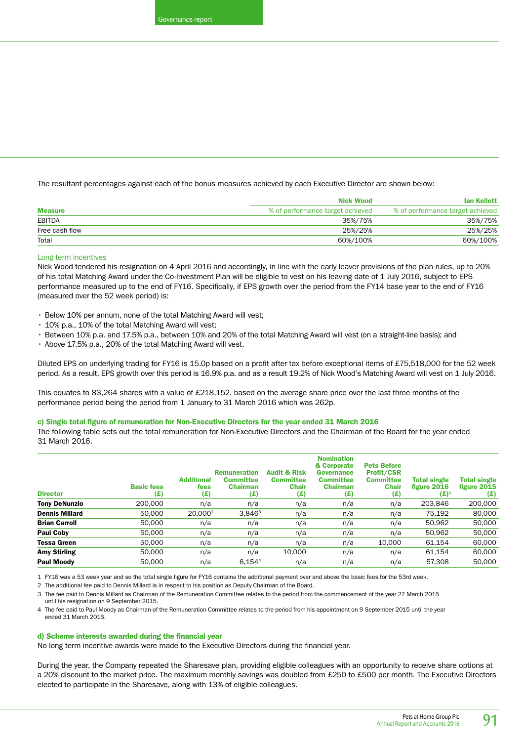The resultant percentages against each of the bonus measures achieved by each Executive Director are shown below:

| | Nick Wood | Ian Kellett |
|---|---|---|
| **Measure** | % of performance target achieved | % of performance target achieved |
| EBITDA | 35%/75% | 35%/75% |
| Free cash flow | 25%/25% | 25%/25% |
| Total | 60%/100% | 60%/100% |

### Long term incentives

Nick Wood tendered his resignation on 4 April 2016 and accordingly, in line with the early leaver provisions of the plan rules, up to 20% of his total Matching Award under the Co-Investment Plan will be eligible to vest on his leaving date of 1 July 2016, subject to EPS performance measured up to the end of FY16. Specifically, if EPS growth over the period from the FY14 base year to the end of FY16 (measured over the 52 week period) is:

- Below 10% per annum, none of the total Matching Award will vest;
- 10% p.a., 10% of the total Matching Award will vest;
- Between 10% p.a. and 17.5% p.a., between 10% and 20% of the total Matching Award will vest (on a straight-line basis); and
- Above 17.5% p.a., 20% of the total Matching Award will vest.

Diluted EPS on underlying trading for FY16 is 15.0p based on a profit after tax before exceptional items of £75,518,000 for the 52 week period. As a result, EPS growth over this period is 16.9% p.a. and as a result 19.2% of Nick Wood's Matching Award will vest on 1 July 2016.

This equates to 83,264 shares with a value of £218,152, based on the average share price over the last three months of the performance period being the period from 1 January to 31 March 2016 which was 262p.

### c) Single total figure of remuneration for Non-Executive Directors for the year ended 31 March 2016

The following table sets out the total remuneration for Non-Executive Directors and the Chairman of the Board for the year ended 31 March 2016.

| Director | Basic fees (£) | Additional fees (£) | Remuneration Committee Chairman (£) | Audit & Risk Committee Chair (£) | Nomination & Corporate Governance Committee Chairman (£) | Pets Before Profit/CSR Committee Chair (£) | Total single figure 2016 (£)[1] | Total single figure 2015 (£) |
|---|---|---|---|---|---|---|---|---|
| **Tony DeNunzio** | 200,000 | n/a | n/a | n/a | n/a | n/a | 203,846 | 200,000 |
| **Dennis Millard** | 50,000 | 20,000[2] | 3,846[3] | n/a | n/a | n/a | 75,192 | 80,000 |
| **Brian Carroll** | 50,000 | n/a | n/a | n/a | n/a | n/a | 50,962 | 50,000 |
| **Paul Coby** | 50,000 | n/a | n/a | n/a | n/a | n/a | 50,962 | 50,000 |
| **Tessa Green** | 50,000 | n/a | n/a | n/a | n/a | 10,000 | 61,154 | 60,000 |
| **Amy Stirling** | 50,000 | n/a | n/a | 10,000 | n/a | n/a | 61,154 | 60,000 |
| **Paul Moody** | 50,000 | n/a | 6,154[4] | n/a | n/a | n/a | 57,308 | 50,000 |

1 FY16 was a 53 week year and so the total single figure for FY16 contains the additional payment over and above the basic fees for the 53rd week.

2 The additional fee paid to Dennis Millard is in respect to his position as Deputy Chairman of the Board.

3 The fee paid to Dennis Millard as Chairman of the Remuneration Committee relates to the period from the commencement of the year 27 March 2015 until his resignation on 9 September 2015.

4 The fee paid to Paul Moody as Chairman of the Remuneration Committee relates to the period from his appointment on 9 September 2015 until the year ended 31 March 2016.

### d) Scheme interests awarded during the financial year

No long term incentive awards were made to the Executive Directors during the financial year.

During the year, the Company repeated the Sharesave plan, providing eligible colleagues with an opportunity to receive share options at a 20% discount to the market price. The maximum monthly savings was doubled from £250 to £500 per month. The Executive Directors elected to participate in the Sharesave, along with 13% of eligible colleagues.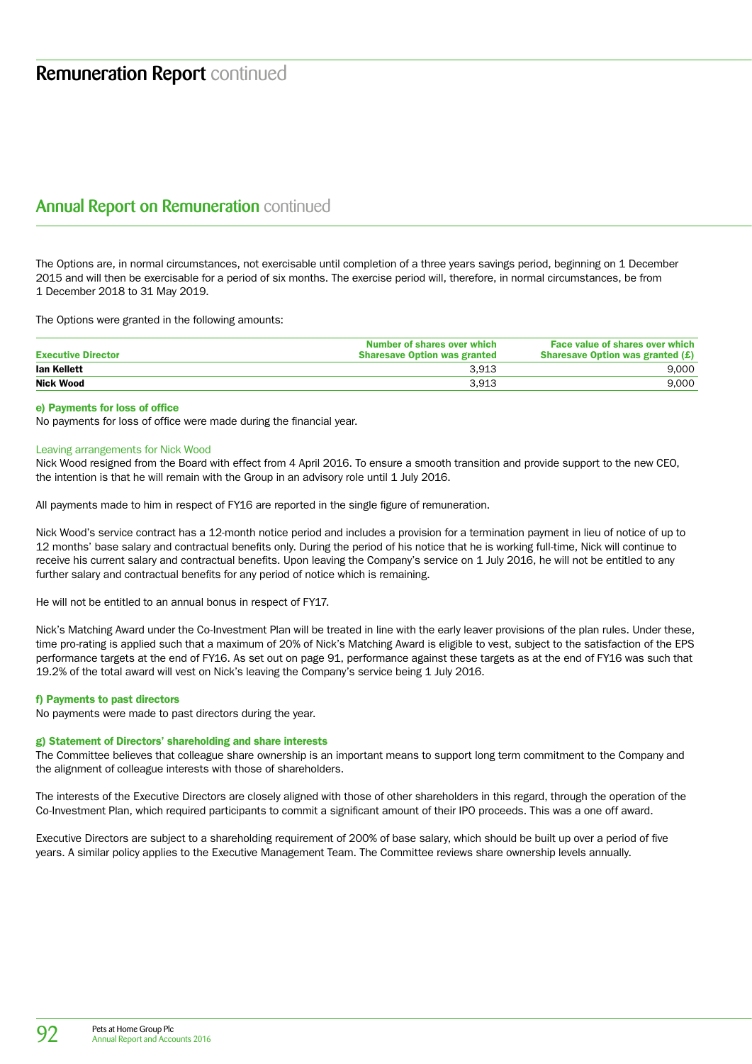# Remuneration Report continued

## Annual Report on Remuneration continued

The Options are, in normal circumstances, not exercisable until completion of a three years savings period, beginning on 1 December 2015 and will then be exercisable for a period of six months. The exercise period will, therefore, in normal circumstances, be from 1 December 2018 to 31 May 2019.

The Options were granted in the following amounts:

| Executive Director | Number of shares over which Sharesave Option was granted | Face value of shares over which Sharesave Option was granted (£) |
|---|---|---|
| **Ian Kellett** | 3,913 | 9,000 |
| **Nick Wood** | 3,913 | 9,000 |

### e) Payments for loss of office

No payments for loss of office were made during the financial year.

#### Leaving arrangements for Nick Wood

Nick Wood resigned from the Board with effect from 4 April 2016. To ensure a smooth transition and provide support to the new CEO, the intention is that he will remain with the Group in an advisory role until 1 July 2016.

All payments made to him in respect of FY16 are reported in the single figure of remuneration.

Nick Wood's service contract has a 12-month notice period and includes a provision for a termination payment in lieu of notice of up to 12 months' base salary and contractual benefits only. During the period of his notice that he is working full-time, Nick will continue to receive his current salary and contractual benefits. Upon leaving the Company's service on 1 July 2016, he will not be entitled to any further salary and contractual benefits for any period of notice which is remaining.

He will not be entitled to an annual bonus in respect of FY17.

Nick's Matching Award under the Co-Investment Plan will be treated in line with the early leaver provisions of the plan rules. Under these, time pro-rating is applied such that a maximum of 20% of Nick's Matching Award is eligible to vest, subject to the satisfaction of the EPS performance targets at the end of FY16. As set out on page 91, performance against these targets as at the end of FY16 was such that 19.2% of the total award will vest on Nick's leaving the Company's service being 1 July 2016.

### f) Payments to past directors

No payments were made to past directors during the year.

### g) Statement of Directors' shareholding and share interests

The Committee believes that colleague share ownership is an important means to support long term commitment to the Company and the alignment of colleague interests with those of shareholders.

The interests of the Executive Directors are closely aligned with those of other shareholders in this regard, through the operation of the Co-Investment Plan, which required participants to commit a significant amount of their IPO proceeds. This was a one off award.

Executive Directors are subject to a shareholding requirement of 200% of base salary, which should be built up over a period of five years. A similar policy applies to the Executive Management Team. The Committee reviews share ownership levels annually.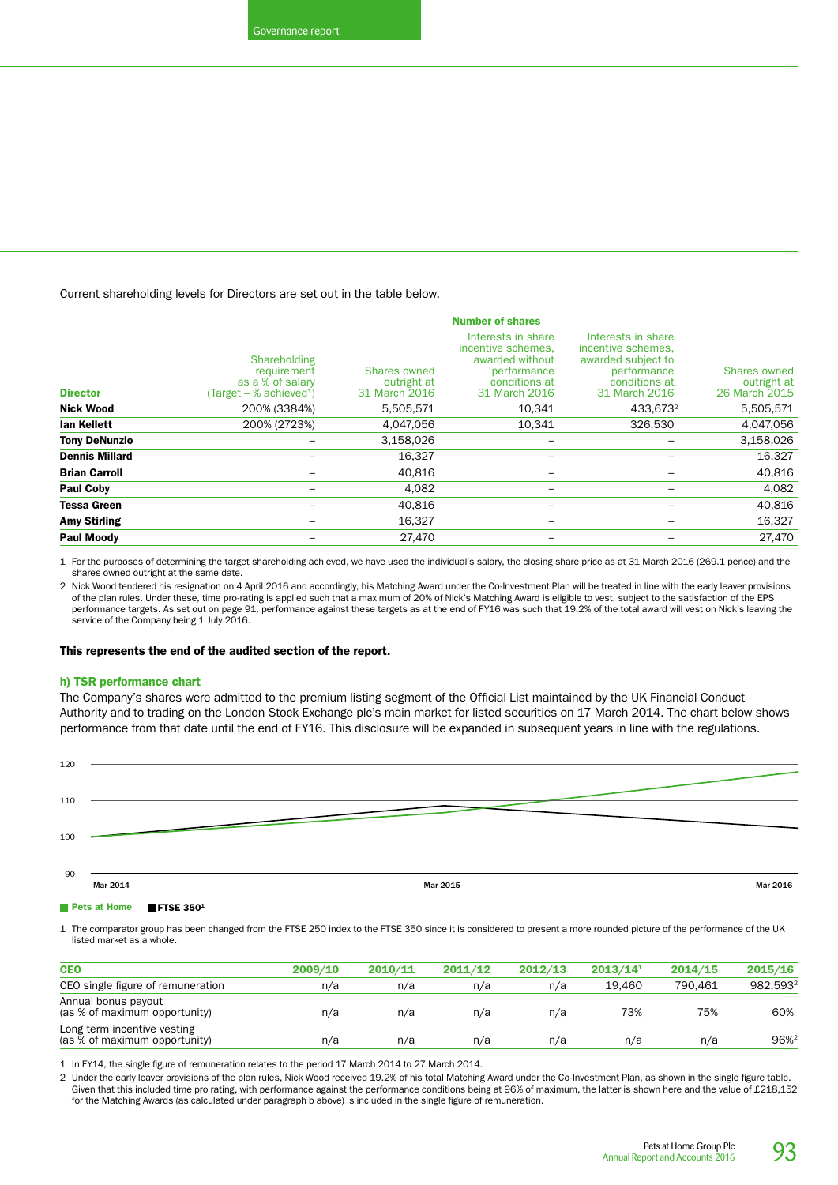Current shareholding levels for Directors are set out in the table below.

| Director | Shareholding requirement as a % of salary (Target – % achieved[1]) | Number of shares: Shares owned outright at 31 March 2016 | Number of shares: Interests in share incentive schemes, awarded without performance conditions at 31 March 2016 | Number of shares: Interests in share incentive schemes, awarded subject to performance conditions at 31 March 2016 | Shares owned outright at 26 March 2015 |
|---|---|---|---|---|---|
| **Nick Wood** | 200% (3384%) | 5,505,571 | 10,341 | 433,673[2] | 5,505,571 |
| **Ian Kellett** | 200% (2723%) | 4,047,056 | 10,341 | 326,530 | 4,047,056 |
| **Tony DeNunzio** | – | 3,158,026 | – | – | 3,158,026 |
| **Dennis Millard** | – | 16,327 | – | – | 16,327 |
| **Brian Carroll** | – | 40,816 | – | – | 40,816 |
| **Paul Coby** | – | 4,082 | – | – | 4,082 |
| **Tessa Green** | – | 40,816 | – | – | 40,816 |
| **Amy Stirling** | – | 16,327 | – | – | 16,327 |
| **Paul Moody** | – | 27,470 | – | – | 27,470 |

1 For the purposes of determining the target shareholding achieved, we have used the individual's salary, the closing share price as at 31 March 2016 (269.1 pence) and the shares owned outright at the same date.

2 Nick Wood tendered his resignation on 4 April 2016 and accordingly, his Matching Award under the Co-Investment Plan will be treated in line with the early leaver provisions of the plan rules. Under these, time pro-rating is applied such that a maximum of 20% of Nick's Matching Award is eligible to vest, subject to the satisfaction of the EPS performance targets. As set out on page 91, performance against these targets as at the end of FY16 was such that 19.2% of the total award will vest on Nick's leaving the service of the Company being 1 July 2016.

**This represents the end of the audited section of the report.**

### h) TSR performance chart

The Company's shares were admitted to the premium listing segment of the Official List maintained by the UK Financial Conduct Authority and to trading on the London Stock Exchange plc's main market for listed securities on 17 March 2014. The chart below shows performance from that date until the end of FY16. This disclosure will be expanded in subsequent years in line with the regulations.

Pets at Home | FTSE 350[1]

1 The comparator group has been changed from the FTSE 250 index to the FTSE 350 since it is considered to present a more rounded picture of the performance of the UK listed market as a whole.

| CEO | 2009/10 | 2010/11 | 2011/12 | 2012/13 | 2013/14[1] | 2014/15 | 2015/16 |
|---|---|---|---|---|---|---|---|
| CEO single figure of remuneration | n/a | n/a | n/a | n/a | 19,460 | 790,461 | 982,593[2] |
| Annual bonus payout (as % of maximum opportunity) | n/a | n/a | n/a | n/a | 73% | 75% | 60% |
| Long term incentive vesting (as % of maximum opportunity) | n/a | n/a | n/a | n/a | n/a | n/a | 96%[2] |

1 In FY14, the single figure of remuneration relates to the period 17 March 2014 to 27 March 2014.

2 Under the early leaver provisions of the plan rules, Nick Wood received 19.2% of his total Matching Award under the Co-Investment Plan, as shown in the single figure table. Given that this included time pro rating, with performance against the performance conditions being at 96% of maximum, the latter is shown here and the value of £218,152 for the Matching Awards (as calculated under paragraph b above) is included in the single figure of remuneration.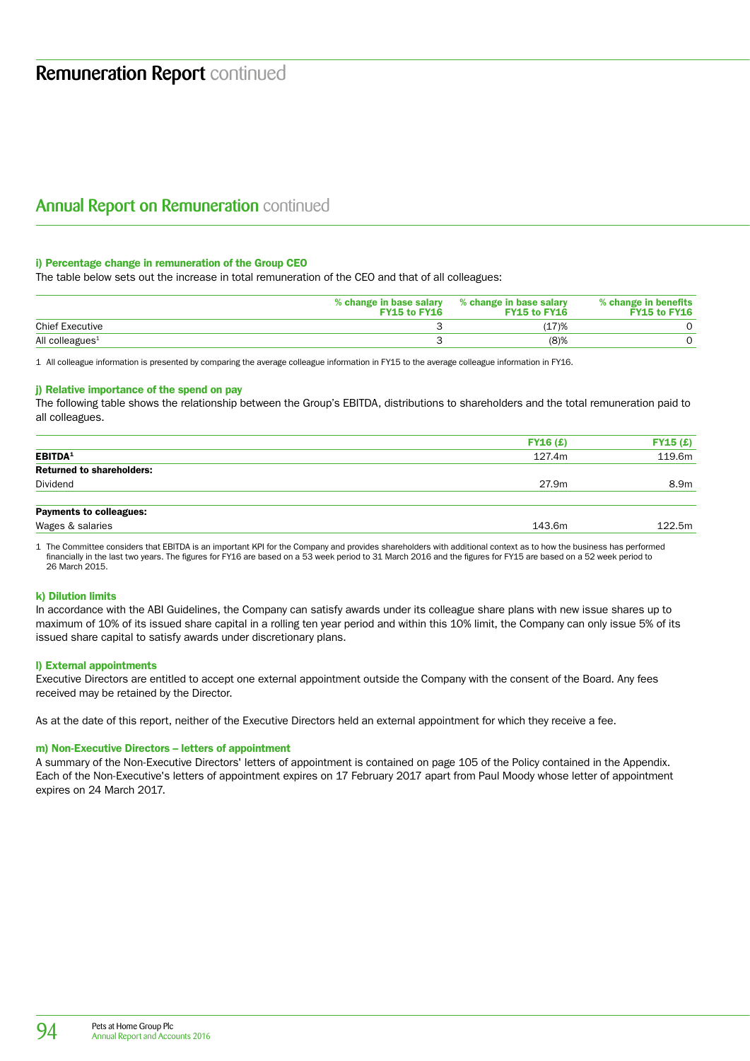# Remuneration Report continued

## Annual Report on Remuneration continued

#### i) Percentage change in remuneration of the Group CEO

The table below sets out the increase in total remuneration of the CEO and that of all colleagues:

| | % change in base salary FY15 to FY16 | % change in base salary FY15 to FY16 | % change in benefits FY15 to FY16 |
|---|---|---|---|
| Chief Executive | 3 | (17)% | 0 |
| All colleagues[1] | 3 | (8)% | 0 |

1 All colleague information is presented by comparing the average colleague information in FY15 to the average colleague information in FY16.

#### j) Relative importance of the spend on pay

The following table shows the relationship between the Group's EBITDA, distributions to shareholders and the total remuneration paid to all colleagues.

| | FY16 (£) | FY15 (£) |
|---|---|---|
| **EBITDA[1]** | 127.4m | 119.6m |
| **Returned to shareholders:** | | |
| Dividend | 27.9m | 8.9m |
| **Payments to colleagues:** | | |
| Wages & salaries | 143.6m | 122.5m |

1 The Committee considers that EBITDA is an important KPI for the Company and provides shareholders with additional context as to how the business has performed financially in the last two years. The figures for FY16 are based on a 53 week period to 31 March 2016 and the figures for FY15 are based on a 52 week period to 26 March 2015.

#### k) Dilution limits

In accordance with the ABI Guidelines, the Company can satisfy awards under its colleague share plans with new issue shares up to maximum of 10% of its issued share capital in a rolling ten year period and within this 10% limit, the Company can only issue 5% of its issued share capital to satisfy awards under discretionary plans.

#### l) External appointments

Executive Directors are entitled to accept one external appointment outside the Company with the consent of the Board. Any fees received may be retained by the Director.

As at the date of this report, neither of the Executive Directors held an external appointment for which they receive a fee.

#### m) Non-Executive Directors – letters of appointment

A summary of the Non-Executive Directors' letters of appointment is contained on page 105 of the Policy contained in the Appendix. Each of the Non-Executive's letters of appointment expires on 17 February 2017 apart from Paul Moody whose letter of appointment expires on 24 March 2017.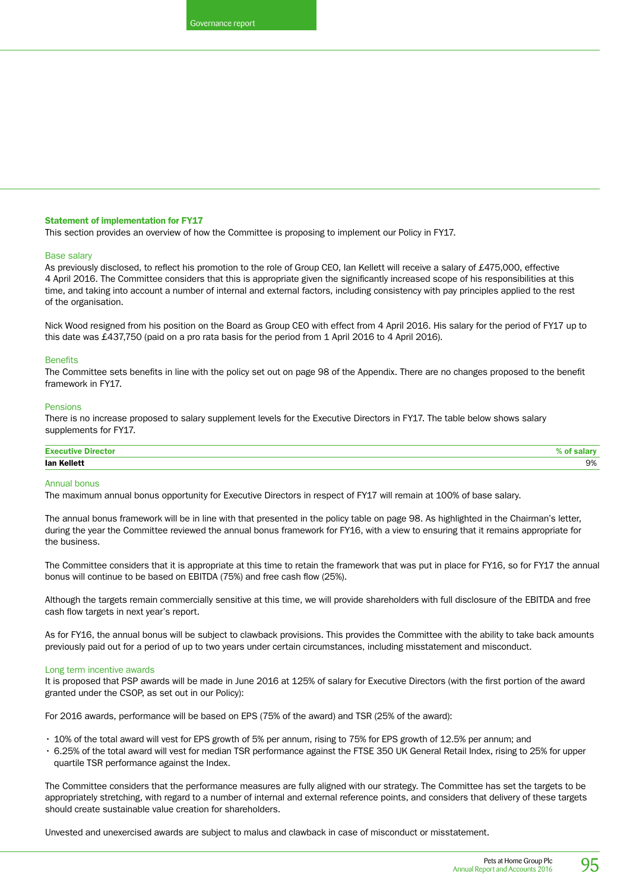### Statement of implementation for FY17

This section provides an overview of how the Committee is proposing to implement our Policy in FY17.

#### Base salary

As previously disclosed, to reflect his promotion to the role of Group CEO, Ian Kellett will receive a salary of £475,000, effective 4 April 2016. The Committee considers that this is appropriate given the significantly increased scope of his responsibilities at this time, and taking into account a number of internal and external factors, including consistency with pay principles applied to the rest of the organisation.

Nick Wood resigned from his position on the Board as Group CEO with effect from 4 April 2016. His salary for the period of FY17 up to this date was £437,750 (paid on a pro rata basis for the period from 1 April 2016 to 4 April 2016).

#### Benefits

The Committee sets benefits in line with the policy set out on page 98 of the Appendix. There are no changes proposed to the benefit framework in FY17.

#### Pensions

There is no increase proposed to salary supplement levels for the Executive Directors in FY17. The table below shows salary supplements for FY17.

| Executive Director | % of salary |
|---|---|
| **Ian Kellett** | 9% |

#### Annual bonus

The maximum annual bonus opportunity for Executive Directors in respect of FY17 will remain at 100% of base salary.

The annual bonus framework will be in line with that presented in the policy table on page 98. As highlighted in the Chairman's letter, during the year the Committee reviewed the annual bonus framework for FY16, with a view to ensuring that it remains appropriate for the business.

The Committee considers that it is appropriate at this time to retain the framework that was put in place for FY16, so for FY17 the annual bonus will continue to be based on EBITDA (75%) and free cash flow (25%).

Although the targets remain commercially sensitive at this time, we will provide shareholders with full disclosure of the EBITDA and free cash flow targets in next year's report.

As for FY16, the annual bonus will be subject to clawback provisions. This provides the Committee with the ability to take back amounts previously paid out for a period of up to two years under certain circumstances, including misstatement and misconduct.

#### Long term incentive awards

It is proposed that PSP awards will be made in June 2016 at 125% of salary for Executive Directors (with the first portion of the award granted under the CSOP, as set out in our Policy):

For 2016 awards, performance will be based on EPS (75% of the award) and TSR (25% of the award):

- 10% of the total award will vest for EPS growth of 5% per annum, rising to 75% for EPS growth of 12.5% per annum; and
- 6.25% of the total award will vest for median TSR performance against the FTSE 350 UK General Retail Index, rising to 25% for upper quartile TSR performance against the Index.

The Committee considers that the performance measures are fully aligned with our strategy. The Committee has set the targets to be appropriately stretching, with regard to a number of internal and external reference points, and considers that delivery of these targets should create sustainable value creation for shareholders.

Unvested and unexercised awards are subject to malus and clawback in case of misconduct or misstatement.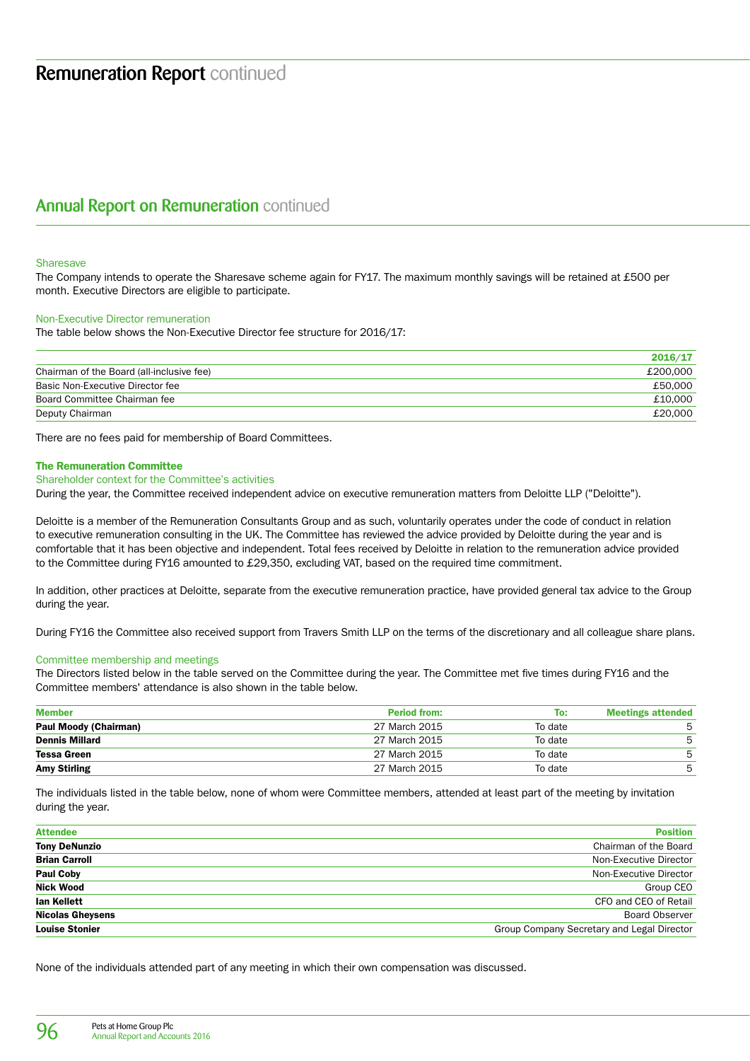# Remuneration Report continued

## Annual Report on Remuneration continued

### Sharesave

The Company intends to operate the Sharesave scheme again for FY17. The maximum monthly savings will be retained at £500 per month. Executive Directors are eligible to participate.

### Non-Executive Director remuneration

The table below shows the Non-Executive Director fee structure for 2016/17:

| | 2016/17 |
|---|---|
| Chairman of the Board (all-inclusive fee) | £200,000 |
| Basic Non-Executive Director fee | £50,000 |
| Board Committee Chairman fee | £10,000 |
| Deputy Chairman | £20,000 |

There are no fees paid for membership of Board Committees.

### The Remuneration Committee

#### Shareholder context for the Committee's activities

During the year, the Committee received independent advice on executive remuneration matters from Deloitte LLP ("Deloitte").

Deloitte is a member of the Remuneration Consultants Group and as such, voluntarily operates under the code of conduct in relation to executive remuneration consulting in the UK. The Committee has reviewed the advice provided by Deloitte during the year and is comfortable that it has been objective and independent. Total fees received by Deloitte in relation to the remuneration advice provided to the Committee during FY16 amounted to £29,350, excluding VAT, based on the required time commitment.

In addition, other practices at Deloitte, separate from the executive remuneration practice, have provided general tax advice to the Group during the year.

During FY16 the Committee also received support from Travers Smith LLP on the terms of the discretionary and all colleague share plans.

#### Committee membership and meetings

The Directors listed below in the table served on the Committee during the year. The Committee met five times during FY16 and the Committee members' attendance is also shown in the table below.

| Member | Period from: | To: | Meetings attended |
|---|---|---|---|
| **Paul Moody (Chairman)** | 27 March 2015 | To date | 5 |
| **Dennis Millard** | 27 March 2015 | To date | 5 |
| **Tessa Green** | 27 March 2015 | To date | 5 |
| **Amy Stirling** | 27 March 2015 | To date | 5 |

The individuals listed in the table below, none of whom were Committee members, attended at least part of the meeting by invitation during the year.

| Attendee | Position |
|---|---|
| **Tony DeNunzio** | Chairman of the Board |
| **Brian Carroll** | Non-Executive Director |
| **Paul Coby** | Non-Executive Director |
| **Nick Wood** | Group CEO |
| **Ian Kellett** | CFO and CEO of Retail |
| **Nicolas Gheysens** | Board Observer |
| **Louise Stonier** | Group Company Secretary and Legal Director |

None of the individuals attended part of any meeting in which their own compensation was discussed.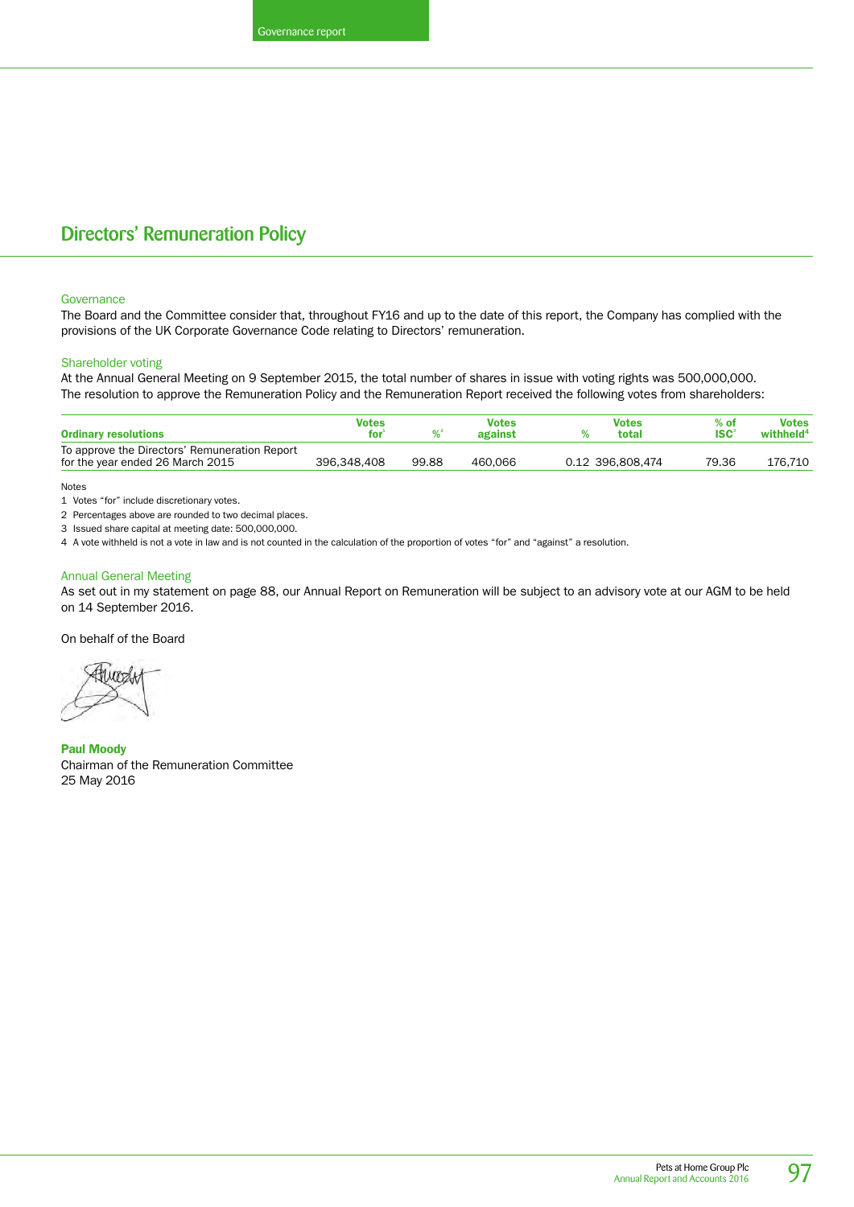# Directors' Remuneration Policy

### Governance

The Board and the Committee consider that, throughout FY16 and up to the date of this report, the Company has complied with the provisions of the UK Corporate Governance Code relating to Directors' remuneration.

### Shareholder voting

At the Annual General Meeting on 9 September 2015, the total number of shares in issue with voting rights was 500,000,000. The resolution to approve the Remuneration Policy and the Remuneration Report received the following votes from shareholders:

| Ordinary resolutions | Votes for[1] | %[2] | Votes against | % | Votes total | % of ISC[3] | Votes withheld[4] |
|---|---|---|---|---|---|---|---|
| To approve the Directors' Remuneration Report for the year ended 26 March 2015 | 396,348,408 | 99.88 | 460,066 | 0.12 | 396,808,474 | 79.36 | 176,710 |

Notes

1 Votes "for" include discretionary votes.

2 Percentages above are rounded to two decimal places.

3 Issued share capital at meeting date: 500,000,000.

4 A vote withheld is not a vote in law and is not counted in the calculation of the proportion of votes "for" and "against" a resolution.

### Annual General Meeting

As set out in my statement on page 88, our Annual Report on Remuneration will be subject to an advisory vote at our AGM to be held on 14 September 2016.

On behalf of the Board

**Paul Moody**
Chairman of the Remuneration Committee
25 May 2016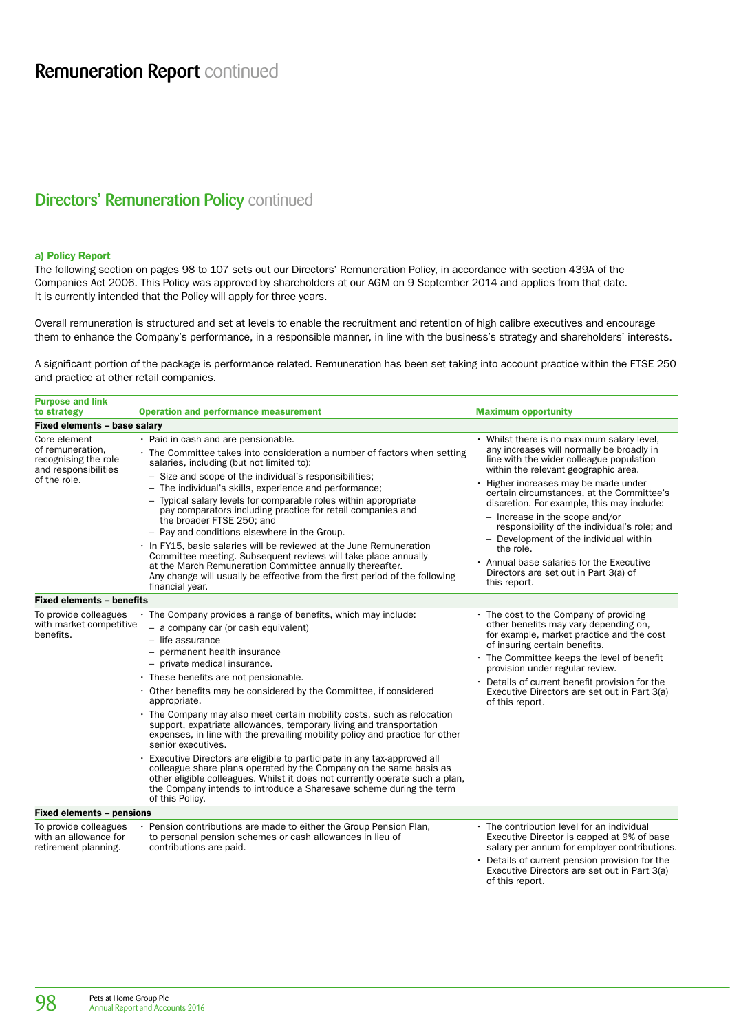# Remuneration Report continued

## Directors' Remuneration Policy continued

### a) Policy Report

The following section on pages 98 to 107 sets out our Directors' Remuneration Policy, in accordance with section 439A of the Companies Act 2006. This Policy was approved by shareholders at our AGM on 9 September 2014 and applies from that date. It is currently intended that the Policy will apply for three years.

Overall remuneration is structured and set at levels to enable the recruitment and retention of high calibre executives and encourage them to enhance the Company's performance, in a responsible manner, in line with the business's strategy and shareholders' interests.

A significant portion of the package is performance related. Remuneration has been set taking into account practice within the FTSE 250 and practice at other retail companies.

| Purpose and link to strategy | Operation and performance measurement | Maximum opportunity |
|---|---|---|
| **Fixed elements – base salary** | | |
| Core element of remuneration, recognising the role and responsibilities of the role. | • Paid in cash and are pensionable.<br>• The Committee takes into consideration a number of factors when setting salaries, including (but not limited to):<br>– Size and scope of the individual's responsibilities;<br>– The individual's skills, experience and performance;<br>– Typical salary levels for comparable roles within appropriate pay comparators including practice for retail companies and the broader FTSE 250; and<br>– Pay and conditions elsewhere in the Group.<br>• In FY15, basic salaries will be reviewed at the June Remuneration Committee meeting. Subsequent reviews will take place annually at the March Remuneration Committee annually thereafter. Any change will usually be effective from the first period of the following financial year. | • Whilst there is no maximum salary level, any increases will normally be broadly in line with the wider colleague population within the relevant geographic area.<br>• Higher increases may be made under certain circumstances, at the Committee's discretion. For example, this may include:<br>– Increase in the scope and/or responsibility of the individual's role; and<br>– Development of the individual within the role.<br>• Annual base salaries for the Executive Directors are set out in Part 3(a) of this report. |
| **Fixed elements – benefits** | | |
| To provide colleagues with market competitive benefits. | • The Company provides a range of benefits, which may include:<br>– a company car (or cash equivalent)<br>– life assurance<br>– permanent health insurance<br>– private medical insurance.<br>• These benefits are not pensionable.<br>• Other benefits may be considered by the Committee, if considered appropriate.<br>• The Company may also meet certain mobility costs, such as relocation support, expatriate allowances, temporary living and transportation expenses, in line with the prevailing mobility policy and practice for other senior executives.<br>• Executive Directors are eligible to participate in any tax-approved all colleague share plans operated by the Company on the same basis as other eligible colleagues. Whilst it does not currently operate such a plan, the Company intends to introduce a Sharesave scheme during the term of this Policy. | • The cost to the Company of providing other benefits may vary depending on, for example, market practice and the cost of insuring certain benefits.<br>• The Committee keeps the level of benefit provision under regular review.<br>• Details of current benefit provision for the Executive Directors are set out in Part 3(a) of this report. |
| **Fixed elements – pensions** | | |
| To provide colleagues with an allowance for retirement planning. | • Pension contributions are made to either the Group Pension Plan, to personal pension schemes or cash allowances in lieu of contributions are paid. | • The contribution level for an individual Executive Director is capped at 9% of base salary per annum for employer contributions.<br>• Details of current pension provision for the Executive Directors are set out in Part 3(a) of this report. |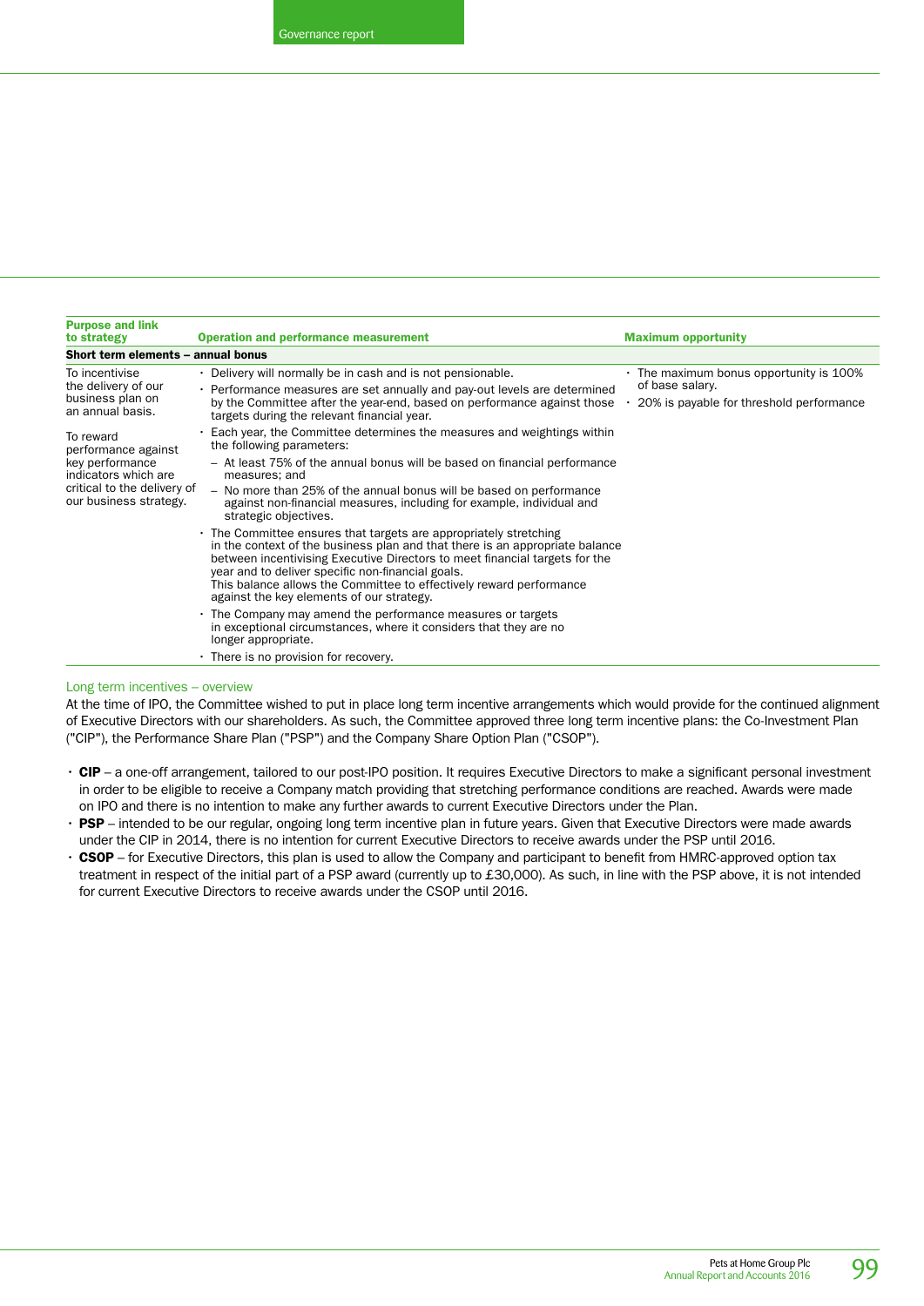| Purpose and link to strategy | Operation and performance measurement | Maximum opportunity |
|---|---|---|
| **Short term elements – annual bonus** | | |
| To incentivise the delivery of our business plan on an annual basis.<br><br>To reward performance against key performance indicators which are critical to the delivery of our business strategy. | • Delivery will normally be in cash and is not pensionable.<br>• Performance measures are set annually and pay-out levels are determined by the Committee after the year-end, based on performance against those targets during the relevant financial year.<br>• Each year, the Committee determines the measures and weightings within the following parameters:<br>– At least 75% of the annual bonus will be based on financial performance measures; and<br>– No more than 25% of the annual bonus will be based on performance against non-financial measures, including for example, individual and strategic objectives.<br>• The Committee ensures that targets are appropriately stretching in the context of the business plan and that there is an appropriate balance between incentivising Executive Directors to meet financial targets for the year and to deliver specific non-financial goals. This balance allows the Committee to effectively reward performance against the key elements of our strategy.<br>• The Company may amend the performance measures or targets in exceptional circumstances, where it considers that they are no longer appropriate.<br>• There is no provision for recovery. | • The maximum bonus opportunity is 100% of base salary.<br>• 20% is payable for threshold performance |

## Long term incentives – overview

At the time of IPO, the Committee wished to put in place long term incentive arrangements which would provide for the continued alignment of Executive Directors with our shareholders. As such, the Committee approved three long term incentive plans: the Co-Investment Plan ("CIP"), the Performance Share Plan ("PSP") and the Company Share Option Plan ("CSOP").

- **CIP** – a one-off arrangement, tailored to our post-IPO position. It requires Executive Directors to make a significant personal investment in order to be eligible to receive a Company match providing that stretching performance conditions are reached. Awards were made on IPO and there is no intention to make any further awards to current Executive Directors under the Plan.
- **PSP** – intended to be our regular, ongoing long term incentive plan in future years. Given that Executive Directors were made awards under the CIP in 2014, there is no intention for current Executive Directors to receive awards under the PSP until 2016.
- **CSOP** – for Executive Directors, this plan is used to allow the Company and participant to benefit from HMRC-approved option tax treatment in respect of the initial part of a PSP award (currently up to £30,000). As such, in line with the PSP above, it is not intended for current Executive Directors to receive awards under the CSOP until 2016.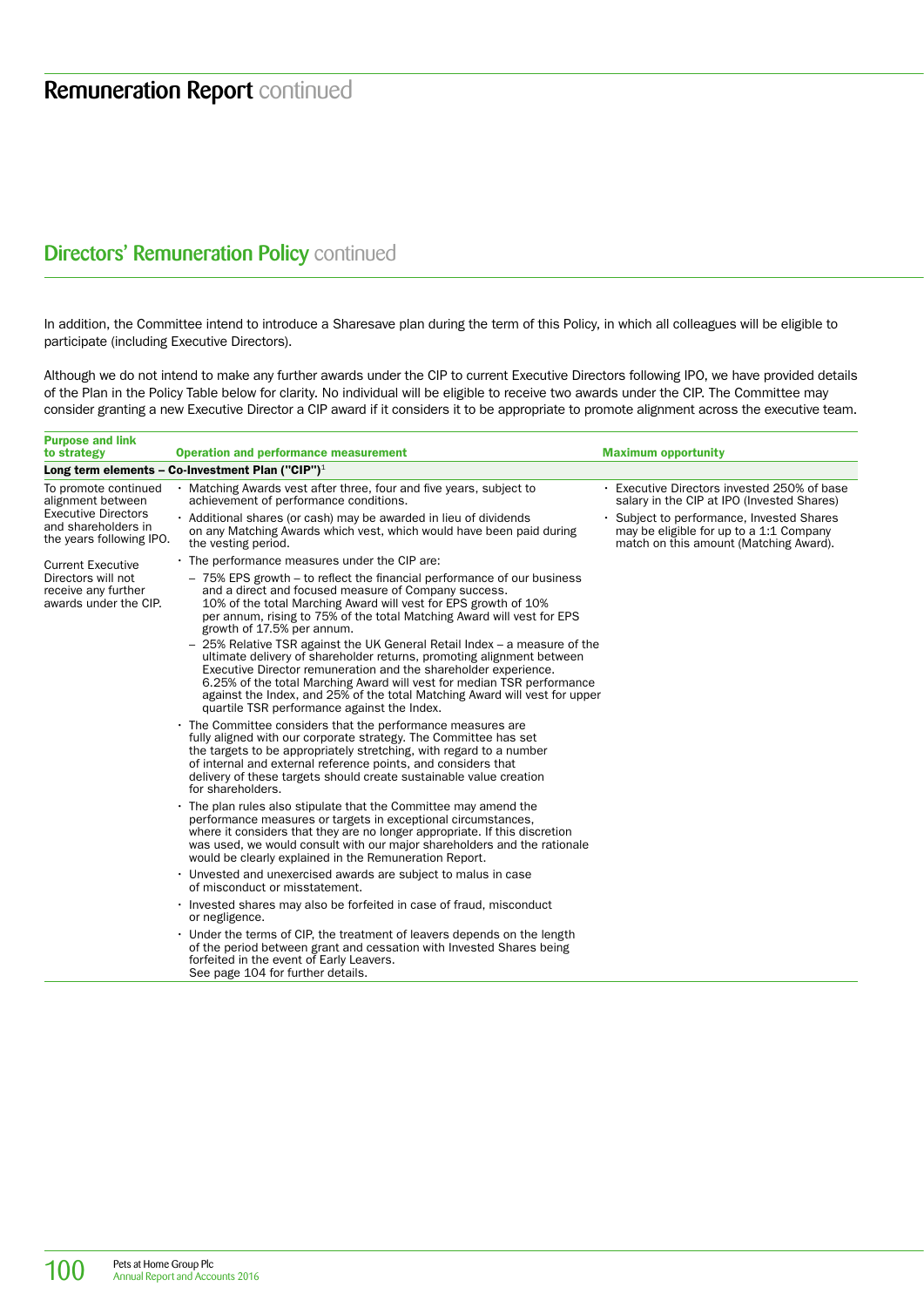# Remuneration Report continued

## Directors' Remuneration Policy continued

In addition, the Committee intend to introduce a Sharesave plan during the term of this Policy, in which all colleagues will be eligible to participate (including Executive Directors).

Although we do not intend to make any further awards under the CIP to current Executive Directors following IPO, we have provided details of the Plan in the Policy Table below for clarity. No individual will be eligible to receive two awards under the CIP. The Committee may consider granting a new Executive Director a CIP award if it considers it to be appropriate to promote alignment across the executive team.

| Purpose and link to strategy | Operation and performance measurement | Maximum opportunity |
|---|---|---|
| **Long term elements – Co-Investment Plan ("CIP")**[1] | | |
| To promote continued alignment between Executive Directors and shareholders in the years following IPO.<br><br>Current Executive Directors will not receive any further awards under the CIP. | • Matching Awards vest after three, four and five years, subject to achievement of performance conditions.<br>• Additional shares (or cash) may be awarded in lieu of dividends on any Matching Awards which vest, which would have been paid during the vesting period.<br>• The performance measures under the CIP are:<br>– 75% EPS growth – to reflect the financial performance of our business and a direct and focused measure of Company success. 10% of the total Marching Award will vest for EPS growth of 10% per annum, rising to 75% of the total Matching Award will vest for EPS growth of 17.5% per annum.<br>– 25% Relative TSR against the UK General Retail Index – a measure of the ultimate delivery of shareholder returns, promoting alignment between Executive Director remuneration and the shareholder experience. 6.25% of the total Marching Award will vest for median TSR performance against the Index, and 25% of the total Matching Award will vest for upper quartile TSR performance against the Index.<br>• The Committee considers that the performance measures are fully aligned with our corporate strategy. The Committee has set the targets to be appropriately stretching, with regard to a number of internal and external reference points, and considers that delivery of these targets should create sustainable value creation for shareholders.<br>• The plan rules also stipulate that the Committee may amend the performance measures or targets in exceptional circumstances, where it considers that they are no longer appropriate. If this discretion was used, we would consult with our major shareholders and the rationale would be clearly explained in the Remuneration Report.<br>• Unvested and unexercised awards are subject to malus in case of misconduct or misstatement.<br>• Invested shares may also be forfeited in case of fraud, misconduct or negligence.<br>• Under the terms of CIP, the treatment of leavers depends on the length of the period between grant and cessation with Invested Shares being forfeited in the event of Early Leavers. See page 104 for further details. | • Executive Directors invested 250% of base salary in the CIP at IPO (Invested Shares)<br>• Subject to performance, Invested Shares may be eligible for up to a 1:1 Company match on this amount (Matching Award). |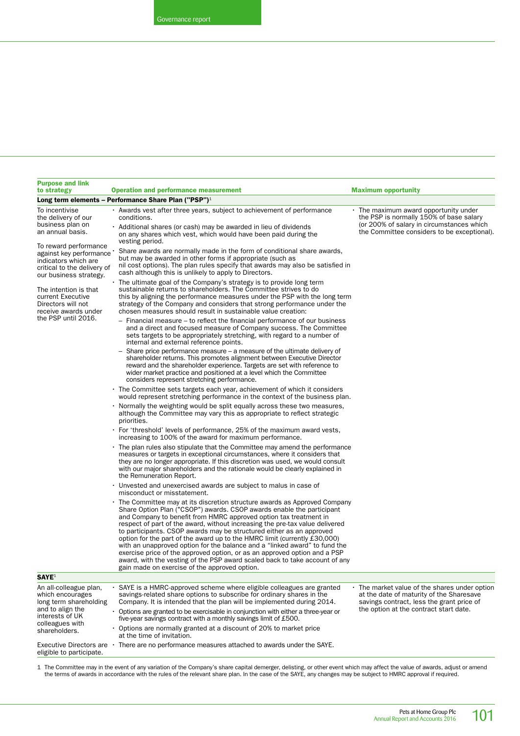| Purpose and link to strategy | Operation and performance measurement | Maximum opportunity |
|---|---|---|
| **Long term elements – Performance Share Plan ("PSP")[1]** | | |
| To incentivise the delivery of our business plan on an annual basis.<br><br>To reward performance against key performance indicators which are critical to the delivery of our business strategy.<br><br>The intention is that current Executive Directors will not receive awards under the PSP until 2016. | • Awards vest after three years, subject to achievement of performance conditions.<br>• Additional shares (or cash) may be awarded in lieu of dividends on any shares which vest, which would have been paid during the vesting period.<br>• Share awards are normally made in the form of conditional share awards, but may be awarded in other forms if appropriate (such as nil cost options). The plan rules specify that awards may also be satisfied in cash although this is unlikely to apply to Directors.<br>• The ultimate goal of the Company's strategy is to provide long term sustainable returns to shareholders. The Committee strives to do this by aligning the performance measures under the PSP with the long term strategy of the Company and considers that strong performance under the chosen measures should result in sustainable value creation:<br>– Financial measure – to reflect the financial performance of our business and a direct and focused measure of Company success. The Committee sets targets to be appropriately stretching, with regard to a number of internal and external reference points.<br>– Share price performance measure – a measure of the ultimate delivery of shareholder returns. This promotes alignment between Executive Director reward and the shareholder experience. Targets are set with reference to wider market practice and positioned at a level which the Committee considers represent stretching performance.<br>• The Committee sets targets each year, achievement of which it considers would represent stretching performance in the context of the business plan.<br>• Normally the weighting would be split equally across these two measures, although the Committee may vary this as appropriate to reflect strategic priorities.<br>• For 'threshold' levels of performance, 25% of the maximum award vests, increasing to 100% of the award for maximum performance.<br>• The plan rules also stipulate that the Committee may amend the performance measures or targets in exceptional circumstances, where it considers that they are no longer appropriate. If this discretion was used, we would consult with our major shareholders and the rationale would be clearly explained in the Remuneration Report.<br>• Unvested and unexercised awards are subject to malus in case of misconduct or misstatement.<br>• The Committee may at its discretion structure awards as Approved Company Share Option Plan ("CSOP") awards. CSOP awards enable the participant and Company to benefit from HMRC approved option tax treatment in respect of part of the award, without increasing the pre-tax value delivered to participants. CSOP awards may be structured either as an approved option for the part of the award up to the HMRC limit (currently £30,000) with an unapproved option for the balance and a "linked award" to fund the exercise price of the approved option, or as an approved option and a PSP award, with the vesting of the PSP award scaled back to take account of any gain made on exercise of the approved option. | • The maximum award opportunity under the PSP is normally 150% of base salary (or 200% of salary in circumstances which the Committee considers to be exceptional). |
| **SAYE[1]** | | |
| An all-colleague plan, which encourages long term shareholding and to align the interests of UK colleagues with shareholders.<br><br>Executive Directors are eligible to participate. | • SAYE is a HMRC-approved scheme where eligible colleagues are granted savings-related share options to subscribe for ordinary shares in the Company. It is intended that the plan will be implemented during 2014.<br>• Options are granted to be exercisable in conjunction with either a three-year or five-year savings contract with a monthly savings limit of £500.<br>• Options are normally granted at a discount of 20% to market price at the time of invitation.<br>• There are no performance measures attached to awards under the SAYE. | • The market value of the shares under option at the date of maturity of the Sharesave savings contract, less the grant price of the option at the contract start date. |

1 The Committee may in the event of any variation of the Company's share capital demerger, delisting, or other event which may affect the value of awards, adjust or amend the terms of awards in accordance with the rules of the relevant share plan. In the case of the SAYE, any changes may be subject to HMRC approval if required.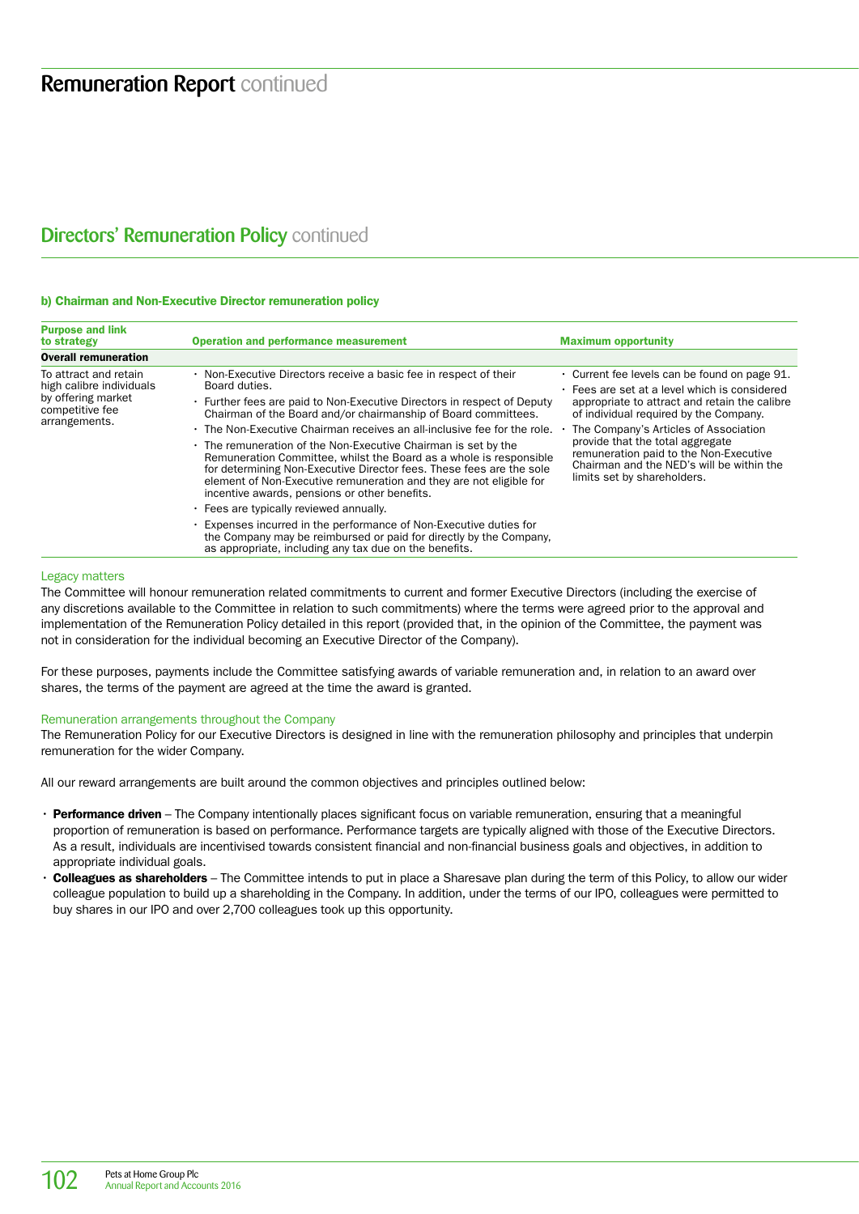# Remuneration Report continued

## Directors' Remuneration Policy continued

### b) Chairman and Non-Executive Director remuneration policy

| Purpose and link to strategy | Operation and performance measurement | Maximum opportunity |
|---|---|---|
| **Overall remuneration** | | |
| To attract and retain high calibre individuals by offering market competitive fee arrangements. | • Non-Executive Directors receive a basic fee in respect of their Board duties.<br>• Further fees are paid to Non-Executive Directors in respect of Deputy Chairman of the Board and/or chairmanship of Board committees.<br>• The Non-Executive Chairman receives an all-inclusive fee for the role.<br>• The remuneration of the Non-Executive Chairman is set by the Remuneration Committee, whilst the Board as a whole is responsible for determining Non-Executive Director fees. These fees are the sole element of Non-Executive remuneration and they are not eligible for incentive awards, pensions or other benefits.<br>• Fees are typically reviewed annually.<br>• Expenses incurred in the performance of Non-Executive duties for the Company may be reimbursed or paid for directly by the Company, as appropriate, including any tax due on the benefits. | • Current fee levels can be found on page 91.<br>• Fees are set at a level which is considered appropriate to attract and retain the calibre of individual required by the Company.<br>• The Company's Articles of Association provide that the total aggregate remuneration paid to the Non-Executive Chairman and the NED's will be within the limits set by shareholders. |

#### Legacy matters

The Committee will honour remuneration related commitments to current and former Executive Directors (including the exercise of any discretions available to the Committee in relation to such commitments) where the terms were agreed prior to the approval and implementation of the Remuneration Policy detailed in this report (provided that, in the opinion of the Committee, the payment was not in consideration for the individual becoming an Executive Director of the Company).

For these purposes, payments include the Committee satisfying awards of variable remuneration and, in relation to an award over shares, the terms of the payment are agreed at the time the award is granted.

#### Remuneration arrangements throughout the Company

The Remuneration Policy for our Executive Directors is designed in line with the remuneration philosophy and principles that underpin remuneration for the wider Company.

All our reward arrangements are built around the common objectives and principles outlined below:

- **Performance driven** – The Company intentionally places significant focus on variable remuneration, ensuring that a meaningful proportion of remuneration is based on performance. Performance targets are typically aligned with those of the Executive Directors. As a result, individuals are incentivised towards consistent financial and non-financial business goals and objectives, in addition to appropriate individual goals.
- **Colleagues as shareholders** – The Committee intends to put in place a Sharesave plan during the term of this Policy, to allow our wider colleague population to build up a shareholding in the Company. In addition, under the terms of our IPO, colleagues were permitted to buy shares in our IPO and over 2,700 colleagues took up this opportunity.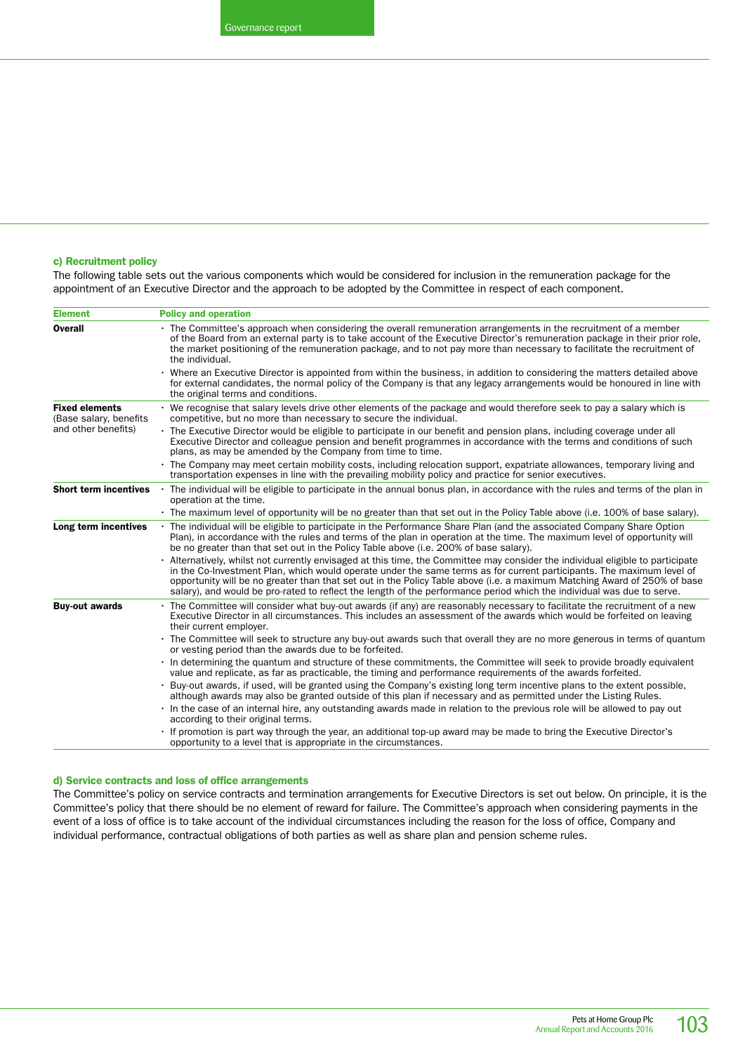### c) Recruitment policy

The following table sets out the various components which would be considered for inclusion in the remuneration package for the appointment of an Executive Director and the approach to be adopted by the Committee in respect of each component.

| Element | Policy and operation |
|---|---|
| **Overall** | • The Committee's approach when considering the overall remuneration arrangements in the recruitment of a member of the Board from an external party is to take account of the Executive Director's remuneration package in their prior role, the market positioning of the remuneration package, and to not pay more than necessary to facilitate the recruitment of the individual.<br>• Where an Executive Director is appointed from within the business, in addition to considering the matters detailed above for external candidates, the normal policy of the Company is that any legacy arrangements would be honoured in line with the original terms and conditions. |
| **Fixed elements** (Base salary, benefits and other benefits) | • We recognise that salary levels drive other elements of the package and would therefore seek to pay a salary which is competitive, but no more than necessary to secure the individual.<br>• The Executive Director would be eligible to participate in our benefit and pension plans, including coverage under all Executive Director and colleague pension and benefit programmes in accordance with the terms and conditions of such plans, as may be amended by the Company from time to time.<br>• The Company may meet certain mobility costs, including relocation support, expatriate allowances, temporary living and transportation expenses in line with the prevailing mobility policy and practice for senior executives. |
| **Short term incentives** | • The individual will be eligible to participate in the annual bonus plan, in accordance with the rules and terms of the plan in operation at the time.<br>• The maximum level of opportunity will be no greater than that set out in the Policy Table above (i.e. 100% of base salary). |
| **Long term incentives** | • The individual will be eligible to participate in the Performance Share Plan (and the associated Company Share Option Plan), in accordance with the rules and terms of the plan in operation at the time. The maximum level of opportunity will be no greater than that set out in the Policy Table above (i.e. 200% of base salary).<br>• Alternatively, whilst not currently envisaged at this time, the Committee may consider the individual eligible to participate in the Co-Investment Plan, which would operate under the same terms as for current participants. The maximum level of opportunity will be no greater than that set out in the Policy Table above (i.e. a maximum Matching Award of 250% of base salary), and would be pro-rated to reflect the length of the performance period which the individual was due to serve. |
| **Buy-out awards** | • The Committee will consider what buy-out awards (if any) are reasonably necessary to facilitate the recruitment of a new Executive Director in all circumstances. This includes an assessment of the awards which would be forfeited on leaving their current employer.<br>• The Committee will seek to structure any buy-out awards such that overall they are no more generous in terms of quantum or vesting period than the awards due to be forfeited.<br>• In determining the quantum and structure of these commitments, the Committee will seek to provide broadly equivalent value and replicate, as far as practicable, the timing and performance requirements of the awards forfeited.<br>• Buy-out awards, if used, will be granted using the Company's existing long term incentive plans to the extent possible, although awards may also be granted outside of this plan if necessary and as permitted under the Listing Rules.<br>• In the case of an internal hire, any outstanding awards made in relation to the previous role will be allowed to pay out according to their original terms.<br>• If promotion is part way through the year, an additional top-up award may be made to bring the Executive Director's opportunity to a level that is appropriate in the circumstances. |

### d) Service contracts and loss of office arrangements

The Committee's policy on service contracts and termination arrangements for Executive Directors is set out below. On principle, it is the Committee's policy that there should be no element of reward for failure. The Committee's approach when considering payments in the event of a loss of office is to take account of the individual circumstances including the reason for the loss of office, Company and individual performance, contractual obligations of both parties as well as share plan and pension scheme rules.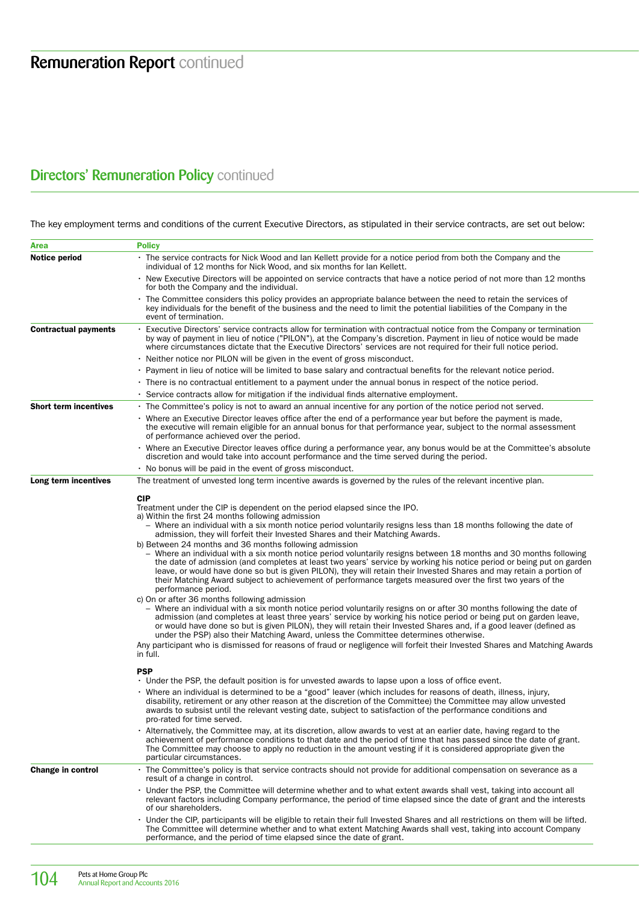# Remuneration Report continued

## Directors' Remuneration Policy continued

The key employment terms and conditions of the current Executive Directors, as stipulated in their service contracts, are set out below:

| Area | Policy |
|---|---|
| **Notice period** | • The service contracts for Nick Wood and Ian Kellett provide for a notice period from both the Company and the individual of 12 months for Nick Wood, and six months for Ian Kellett.<br>• New Executive Directors will be appointed on service contracts that have a notice period of not more than 12 months for both the Company and the individual.<br>• The Committee considers this policy provides an appropriate balance between the need to retain the services of key individuals for the benefit of the business and the need to limit the potential liabilities of the Company in the event of termination. |
| **Contractual payments** | • Executive Directors' service contracts allow for termination with contractual notice from the Company or termination by way of payment in lieu of notice ("PILON"), at the Company's discretion. Payment in lieu of notice would be made where circumstances dictate that the Executive Directors' services are not required for their full notice period.<br>• Neither notice nor PILON will be given in the event of gross misconduct.<br>• Payment in lieu of notice will be limited to base salary and contractual benefits for the relevant notice period.<br>• There is no contractual entitlement to a payment under the annual bonus in respect of the notice period.<br>• Service contracts allow for mitigation if the individual finds alternative employment. |
| **Short term incentives** | • The Committee's policy is not to award an annual incentive for any portion of the notice period not served.<br>• Where an Executive Director leaves office after the end of a performance year but before the payment is made, the executive will remain eligible for an annual bonus for that performance year, subject to the normal assessment of performance achieved over the period.<br>• Where an Executive Director leaves office during a performance year, any bonus would be at the Committee's absolute discretion and would take into account performance and the time served during the period.<br>• No bonus will be paid in the event of gross misconduct. |
| **Long term incentives** | The treatment of unvested long term incentive awards is governed by the rules of the relevant incentive plan.<br><br>**CIP**<br>Treatment under the CIP is dependent on the period elapsed since the IPO.<br>a) Within the first 24 months following admission<br>– Where an individual with a six month notice period voluntarily resigns less than 18 months following the date of admission, they will forfeit their Invested Shares and their Matching Awards.<br>b) Between 24 months and 36 months following admission<br>– Where an individual with a six month notice period voluntarily resigns between 18 months and 30 months following the date of admission (and completes at least two years' service by working his notice period or being put on garden leave, or would have done so but is given PILON), they will retain their Invested Shares and may retain a portion of their Matching Award subject to achievement of performance targets measured over the first two years of the performance period.<br>c) On or after 36 months following admission<br>– Where an individual with a six month notice period voluntarily resigns on or after 30 months following the date of admission (and completes at least three years' service by working his notice period or being put on garden leave, or would have done so but is given PILON), they will retain their Invested Shares and, if a good leaver (defined as under the PSP) also their Matching Award, unless the Committee determines otherwise.<br>Any participant who is dismissed for reasons of fraud or negligence will forfeit their Invested Shares and Matching Awards in full.<br><br>**PSP**<br>• Under the PSP, the default position is for unvested awards to lapse upon a loss of office event.<br>• Where an individual is determined to be a "good" leaver (which includes for reasons of death, illness, injury, disability, retirement or any other reason at the discretion of the Committee) the Committee may allow unvested awards to subsist until the relevant vesting date, subject to satisfaction of the performance conditions and pro-rated for time served.<br>• Alternatively, the Committee may, at its discretion, allow awards to vest at an earlier date, having regard to the achievement of performance conditions to that date and the period of time that has passed since the date of grant. The Committee may choose to apply no reduction in the amount vesting if it is considered appropriate given the particular circumstances. |
| **Change in control** | • The Committee's policy is that service contracts should not provide for additional compensation on severance as a result of a change in control.<br>• Under the PSP, the Committee will determine whether and to what extent awards shall vest, taking into account all relevant factors including Company performance, the period of time elapsed since the date of grant and the interests of our shareholders.<br>• Under the CIP, participants will be eligible to retain their full Invested Shares and all restrictions on them will be lifted. The Committee will determine whether and to what extent Matching Awards shall vest, taking into account Company performance, and the period of time elapsed since the date of grant. |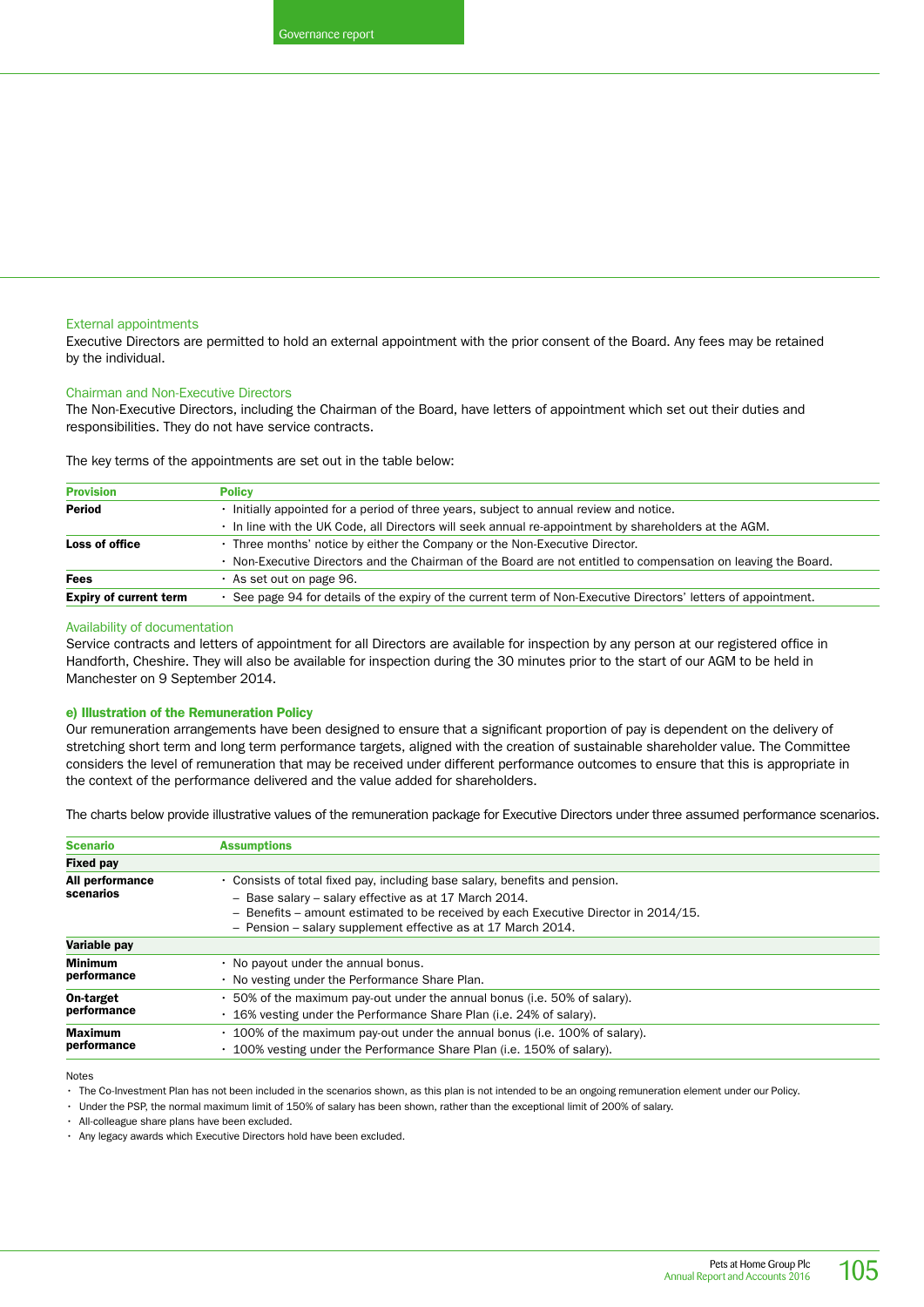### External appointments

Executive Directors are permitted to hold an external appointment with the prior consent of the Board. Any fees may be retained by the individual.

### Chairman and Non-Executive Directors

The Non-Executive Directors, including the Chairman of the Board, have letters of appointment which set out their duties and responsibilities. They do not have service contracts.

The key terms of the appointments are set out in the table below:

| Provision | Policy |
|---|---|
| **Period** | • Initially appointed for a period of three years, subject to annual review and notice.<br>• In line with the UK Code, all Directors will seek annual re-appointment by shareholders at the AGM. |
| **Loss of office** | • Three months' notice by either the Company or the Non-Executive Director.<br>• Non-Executive Directors and the Chairman of the Board are not entitled to compensation on leaving the Board. |
| **Fees** | • As set out on page 96. |
| **Expiry of current term** | • See page 94 for details of the expiry of the current term of Non-Executive Directors' letters of appointment. |

### Availability of documentation

Service contracts and letters of appointment for all Directors are available for inspection by any person at our registered office in Handforth, Cheshire. They will also be available for inspection during the 30 minutes prior to the start of our AGM to be held in Manchester on 9 September 2014.

### e) Illustration of the Remuneration Policy

Our remuneration arrangements have been designed to ensure that a significant proportion of pay is dependent on the delivery of stretching short term and long term performance targets, aligned with the creation of sustainable shareholder value. The Committee considers the level of remuneration that may be received under different performance outcomes to ensure that this is appropriate in the context of the performance delivered and the value added for shareholders.

The charts below provide illustrative values of the remuneration package for Executive Directors under three assumed performance scenarios.

| Scenario | Assumptions |
|---|---|
| **Fixed pay** | |
| **All performance scenarios** | • Consists of total fixed pay, including base salary, benefits and pension.<br>– Base salary – salary effective as at 17 March 2014.<br>– Benefits – amount estimated to be received by each Executive Director in 2014/15.<br>– Pension – salary supplement effective as at 17 March 2014. |
| **Variable pay** | |
| **Minimum performance** | • No payout under the annual bonus.<br>• No vesting under the Performance Share Plan. |
| **On-target performance** | • 50% of the maximum pay-out under the annual bonus (i.e. 50% of salary).<br>• 16% vesting under the Performance Share Plan (i.e. 24% of salary). |
| **Maximum performance** | • 100% of the maximum pay-out under the annual bonus (i.e. 100% of salary).<br>• 100% vesting under the Performance Share Plan (i.e. 150% of salary). |

Notes

- The Co-Investment Plan has not been included in the scenarios shown, as this plan is not intended to be an ongoing remuneration element under our Policy.
- Under the PSP, the normal maximum limit of 150% of salary has been shown, rather than the exceptional limit of 200% of salary.
- All-colleague share plans have been excluded.
- Any legacy awards which Executive Directors hold have been excluded.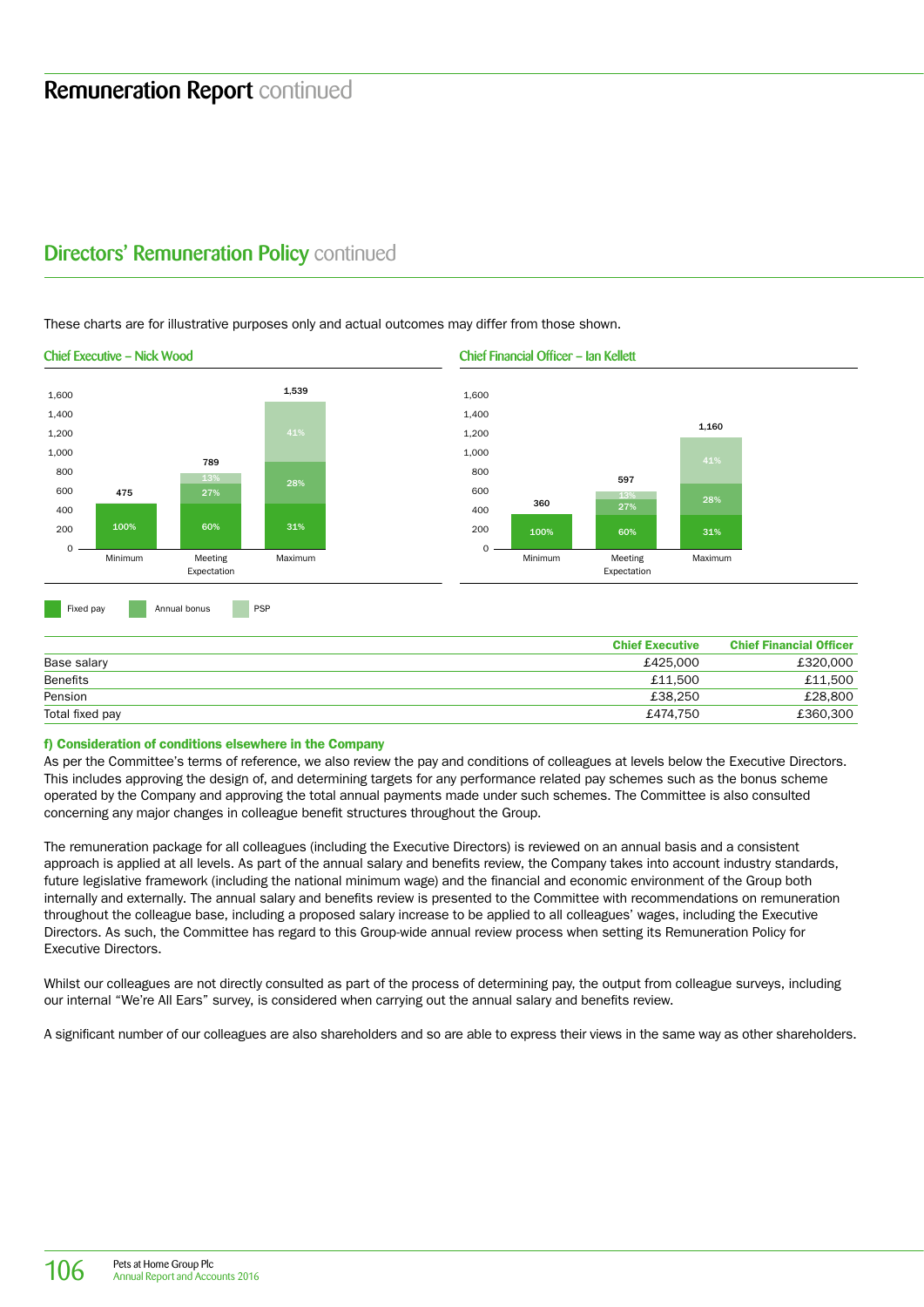# Remuneration Report continued

## Directors' Remuneration Policy continued

These charts are for illustrative purposes only and actual outcomes may differ from those shown.

### Chief Executive – Nick Wood

| | Minimum | Meeting Expectation | Maximum |
|---|---|---|---|
| Total (£000) | 475 | 789 | 1,539 |
| Fixed pay | 100% | 60% | 31% |
| Annual bonus | | 27% | 28% |
| PSP | | 13% | 41% |

### Chief Financial Officer – Ian Kellett

| | Minimum | Meeting Expectation | Maximum |
|---|---|---|---|
| Total (£000) | 360 | 597 | 1,160 |
| Fixed pay | 100% | 60% | 31% |
| Annual bonus | | 27% | 28% |
| PSP | | 13% | 41% |

Fixed pay | Annual bonus | PSP

| | Chief Executive | Chief Financial Officer |
|---|---|---|
| Base salary | £425,000 | £320,000 |
| Benefits | £11,500 | £11,500 |
| Pension | £38,250 | £28,800 |
| Total fixed pay | £474,750 | £360,300 |

**f) Consideration of conditions elsewhere in the Company**

As per the Committee's terms of reference, we also review the pay and conditions of colleagues at levels below the Executive Directors. This includes approving the design of, and determining targets for any performance related pay schemes such as the bonus scheme operated by the Company and approving the total annual payments made under such schemes. The Committee is also consulted concerning any major changes in colleague benefit structures throughout the Group.

The remuneration package for all colleagues (including the Executive Directors) is reviewed on an annual basis and a consistent approach is applied at all levels. As part of the annual salary and benefits review, the Company takes into account industry standards, future legislative framework (including the national minimum wage) and the financial and economic environment of the Group both internally and externally. The annual salary and benefits review is presented to the Committee with recommendations on remuneration throughout the colleague base, including a proposed salary increase to be applied to all colleagues' wages, including the Executive Directors. As such, the Committee has regard to this Group-wide annual review process when setting its Remuneration Policy for Executive Directors.

Whilst our colleagues are not directly consulted as part of the process of determining pay, the output from colleague surveys, including our internal "We're All Ears" survey, is considered when carrying out the annual salary and benefits review.

A significant number of our colleagues are also shareholders and so are able to express their views in the same way as other shareholders.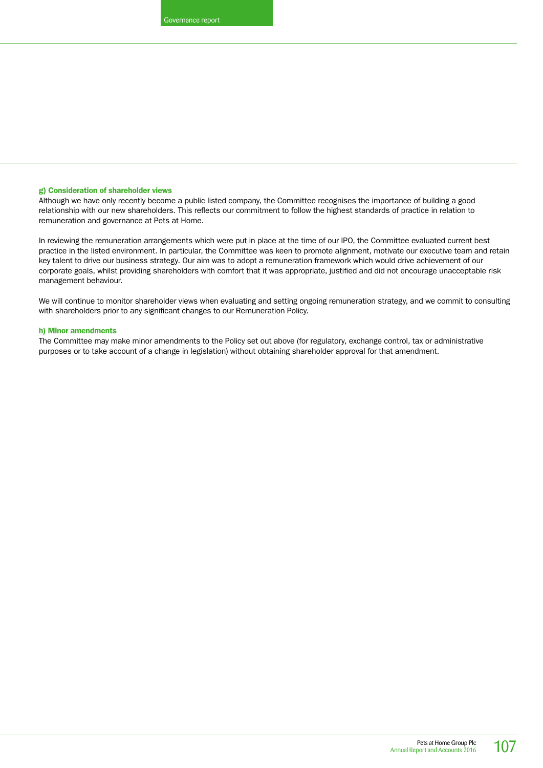#### g) Consideration of shareholder views

Although we have only recently become a public listed company, the Committee recognises the importance of building a good relationship with our new shareholders. This reflects our commitment to follow the highest standards of practice in relation to remuneration and governance at Pets at Home.

In reviewing the remuneration arrangements which were put in place at the time of our IPO, the Committee evaluated current best practice in the listed environment. In particular, the Committee was keen to promote alignment, motivate our executive team and retain key talent to drive our business strategy. Our aim was to adopt a remuneration framework which would drive achievement of our corporate goals, whilst providing shareholders with comfort that it was appropriate, justified and did not encourage unacceptable risk management behaviour.

We will continue to monitor shareholder views when evaluating and setting ongoing remuneration strategy, and we commit to consulting with shareholders prior to any significant changes to our Remuneration Policy.

#### h) Minor amendments

The Committee may make minor amendments to the Policy set out above (for regulatory, exchange control, tax or administrative purposes or to take account of a change in legislation) without obtaining shareholder approval for that amendment.